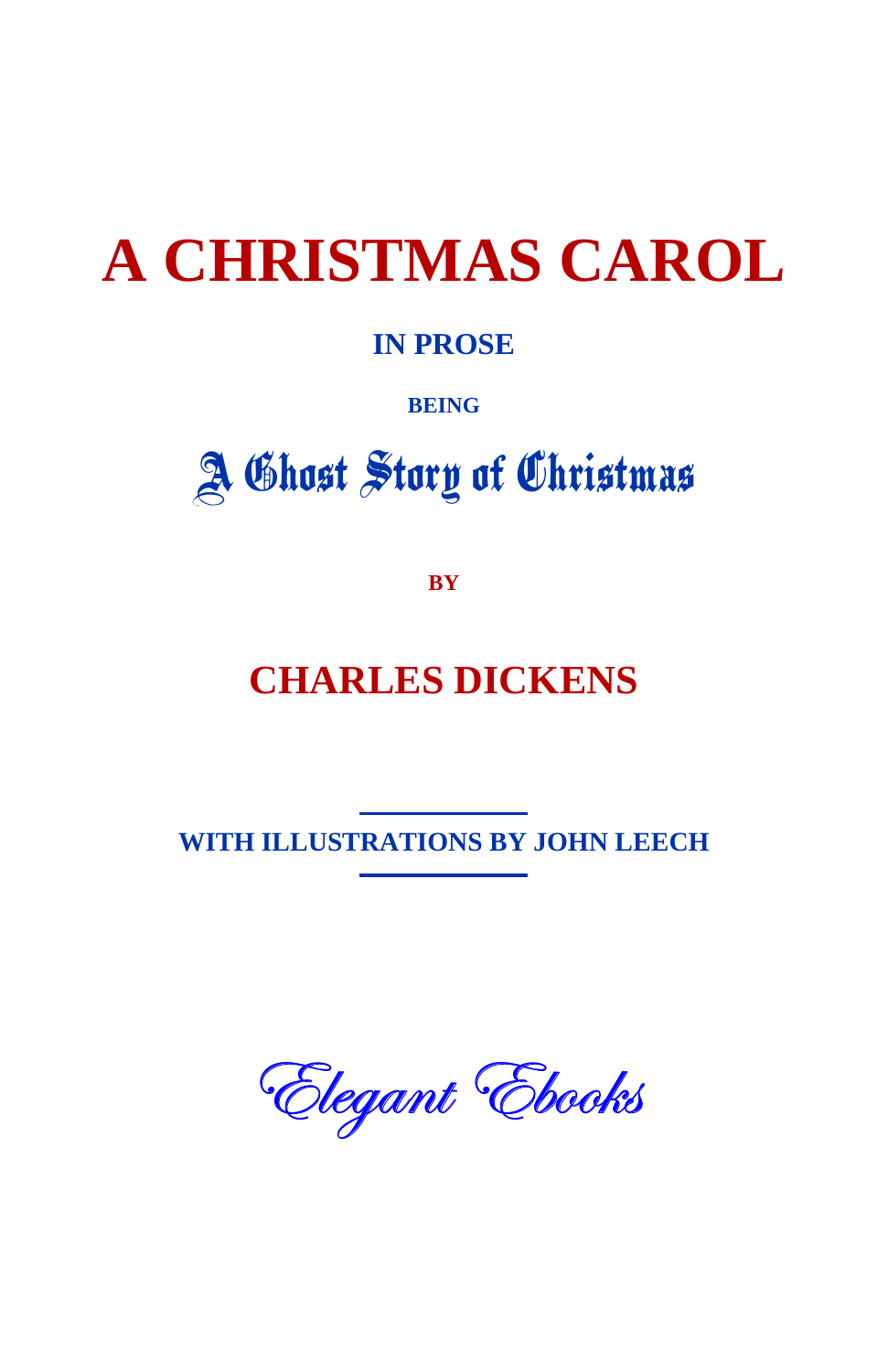# A CHRISTMAS CAROL

**IN PROSE**

**BEING**

**A Ghost Story of Christmas**

**BY**

## CHARLES DICKENS

---

**WITH ILLUSTRATIONS BY JOHN LEECH**

---

*Elegant Ebooks*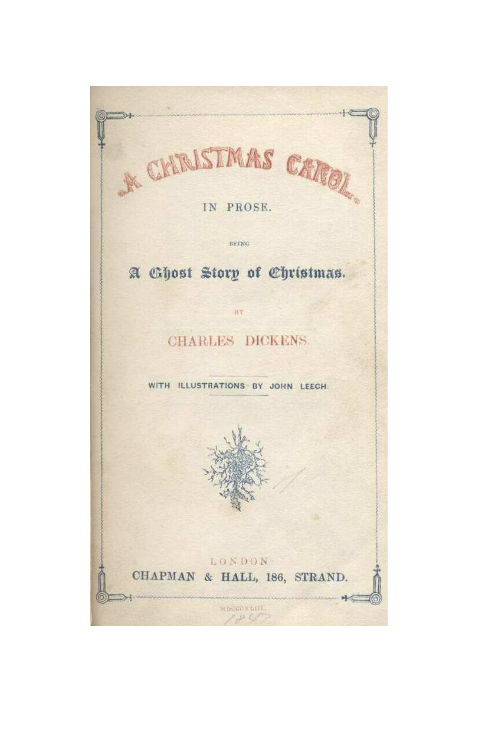# A CHRISTMAS CAROL.

IN PROSE.

BEING

## A Ghost Story of Christmas.

BY

CHARLES DICKENS.

WITH ILLUSTRATIONS BY JOHN LEECH.

LONDON:

CHAPMAN & HALL, 186, STRAND.

MDCCCXLIII.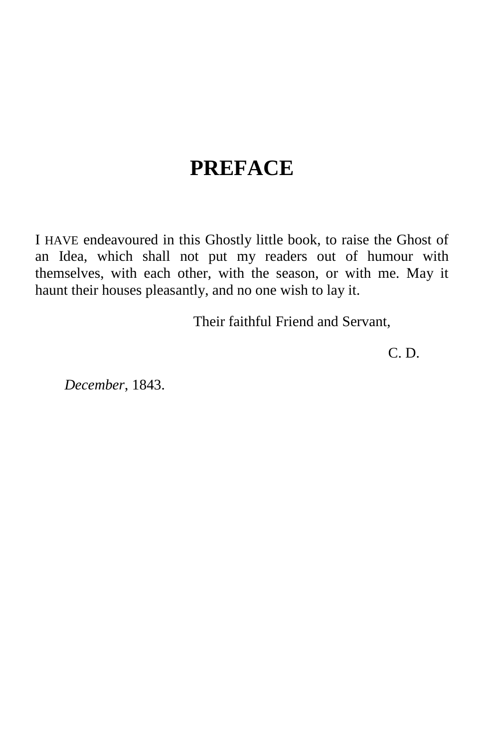# PREFACE

I HAVE endeavoured in this Ghostly little book, to raise the Ghost of an Idea, which shall not put my readers out of humour with themselves, with each other, with the season, or with me. May it haunt their houses pleasantly, and no one wish to lay it.

Their faithful Friend and Servant,

C. D.

*December*, 1843.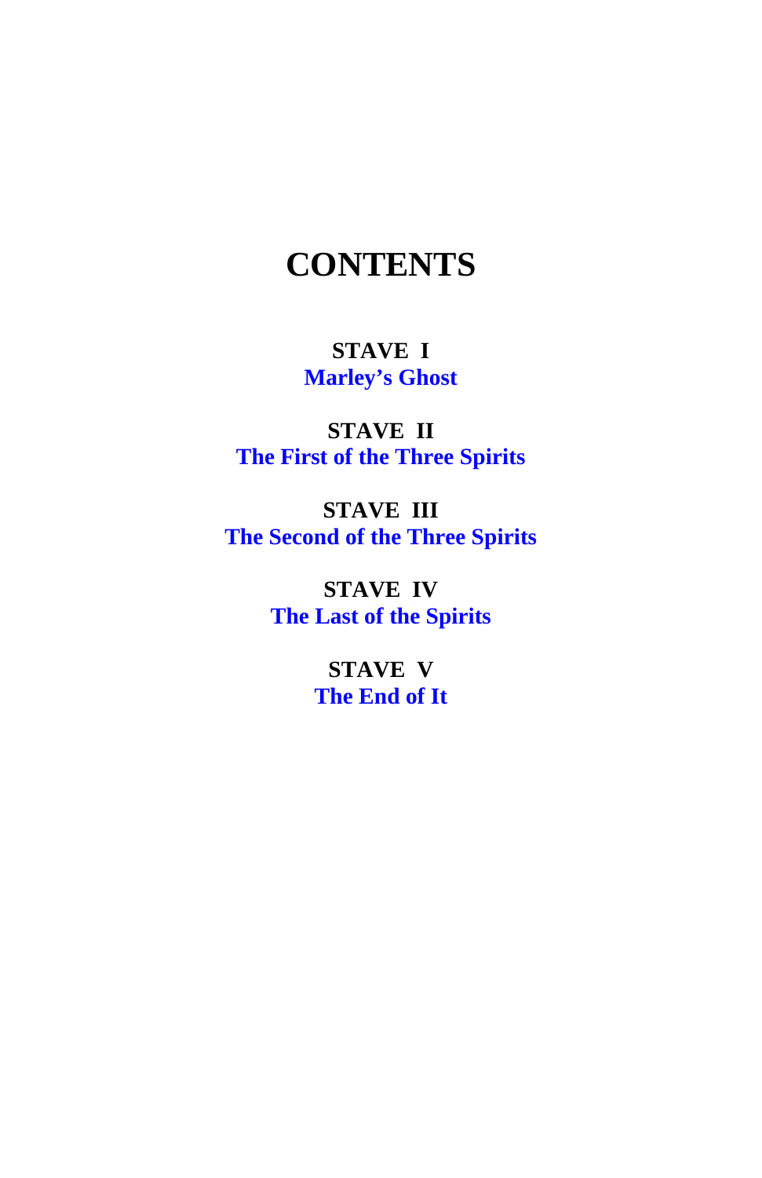# CONTENTS

**STAVE I**
**Marley’s Ghost**

**STAVE II**
**The First of the Three Spirits**

**STAVE III**
**The Second of the Three Spirits**

**STAVE IV**
**The Last of the Spirits**

**STAVE V**
**The End of It**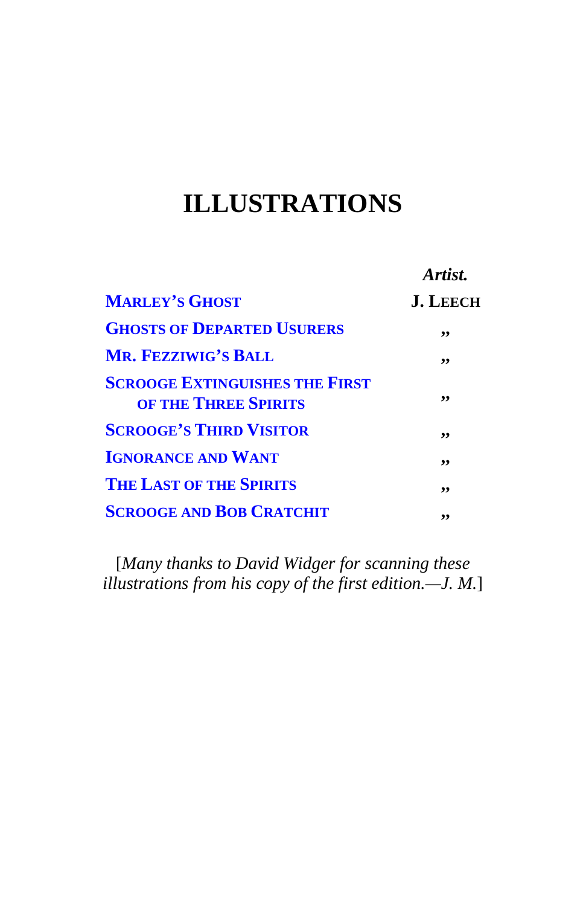# ILLUSTRATIONS

| | *Artist.* |
|---|---|
| Marley's Ghost | J. Leech |
| Ghosts of Departed Usurers | ” |
| Mr. Fezziwig's Ball | ” |
| Scrooge Extinguishes the First of the Three Spirits | ” |
| Scrooge's Third Visitor | ” |
| Ignorance and Want | ” |
| The Last of the Spirits | ” |
| Scrooge and Bob Cratchit | ” |

[*Many thanks to David Widger for scanning these illustrations from his copy of the first edition.—J. M.*]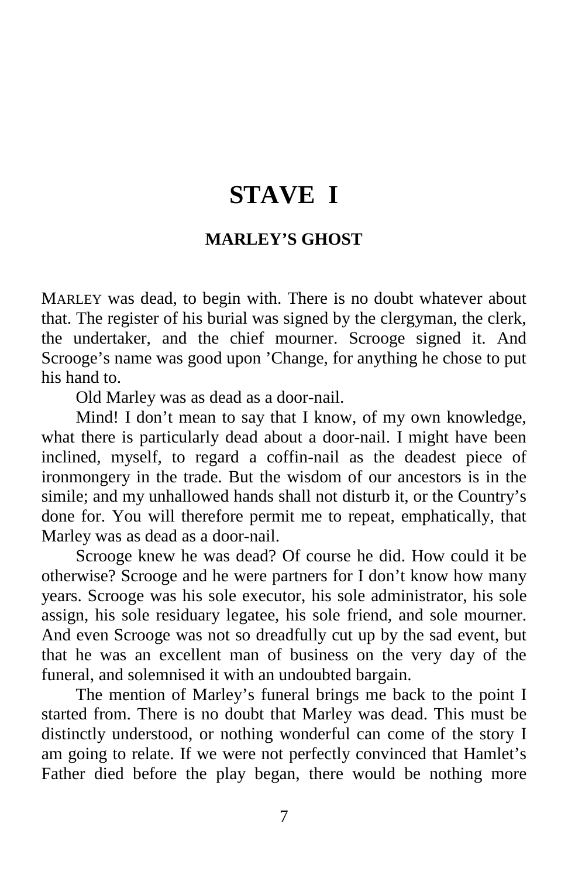# STAVE I

## MARLEY'S GHOST

MARLEY was dead, to begin with. There is no doubt whatever about that. The register of his burial was signed by the clergyman, the clerk, the undertaker, and the chief mourner. Scrooge signed it. And Scrooge's name was good upon 'Change, for anything he chose to put his hand to.

Old Marley was as dead as a door-nail.

Mind! I don't mean to say that I know, of my own knowledge, what there is particularly dead about a door-nail. I might have been inclined, myself, to regard a coffin-nail as the deadest piece of ironmongery in the trade. But the wisdom of our ancestors is in the simile; and my unhallowed hands shall not disturb it, or the Country's done for. You will therefore permit me to repeat, emphatically, that Marley was as dead as a door-nail.

Scrooge knew he was dead? Of course he did. How could it be otherwise? Scrooge and he were partners for I don't know how many years. Scrooge was his sole executor, his sole administrator, his sole assign, his sole residuary legatee, his sole friend, and sole mourner. And even Scrooge was not so dreadfully cut up by the sad event, but that he was an excellent man of business on the very day of the funeral, and solemnised it with an undoubted bargain.

The mention of Marley's funeral brings me back to the point I started from. There is no doubt that Marley was dead. This must be distinctly understood, or nothing wonderful can come of the story I am going to relate. If we were not perfectly convinced that Hamlet's Father died before the play began, there would be nothing more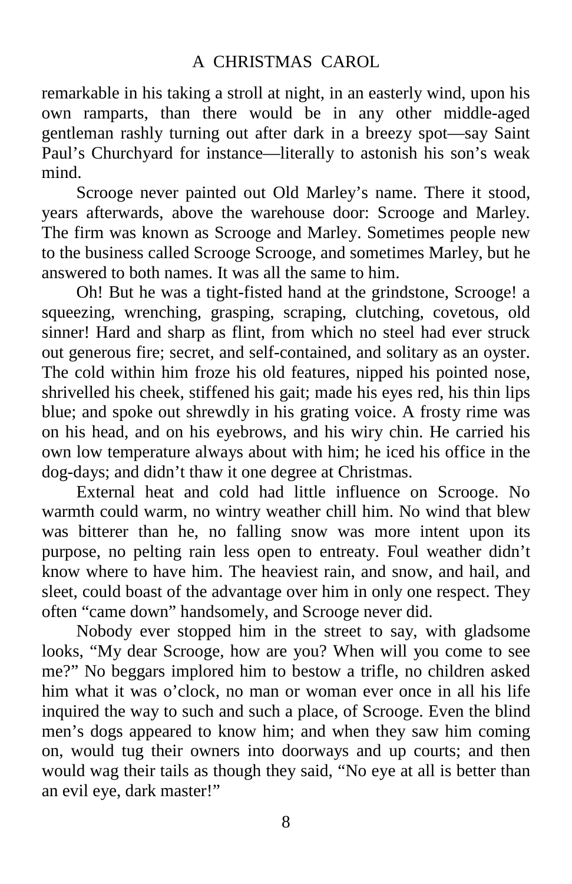remarkable in his taking a stroll at night, in an easterly wind, upon his own ramparts, than there would be in any other middle-aged gentleman rashly turning out after dark in a breezy spot—say Saint Paul's Churchyard for instance—literally to astonish his son's weak mind.

Scrooge never painted out Old Marley's name. There it stood, years afterwards, above the warehouse door: Scrooge and Marley. The firm was known as Scrooge and Marley. Sometimes people new to the business called Scrooge Scrooge, and sometimes Marley, but he answered to both names. It was all the same to him.

Oh! But he was a tight-fisted hand at the grindstone, Scrooge! a squeezing, wrenching, grasping, scraping, clutching, covetous, old sinner! Hard and sharp as flint, from which no steel had ever struck out generous fire; secret, and self-contained, and solitary as an oyster. The cold within him froze his old features, nipped his pointed nose, shrivelled his cheek, stiffened his gait; made his eyes red, his thin lips blue; and spoke out shrewdly in his grating voice. A frosty rime was on his head, and on his eyebrows, and his wiry chin. He carried his own low temperature always about with him; he iced his office in the dog-days; and didn't thaw it one degree at Christmas.

External heat and cold had little influence on Scrooge. No warmth could warm, no wintry weather chill him. No wind that blew was bitterer than he, no falling snow was more intent upon its purpose, no pelting rain less open to entreaty. Foul weather didn't know where to have him. The heaviest rain, and snow, and hail, and sleet, could boast of the advantage over him in only one respect. They often "came down" handsomely, and Scrooge never did.

Nobody ever stopped him in the street to say, with gladsome looks, "My dear Scrooge, how are you? When will you come to see me?" No beggars implored him to bestow a trifle, no children asked him what it was o'clock, no man or woman ever once in all his life inquired the way to such and such a place, of Scrooge. Even the blind men's dogs appeared to know him; and when they saw him coming on, would tug their owners into doorways and up courts; and then would wag their tails as though they said, "No eye at all is better than an evil eye, dark master!"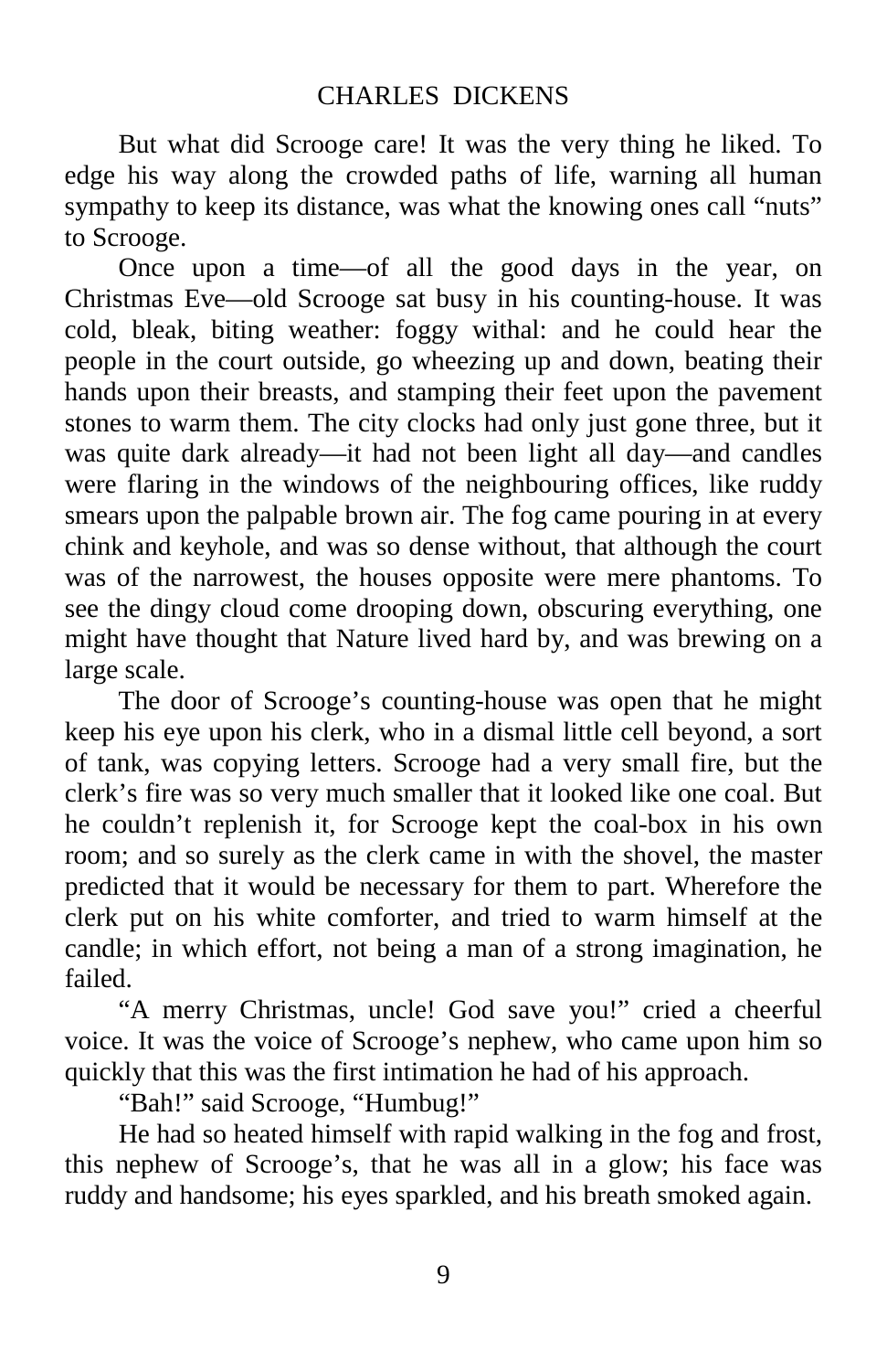But what did Scrooge care! It was the very thing he liked. To edge his way along the crowded paths of life, warning all human sympathy to keep its distance, was what the knowing ones call "nuts" to Scrooge.

Once upon a time—of all the good days in the year, on Christmas Eve—old Scrooge sat busy in his counting-house. It was cold, bleak, biting weather: foggy withal: and he could hear the people in the court outside, go wheezing up and down, beating their hands upon their breasts, and stamping their feet upon the pavement stones to warm them. The city clocks had only just gone three, but it was quite dark already—it had not been light all day—and candles were flaring in the windows of the neighbouring offices, like ruddy smears upon the palpable brown air. The fog came pouring in at every chink and keyhole, and was so dense without, that although the court was of the narrowest, the houses opposite were mere phantoms. To see the dingy cloud come drooping down, obscuring everything, one might have thought that Nature lived hard by, and was brewing on a large scale.

The door of Scrooge's counting-house was open that he might keep his eye upon his clerk, who in a dismal little cell beyond, a sort of tank, was copying letters. Scrooge had a very small fire, but the clerk's fire was so very much smaller that it looked like one coal. But he couldn't replenish it, for Scrooge kept the coal-box in his own room; and so surely as the clerk came in with the shovel, the master predicted that it would be necessary for them to part. Wherefore the clerk put on his white comforter, and tried to warm himself at the candle; in which effort, not being a man of a strong imagination, he failed.

"A merry Christmas, uncle! God save you!" cried a cheerful voice. It was the voice of Scrooge's nephew, who came upon him so quickly that this was the first intimation he had of his approach.

"Bah!" said Scrooge, "Humbug!"

He had so heated himself with rapid walking in the fog and frost, this nephew of Scrooge's, that he was all in a glow; his face was ruddy and handsome; his eyes sparkled, and his breath smoked again.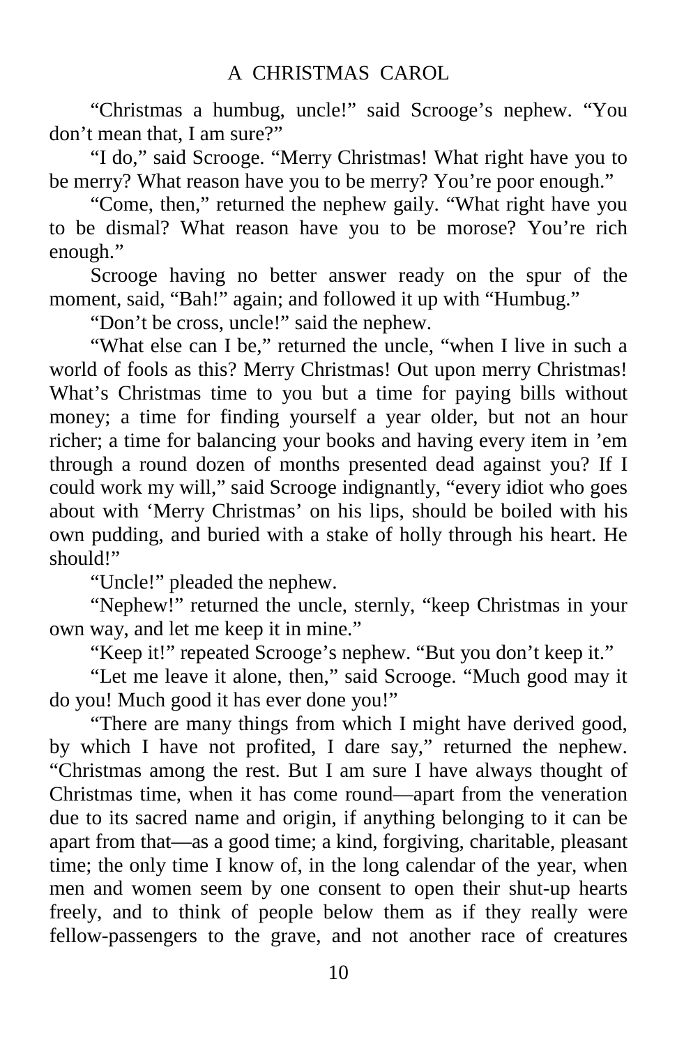"Christmas a humbug, uncle!" said Scrooge's nephew. "You don't mean that, I am sure?"

"I do," said Scrooge. "Merry Christmas! What right have you to be merry? What reason have you to be merry? You're poor enough."

"Come, then," returned the nephew gaily. "What right have you to be dismal? What reason have you to be morose? You're rich enough."

Scrooge having no better answer ready on the spur of the moment, said, "Bah!" again; and followed it up with "Humbug."

"Don't be cross, uncle!" said the nephew.

"What else can I be," returned the uncle, "when I live in such a world of fools as this? Merry Christmas! Out upon merry Christmas! What's Christmas time to you but a time for paying bills without money; a time for finding yourself a year older, but not an hour richer; a time for balancing your books and having every item in 'em through a round dozen of months presented dead against you? If I could work my will," said Scrooge indignantly, "every idiot who goes about with 'Merry Christmas' on his lips, should be boiled with his own pudding, and buried with a stake of holly through his heart. He should!"

"Uncle!" pleaded the nephew.

"Nephew!" returned the uncle, sternly, "keep Christmas in your own way, and let me keep it in mine."

"Keep it!" repeated Scrooge's nephew. "But you don't keep it."

"Let me leave it alone, then," said Scrooge. "Much good may it do you! Much good it has ever done you!"

"There are many things from which I might have derived good, by which I have not profited, I dare say," returned the nephew. "Christmas among the rest. But I am sure I have always thought of Christmas time, when it has come round—apart from the veneration due to its sacred name and origin, if anything belonging to it can be apart from that—as a good time; a kind, forgiving, charitable, pleasant time; the only time I know of, in the long calendar of the year, when men and women seem by one consent to open their shut-up hearts freely, and to think of people below them as if they really were fellow-passengers to the grave, and not another race of creatures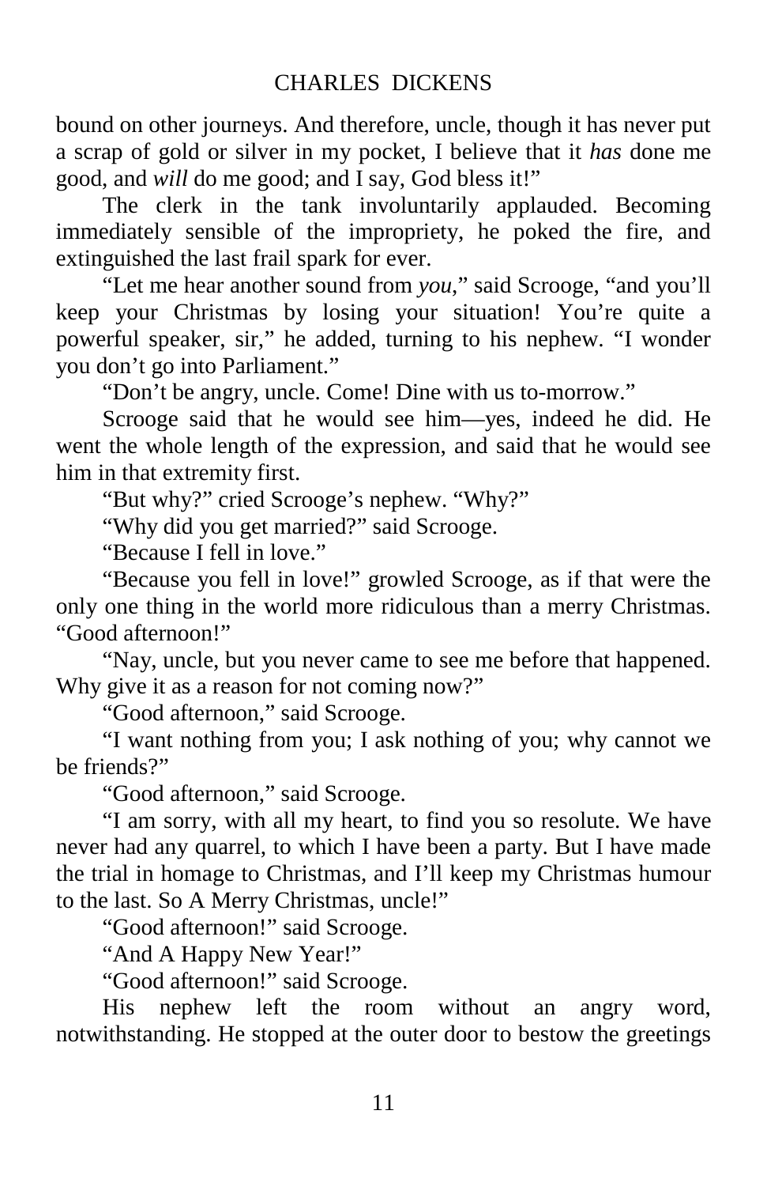bound on other journeys. And therefore, uncle, though it has never put a scrap of gold or silver in my pocket, I believe that it *has* done me good, and *will* do me good; and I say, God bless it!"

The clerk in the tank involuntarily applauded. Becoming immediately sensible of the impropriety, he poked the fire, and extinguished the last frail spark for ever.

"Let me hear another sound from *you*," said Scrooge, "and you'll keep your Christmas by losing your situation! You're quite a powerful speaker, sir," he added, turning to his nephew. "I wonder you don't go into Parliament."

"Don't be angry, uncle. Come! Dine with us to-morrow."

Scrooge said that he would see him—yes, indeed he did. He went the whole length of the expression, and said that he would see him in that extremity first.

"But why?" cried Scrooge's nephew. "Why?"

"Why did you get married?" said Scrooge.

"Because I fell in love."

"Because you fell in love!" growled Scrooge, as if that were the only one thing in the world more ridiculous than a merry Christmas. "Good afternoon!"

"Nay, uncle, but you never came to see me before that happened. Why give it as a reason for not coming now?"

"Good afternoon," said Scrooge.

"I want nothing from you; I ask nothing of you; why cannot we be friends?"

"Good afternoon," said Scrooge.

"I am sorry, with all my heart, to find you so resolute. We have never had any quarrel, to which I have been a party. But I have made the trial in homage to Christmas, and I'll keep my Christmas humour to the last. So A Merry Christmas, uncle!"

"Good afternoon!" said Scrooge.

"And A Happy New Year!"

"Good afternoon!" said Scrooge.

His nephew left the room without an angry word, notwithstanding. He stopped at the outer door to bestow the greetings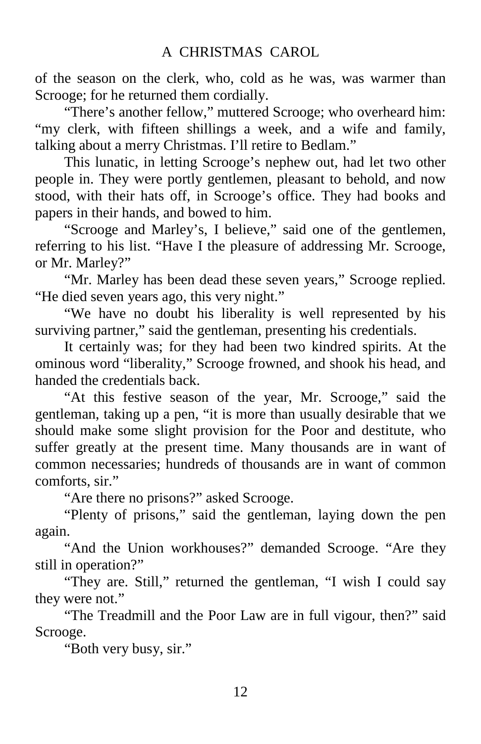of the season on the clerk, who, cold as he was, was warmer than Scrooge; for he returned them cordially.

"There's another fellow," muttered Scrooge; who overheard him: "my clerk, with fifteen shillings a week, and a wife and family, talking about a merry Christmas. I'll retire to Bedlam."

This lunatic, in letting Scrooge's nephew out, had let two other people in. They were portly gentlemen, pleasant to behold, and now stood, with their hats off, in Scrooge's office. They had books and papers in their hands, and bowed to him.

"Scrooge and Marley's, I believe," said one of the gentlemen, referring to his list. "Have I the pleasure of addressing Mr. Scrooge, or Mr. Marley?"

"Mr. Marley has been dead these seven years," Scrooge replied. "He died seven years ago, this very night."

"We have no doubt his liberality is well represented by his surviving partner," said the gentleman, presenting his credentials.

It certainly was; for they had been two kindred spirits. At the ominous word "liberality," Scrooge frowned, and shook his head, and handed the credentials back.

"At this festive season of the year, Mr. Scrooge," said the gentleman, taking up a pen, "it is more than usually desirable that we should make some slight provision for the Poor and destitute, who suffer greatly at the present time. Many thousands are in want of common necessaries; hundreds of thousands are in want of common comforts, sir."

"Are there no prisons?" asked Scrooge.

"Plenty of prisons," said the gentleman, laying down the pen again.

"And the Union workhouses?" demanded Scrooge. "Are they still in operation?"

"They are. Still," returned the gentleman, "I wish I could say they were not."

"The Treadmill and the Poor Law are in full vigour, then?" said Scrooge.

"Both very busy, sir."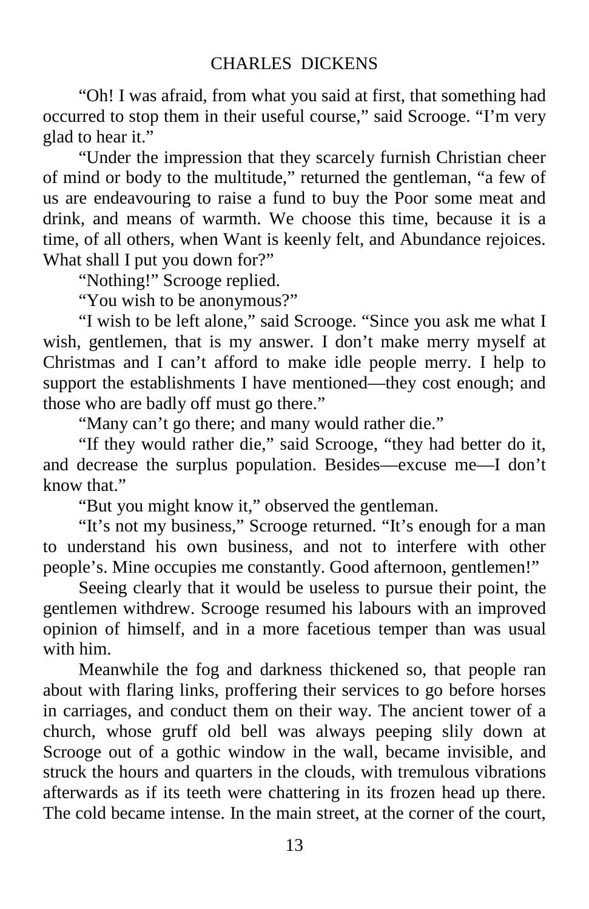"Oh! I was afraid, from what you said at first, that something had occurred to stop them in their useful course," said Scrooge. "I'm very glad to hear it."

"Under the impression that they scarcely furnish Christian cheer of mind or body to the multitude," returned the gentleman, "a few of us are endeavouring to raise a fund to buy the Poor some meat and drink, and means of warmth. We choose this time, because it is a time, of all others, when Want is keenly felt, and Abundance rejoices. What shall I put you down for?"

"Nothing!" Scrooge replied.

"You wish to be anonymous?"

"I wish to be left alone," said Scrooge. "Since you ask me what I wish, gentlemen, that is my answer. I don't make merry myself at Christmas and I can't afford to make idle people merry. I help to support the establishments I have mentioned—they cost enough; and those who are badly off must go there."

"Many can't go there; and many would rather die."

"If they would rather die," said Scrooge, "they had better do it, and decrease the surplus population. Besides—excuse me—I don't know that."

"But you might know it," observed the gentleman.

"It's not my business," Scrooge returned. "It's enough for a man to understand his own business, and not to interfere with other people's. Mine occupies me constantly. Good afternoon, gentlemen!"

Seeing clearly that it would be useless to pursue their point, the gentlemen withdrew. Scrooge resumed his labours with an improved opinion of himself, and in a more facetious temper than was usual with him.

Meanwhile the fog and darkness thickened so, that people ran about with flaring links, proffering their services to go before horses in carriages, and conduct them on their way. The ancient tower of a church, whose gruff old bell was always peeping slily down at Scrooge out of a gothic window in the wall, became invisible, and struck the hours and quarters in the clouds, with tremulous vibrations afterwards as if its teeth were chattering in its frozen head up there. The cold became intense. In the main street, at the corner of the court,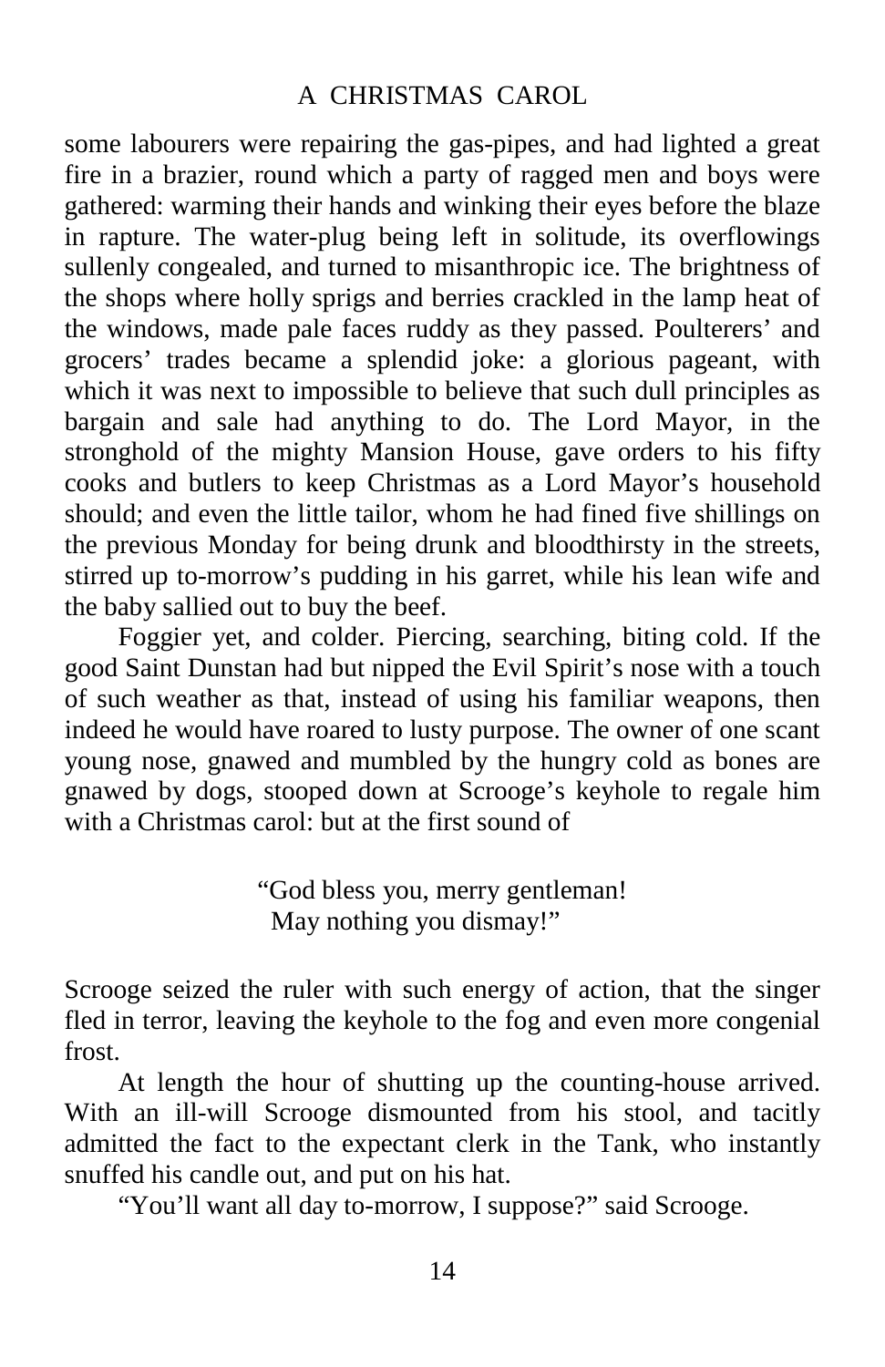some labourers were repairing the gas-pipes, and had lighted a great fire in a brazier, round which a party of ragged men and boys were gathered: warming their hands and winking their eyes before the blaze in rapture. The water-plug being left in solitude, its overflowings sullenly congealed, and turned to misanthropic ice. The brightness of the shops where holly sprigs and berries crackled in the lamp heat of the windows, made pale faces ruddy as they passed. Poulterers' and grocers' trades became a splendid joke: a glorious pageant, with which it was next to impossible to believe that such dull principles as bargain and sale had anything to do. The Lord Mayor, in the stronghold of the mighty Mansion House, gave orders to his fifty cooks and butlers to keep Christmas as a Lord Mayor's household should; and even the little tailor, whom he had fined five shillings on the previous Monday for being drunk and bloodthirsty in the streets, stirred up to-morrow's pudding in his garret, while his lean wife and the baby sallied out to buy the beef.

Foggier yet, and colder. Piercing, searching, biting cold. If the good Saint Dunstan had but nipped the Evil Spirit's nose with a touch of such weather as that, instead of using his familiar weapons, then indeed he would have roared to lusty purpose. The owner of one scant young nose, gnawed and mumbled by the hungry cold as bones are gnawed by dogs, stooped down at Scrooge's keyhole to regale him with a Christmas carol: but at the first sound of

> "God bless you, merry gentleman!
> May nothing you dismay!"

Scrooge seized the ruler with such energy of action, that the singer fled in terror, leaving the keyhole to the fog and even more congenial frost.

At length the hour of shutting up the counting-house arrived. With an ill-will Scrooge dismounted from his stool, and tacitly admitted the fact to the expectant clerk in the Tank, who instantly snuffed his candle out, and put on his hat.

"You'll want all day to-morrow, I suppose?" said Scrooge.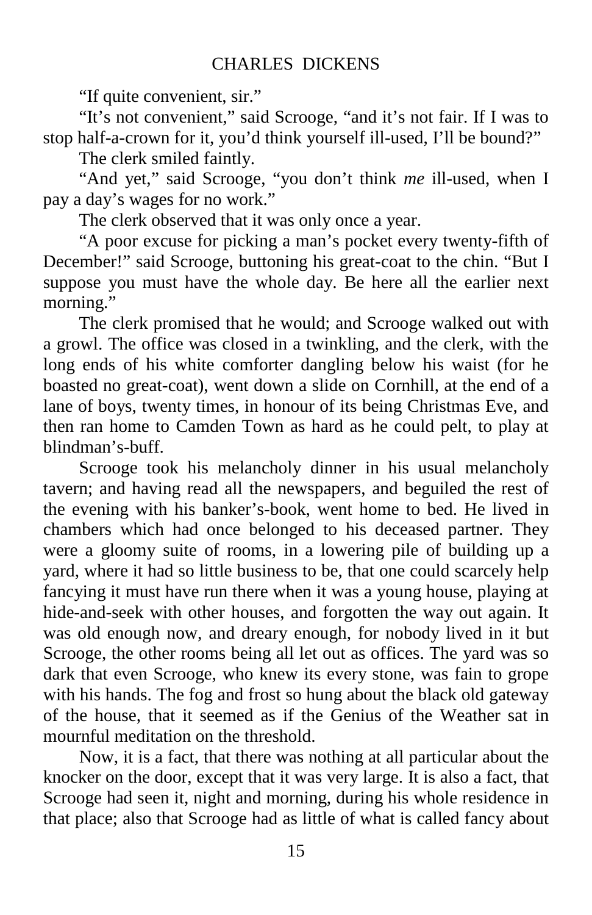"If quite convenient, sir."

"It's not convenient," said Scrooge, "and it's not fair. If I was to stop half-a-crown for it, you'd think yourself ill-used, I'll be bound?"

The clerk smiled faintly.

"And yet," said Scrooge, "you don't think *me* ill-used, when I pay a day's wages for no work."

The clerk observed that it was only once a year.

"A poor excuse for picking a man's pocket every twenty-fifth of December!" said Scrooge, buttoning his great-coat to the chin. "But I suppose you must have the whole day. Be here all the earlier next morning."

The clerk promised that he would; and Scrooge walked out with a growl. The office was closed in a twinkling, and the clerk, with the long ends of his white comforter dangling below his waist (for he boasted no great-coat), went down a slide on Cornhill, at the end of a lane of boys, twenty times, in honour of its being Christmas Eve, and then ran home to Camden Town as hard as he could pelt, to play at blindman's-buff.

Scrooge took his melancholy dinner in his usual melancholy tavern; and having read all the newspapers, and beguiled the rest of the evening with his banker's-book, went home to bed. He lived in chambers which had once belonged to his deceased partner. They were a gloomy suite of rooms, in a lowering pile of building up a yard, where it had so little business to be, that one could scarcely help fancying it must have run there when it was a young house, playing at hide-and-seek with other houses, and forgotten the way out again. It was old enough now, and dreary enough, for nobody lived in it but Scrooge, the other rooms being all let out as offices. The yard was so dark that even Scrooge, who knew its every stone, was fain to grope with his hands. The fog and frost so hung about the black old gateway of the house, that it seemed as if the Genius of the Weather sat in mournful meditation on the threshold.

Now, it is a fact, that there was nothing at all particular about the knocker on the door, except that it was very large. It is also a fact, that Scrooge had seen it, night and morning, during his whole residence in that place; also that Scrooge had as little of what is called fancy about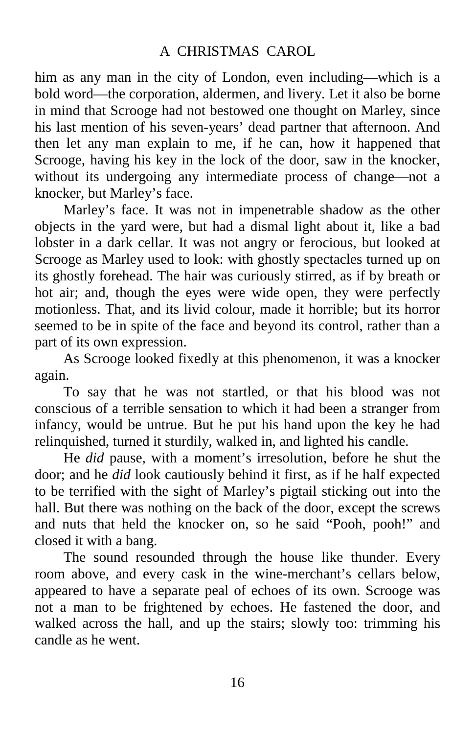him as any man in the city of London, even including—which is a bold word—the corporation, aldermen, and livery. Let it also be borne in mind that Scrooge had not bestowed one thought on Marley, since his last mention of his seven-years' dead partner that afternoon. And then let any man explain to me, if he can, how it happened that Scrooge, having his key in the lock of the door, saw in the knocker, without its undergoing any intermediate process of change—not a knocker, but Marley's face.

Marley's face. It was not in impenetrable shadow as the other objects in the yard were, but had a dismal light about it, like a bad lobster in a dark cellar. It was not angry or ferocious, but looked at Scrooge as Marley used to look: with ghostly spectacles turned up on its ghostly forehead. The hair was curiously stirred, as if by breath or hot air; and, though the eyes were wide open, they were perfectly motionless. That, and its livid colour, made it horrible; but its horror seemed to be in spite of the face and beyond its control, rather than a part of its own expression.

As Scrooge looked fixedly at this phenomenon, it was a knocker again.

To say that he was not startled, or that his blood was not conscious of a terrible sensation to which it had been a stranger from infancy, would be untrue. But he put his hand upon the key he had relinquished, turned it sturdily, walked in, and lighted his candle.

He *did* pause, with a moment's irresolution, before he shut the door; and he *did* look cautiously behind it first, as if he half expected to be terrified with the sight of Marley's pigtail sticking out into the hall. But there was nothing on the back of the door, except the screws and nuts that held the knocker on, so he said "Pooh, pooh!" and closed it with a bang.

The sound resounded through the house like thunder. Every room above, and every cask in the wine-merchant's cellars below, appeared to have a separate peal of echoes of its own. Scrooge was not a man to be frightened by echoes. He fastened the door, and walked across the hall, and up the stairs; slowly too: trimming his candle as he went.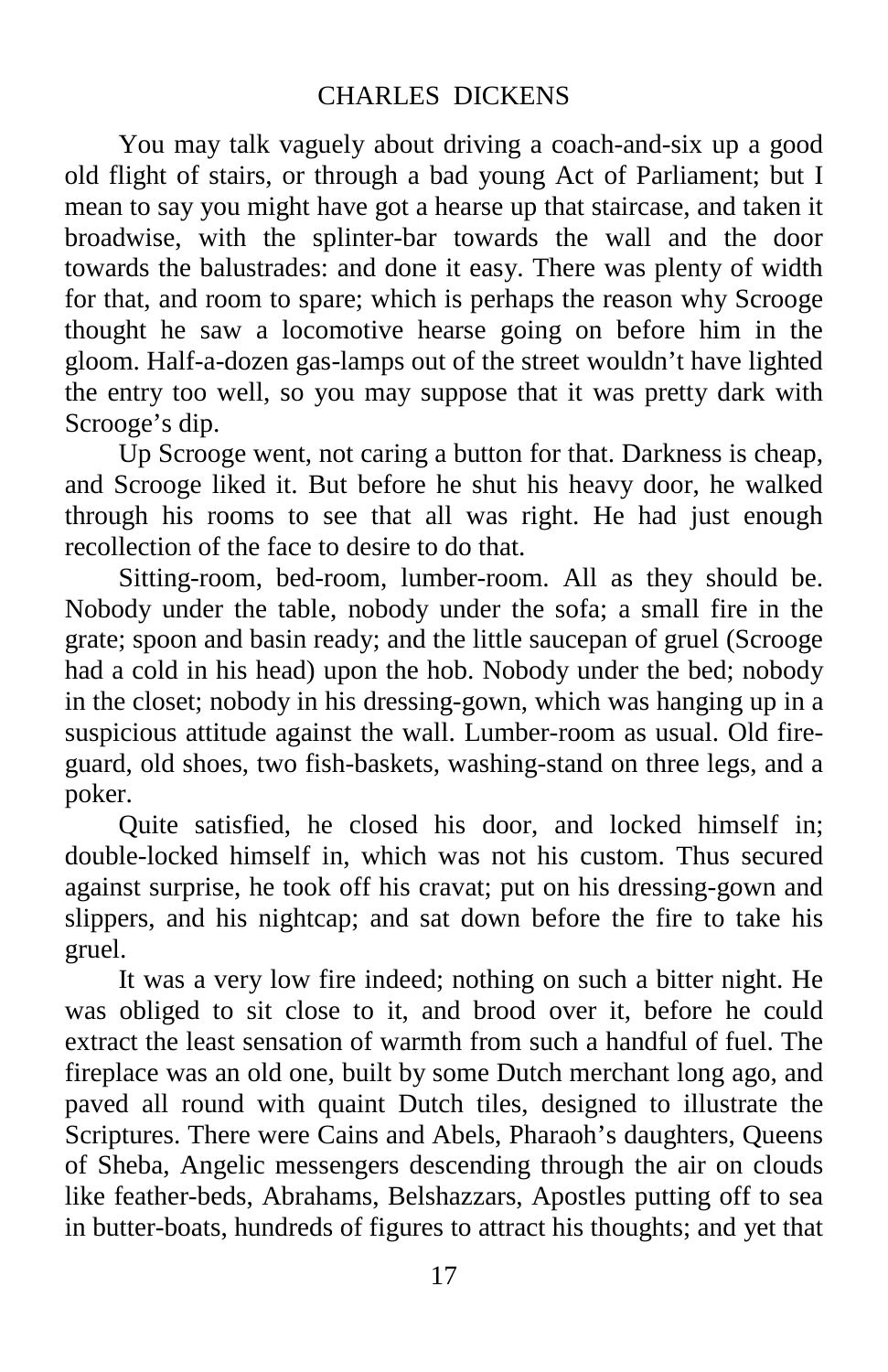You may talk vaguely about driving a coach-and-six up a good old flight of stairs, or through a bad young Act of Parliament; but I mean to say you might have got a hearse up that staircase, and taken it broadwise, with the splinter-bar towards the wall and the door towards the balustrades: and done it easy. There was plenty of width for that, and room to spare; which is perhaps the reason why Scrooge thought he saw a locomotive hearse going on before him in the gloom. Half-a-dozen gas-lamps out of the street wouldn't have lighted the entry too well, so you may suppose that it was pretty dark with Scrooge's dip.

Up Scrooge went, not caring a button for that. Darkness is cheap, and Scrooge liked it. But before he shut his heavy door, he walked through his rooms to see that all was right. He had just enough recollection of the face to desire to do that.

Sitting-room, bed-room, lumber-room. All as they should be. Nobody under the table, nobody under the sofa; a small fire in the grate; spoon and basin ready; and the little saucepan of gruel (Scrooge had a cold in his head) upon the hob. Nobody under the bed; nobody in the closet; nobody in his dressing-gown, which was hanging up in a suspicious attitude against the wall. Lumber-room as usual. Old fire-guard, old shoes, two fish-baskets, washing-stand on three legs, and a poker.

Quite satisfied, he closed his door, and locked himself in; double-locked himself in, which was not his custom. Thus secured against surprise, he took off his cravat; put on his dressing-gown and slippers, and his nightcap; and sat down before the fire to take his gruel.

It was a very low fire indeed; nothing on such a bitter night. He was obliged to sit close to it, and brood over it, before he could extract the least sensation of warmth from such a handful of fuel. The fireplace was an old one, built by some Dutch merchant long ago, and paved all round with quaint Dutch tiles, designed to illustrate the Scriptures. There were Cains and Abels, Pharaoh's daughters, Queens of Sheba, Angelic messengers descending through the air on clouds like feather-beds, Abrahams, Belshazzars, Apostles putting off to sea in butter-boats, hundreds of figures to attract his thoughts; and yet that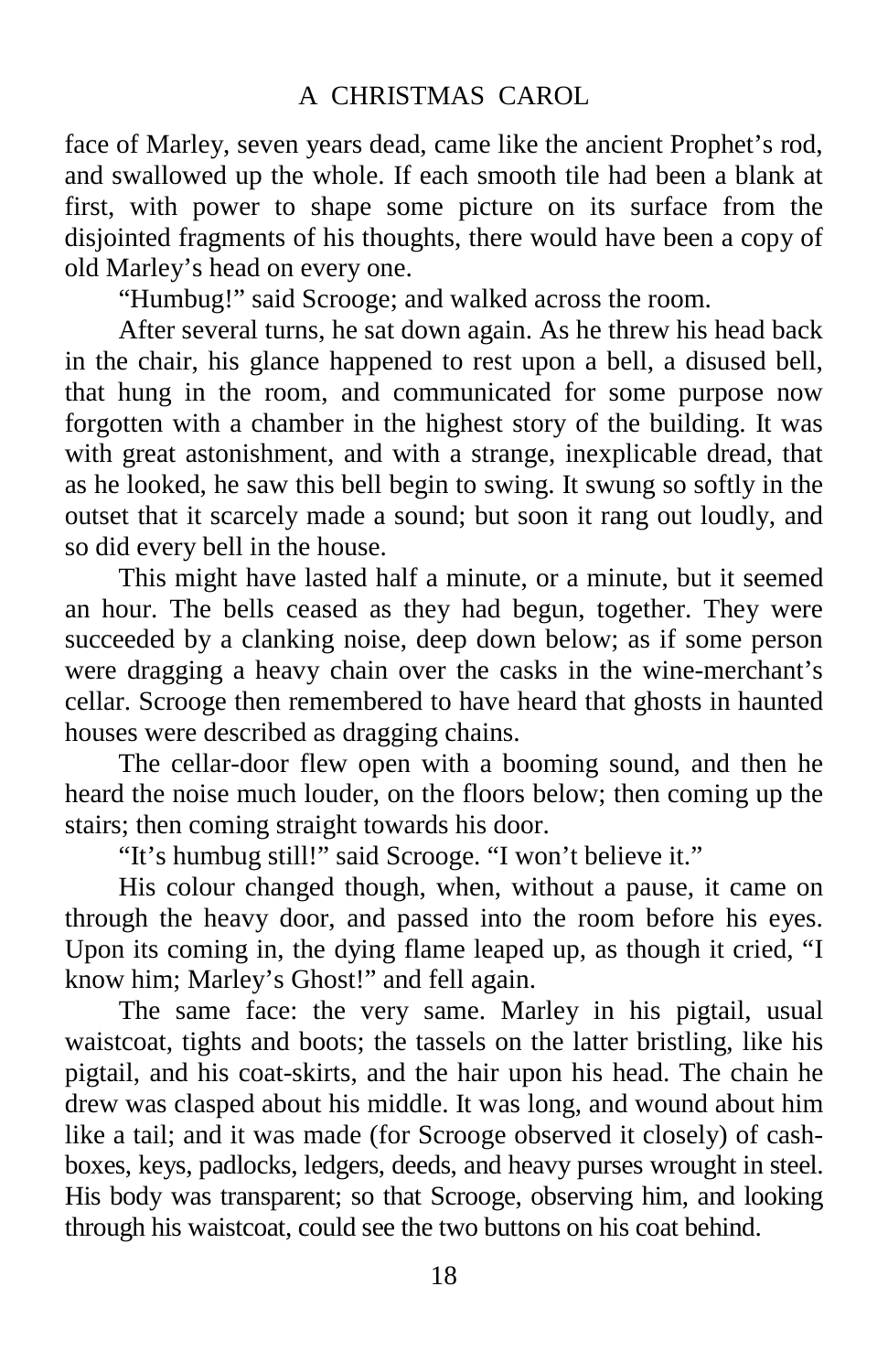face of Marley, seven years dead, came like the ancient Prophet's rod, and swallowed up the whole. If each smooth tile had been a blank at first, with power to shape some picture on its surface from the disjointed fragments of his thoughts, there would have been a copy of old Marley's head on every one.

"Humbug!" said Scrooge; and walked across the room.

After several turns, he sat down again. As he threw his head back in the chair, his glance happened to rest upon a bell, a disused bell, that hung in the room, and communicated for some purpose now forgotten with a chamber in the highest story of the building. It was with great astonishment, and with a strange, inexplicable dread, that as he looked, he saw this bell begin to swing. It swung so softly in the outset that it scarcely made a sound; but soon it rang out loudly, and so did every bell in the house.

This might have lasted half a minute, or a minute, but it seemed an hour. The bells ceased as they had begun, together. They were succeeded by a clanking noise, deep down below; as if some person were dragging a heavy chain over the casks in the wine-merchant's cellar. Scrooge then remembered to have heard that ghosts in haunted houses were described as dragging chains.

The cellar-door flew open with a booming sound, and then he heard the noise much louder, on the floors below; then coming up the stairs; then coming straight towards his door.

"It's humbug still!" said Scrooge. "I won't believe it."

His colour changed though, when, without a pause, it came on through the heavy door, and passed into the room before his eyes. Upon its coming in, the dying flame leaped up, as though it cried, "I know him; Marley's Ghost!" and fell again.

The same face: the very same. Marley in his pigtail, usual waistcoat, tights and boots; the tassels on the latter bristling, like his pigtail, and his coat-skirts, and the hair upon his head. The chain he drew was clasped about his middle. It was long, and wound about him like a tail; and it was made (for Scrooge observed it closely) of cash-boxes, keys, padlocks, ledgers, deeds, and heavy purses wrought in steel. His body was transparent; so that Scrooge, observing him, and looking through his waistcoat, could see the two buttons on his coat behind.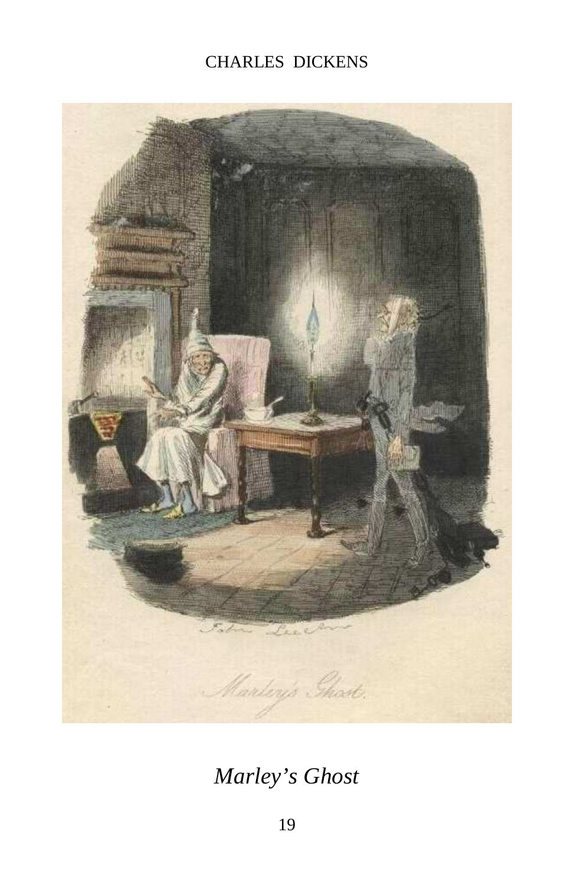*Marley's Ghost*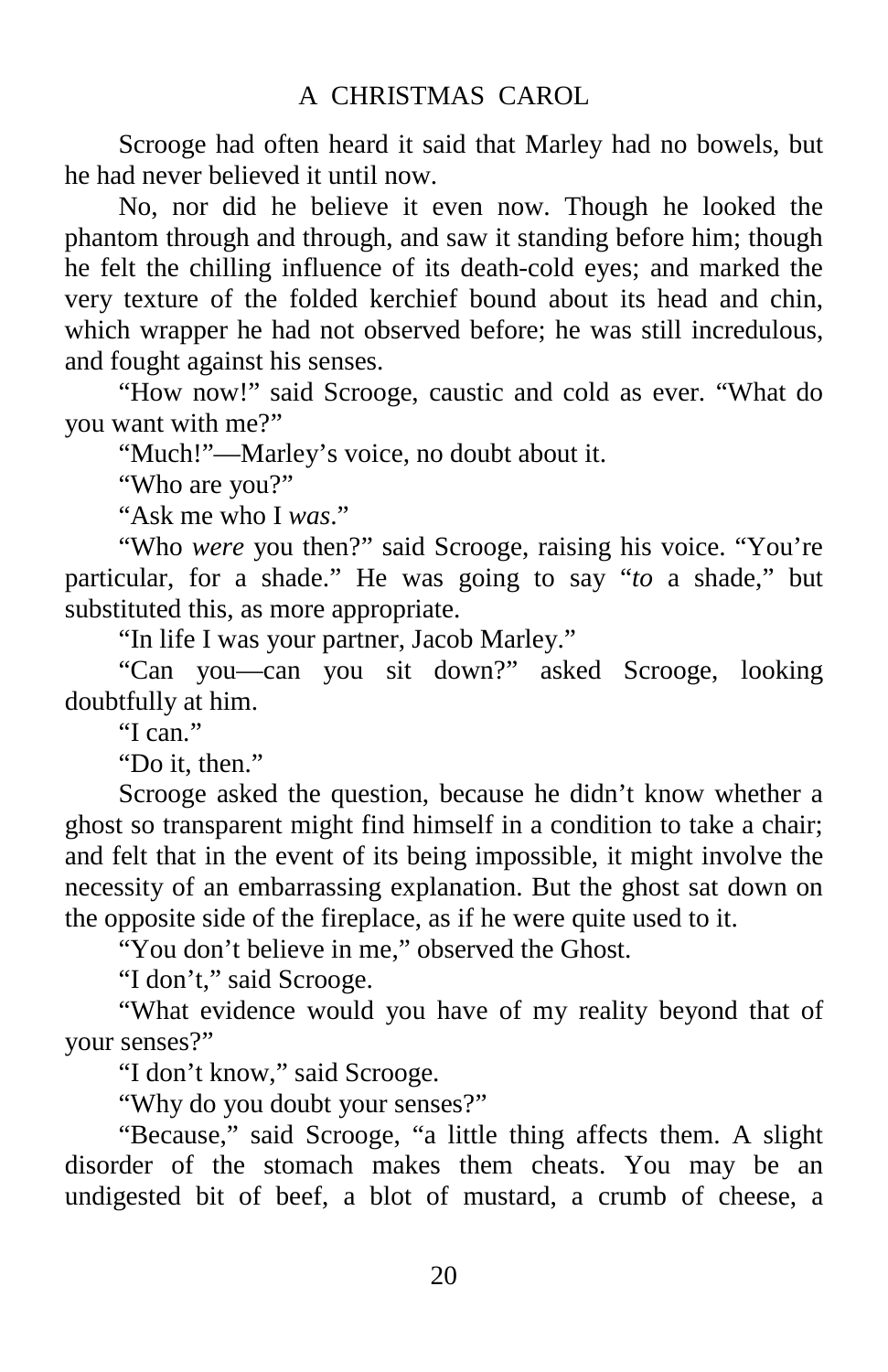Scrooge had often heard it said that Marley had no bowels, but he had never believed it until now.

No, nor did he believe it even now. Though he looked the phantom through and through, and saw it standing before him; though he felt the chilling influence of its death-cold eyes; and marked the very texture of the folded kerchief bound about its head and chin, which wrapper he had not observed before; he was still incredulous, and fought against his senses.

"How now!" said Scrooge, caustic and cold as ever. "What do you want with me?"

"Much!"—Marley's voice, no doubt about it.

"Who are you?"

"Ask me who I *was*."

"Who *were* you then?" said Scrooge, raising his voice. "You're particular, for a shade." He was going to say "*to* a shade," but substituted this, as more appropriate.

"In life I was your partner, Jacob Marley."

"Can you—can you sit down?" asked Scrooge, looking doubtfully at him.

"I can."

"Do it, then."

Scrooge asked the question, because he didn't know whether a ghost so transparent might find himself in a condition to take a chair; and felt that in the event of its being impossible, it might involve the necessity of an embarrassing explanation. But the ghost sat down on the opposite side of the fireplace, as if he were quite used to it.

"You don't believe in me," observed the Ghost.

"I don't," said Scrooge.

"What evidence would you have of my reality beyond that of your senses?"

"I don't know," said Scrooge.

"Why do you doubt your senses?"

"Because," said Scrooge, "a little thing affects them. A slight disorder of the stomach makes them cheats. You may be an undigested bit of beef, a blot of mustard, a crumb of cheese, a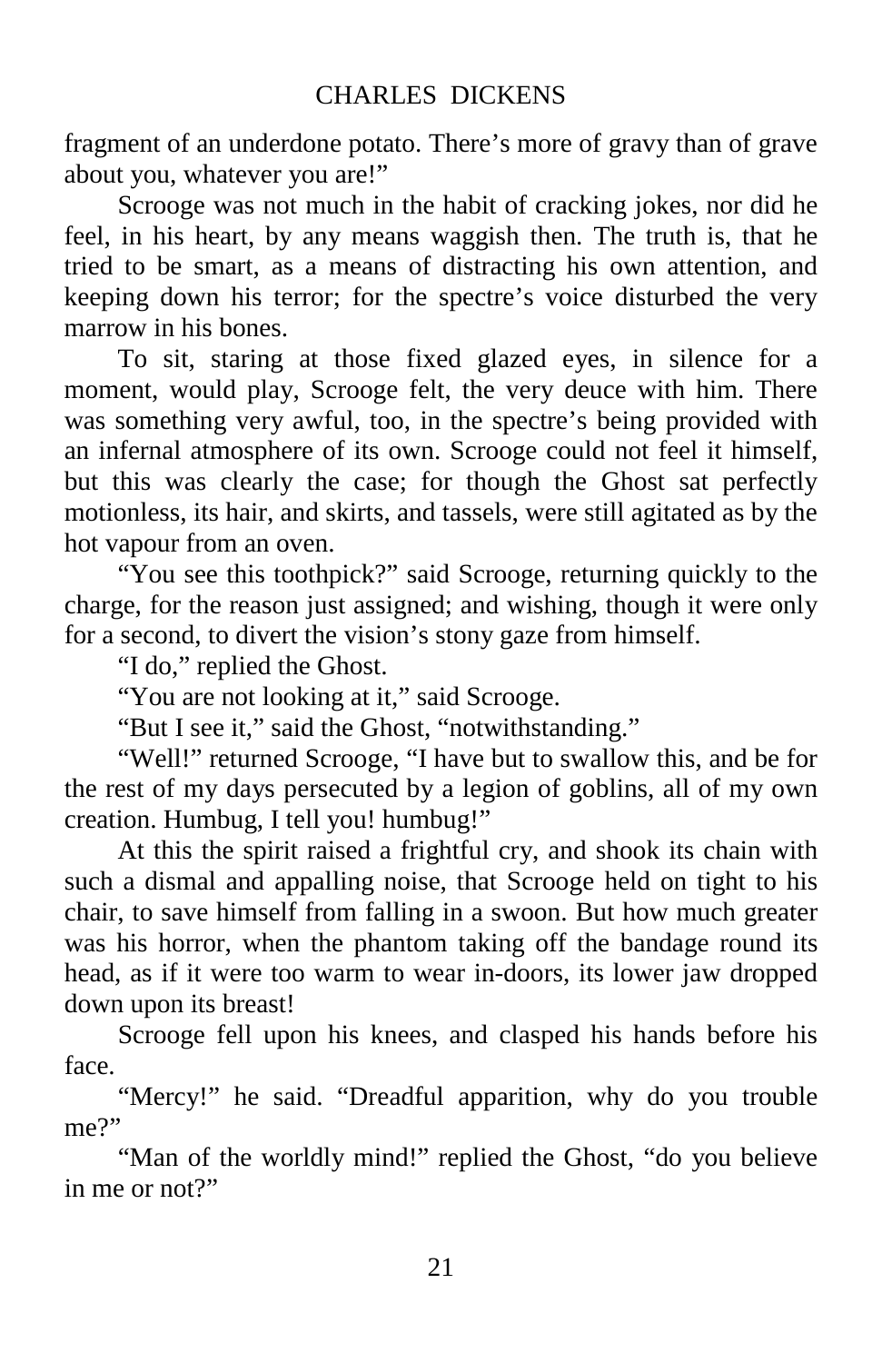fragment of an underdone potato. There’s more of gravy than of grave about you, whatever you are!”

Scrooge was not much in the habit of cracking jokes, nor did he feel, in his heart, by any means waggish then. The truth is, that he tried to be smart, as a means of distracting his own attention, and keeping down his terror; for the spectre’s voice disturbed the very marrow in his bones.

To sit, staring at those fixed glazed eyes, in silence for a moment, would play, Scrooge felt, the very deuce with him. There was something very awful, too, in the spectre’s being provided with an infernal atmosphere of its own. Scrooge could not feel it himself, but this was clearly the case; for though the Ghost sat perfectly motionless, its hair, and skirts, and tassels, were still agitated as by the hot vapour from an oven.

“You see this toothpick?” said Scrooge, returning quickly to the charge, for the reason just assigned; and wishing, though it were only for a second, to divert the vision’s stony gaze from himself.

“I do,” replied the Ghost.

“You are not looking at it,” said Scrooge.

“But I see it,” said the Ghost, “notwithstanding.”

“Well!” returned Scrooge, “I have but to swallow this, and be for the rest of my days persecuted by a legion of goblins, all of my own creation. Humbug, I tell you! humbug!”

At this the spirit raised a frightful cry, and shook its chain with such a dismal and appalling noise, that Scrooge held on tight to his chair, to save himself from falling in a swoon. But how much greater was his horror, when the phantom taking off the bandage round its head, as if it were too warm to wear in-doors, its lower jaw dropped down upon its breast!

Scrooge fell upon his knees, and clasped his hands before his face.

“Mercy!” he said. “Dreadful apparition, why do you trouble me?”

“Man of the worldly mind!” replied the Ghost, “do you believe in me or not?”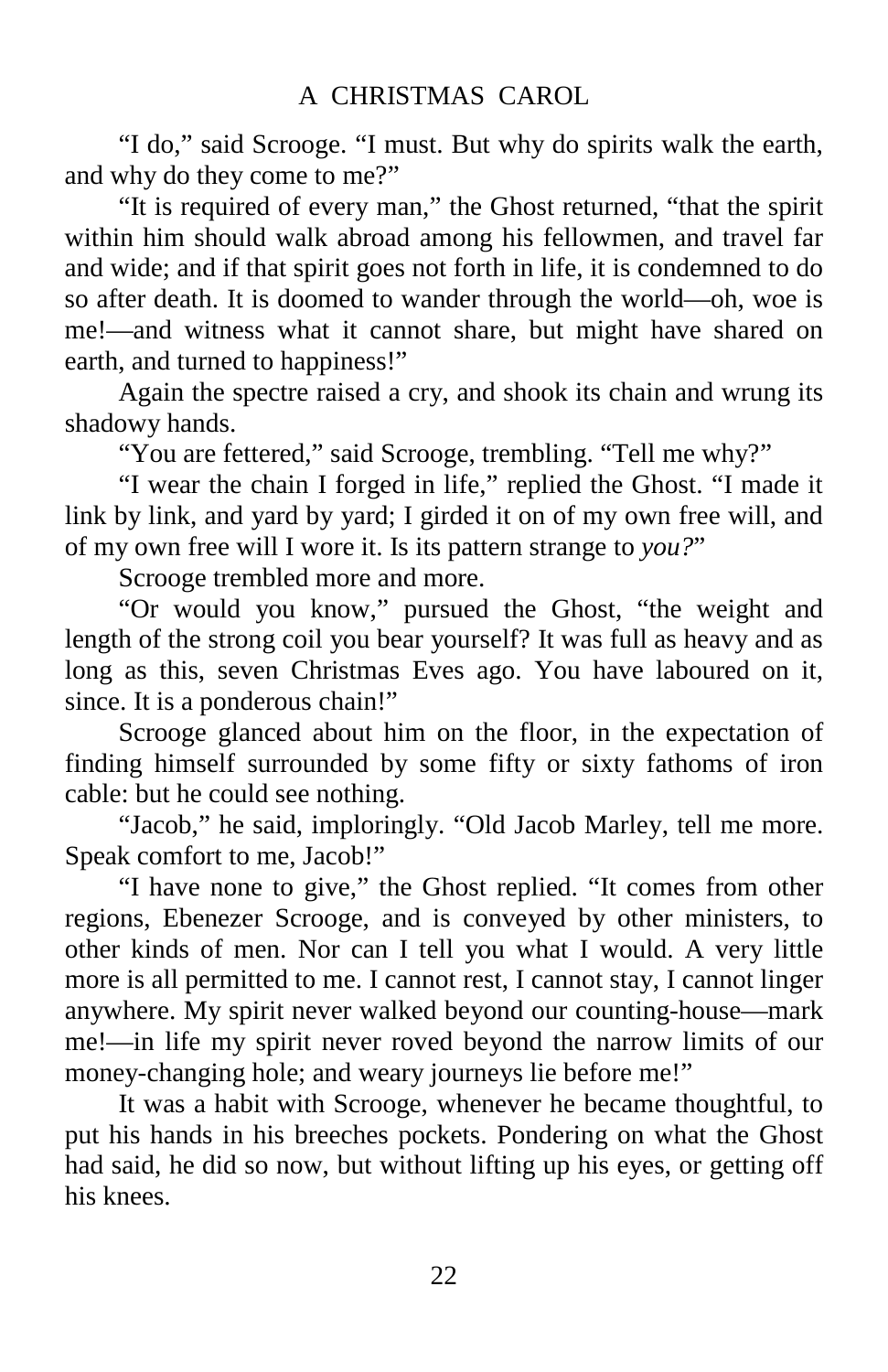"I do," said Scrooge. "I must. But why do spirits walk the earth, and why do they come to me?"

"It is required of every man," the Ghost returned, "that the spirit within him should walk abroad among his fellowmen, and travel far and wide; and if that spirit goes not forth in life, it is condemned to do so after death. It is doomed to wander through the world—oh, woe is me!—and witness what it cannot share, but might have shared on earth, and turned to happiness!"

Again the spectre raised a cry, and shook its chain and wrung its shadowy hands.

"You are fettered," said Scrooge, trembling. "Tell me why?"

"I wear the chain I forged in life," replied the Ghost. "I made it link by link, and yard by yard; I girded it on of my own free will, and of my own free will I wore it. Is its pattern strange to *you?*"

Scrooge trembled more and more.

"Or would you know," pursued the Ghost, "the weight and length of the strong coil you bear yourself? It was full as heavy and as long as this, seven Christmas Eves ago. You have laboured on it, since. It is a ponderous chain!"

Scrooge glanced about him on the floor, in the expectation of finding himself surrounded by some fifty or sixty fathoms of iron cable: but he could see nothing.

"Jacob," he said, imploringly. "Old Jacob Marley, tell me more. Speak comfort to me, Jacob!"

"I have none to give," the Ghost replied. "It comes from other regions, Ebenezer Scrooge, and is conveyed by other ministers, to other kinds of men. Nor can I tell you what I would. A very little more is all permitted to me. I cannot rest, I cannot stay, I cannot linger anywhere. My spirit never walked beyond our counting-house—mark me!—in life my spirit never roved beyond the narrow limits of our money-changing hole; and weary journeys lie before me!"

It was a habit with Scrooge, whenever he became thoughtful, to put his hands in his breeches pockets. Pondering on what the Ghost had said, he did so now, but without lifting up his eyes, or getting off his knees.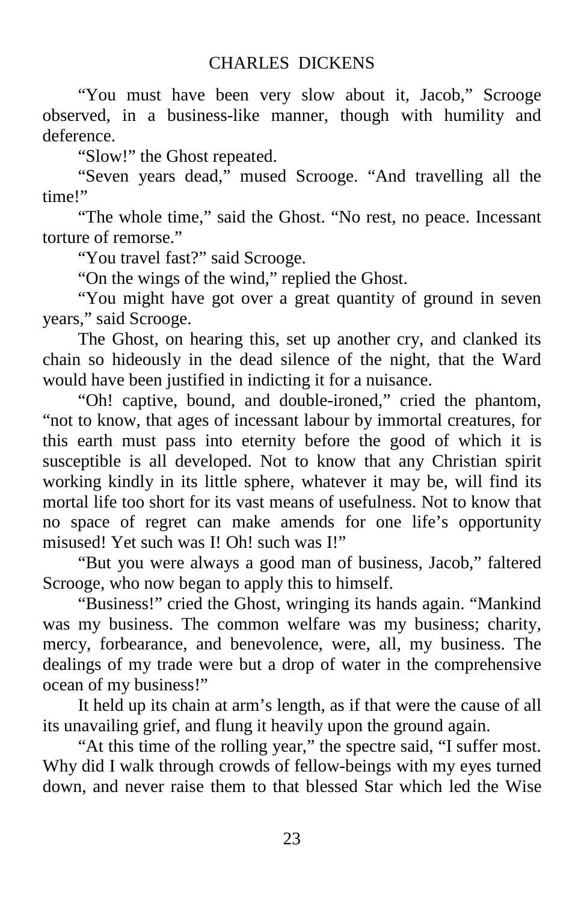"You must have been very slow about it, Jacob," Scrooge observed, in a business-like manner, though with humility and deference.

"Slow!" the Ghost repeated.

"Seven years dead," mused Scrooge. "And travelling all the time!"

"The whole time," said the Ghost. "No rest, no peace. Incessant torture of remorse."

"You travel fast?" said Scrooge.

"On the wings of the wind," replied the Ghost.

"You might have got over a great quantity of ground in seven years," said Scrooge.

The Ghost, on hearing this, set up another cry, and clanked its chain so hideously in the dead silence of the night, that the Ward would have been justified in indicting it for a nuisance.

"Oh! captive, bound, and double-ironed," cried the phantom, "not to know, that ages of incessant labour by immortal creatures, for this earth must pass into eternity before the good of which it is susceptible is all developed. Not to know that any Christian spirit working kindly in its little sphere, whatever it may be, will find its mortal life too short for its vast means of usefulness. Not to know that no space of regret can make amends for one life's opportunity misused! Yet such was I! Oh! such was I!"

"But you were always a good man of business, Jacob," faltered Scrooge, who now began to apply this to himself.

"Business!" cried the Ghost, wringing its hands again. "Mankind was my business. The common welfare was my business; charity, mercy, forbearance, and benevolence, were, all, my business. The dealings of my trade were but a drop of water in the comprehensive ocean of my business!"

It held up its chain at arm's length, as if that were the cause of all its unavailing grief, and flung it heavily upon the ground again.

"At this time of the rolling year," the spectre said, "I suffer most. Why did I walk through crowds of fellow-beings with my eyes turned down, and never raise them to that blessed Star which led the Wise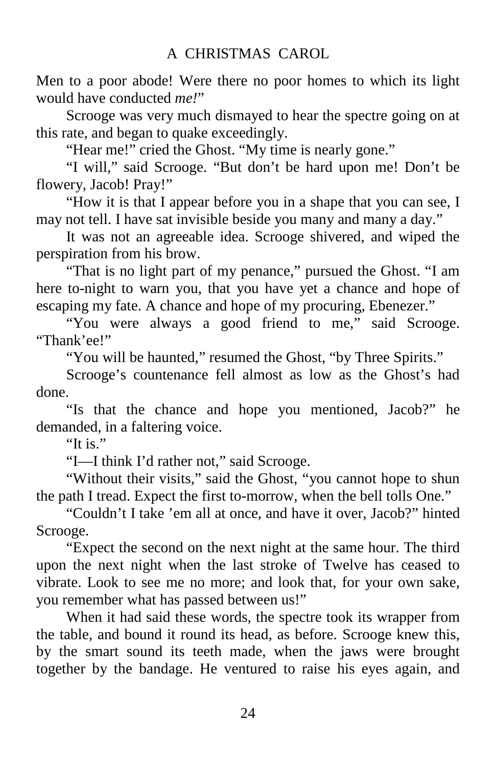Men to a poor abode! Were there no poor homes to which its light would have conducted *me!*"

Scrooge was very much dismayed to hear the spectre going on at this rate, and began to quake exceedingly.

"Hear me!" cried the Ghost. "My time is nearly gone."

"I will," said Scrooge. "But don't be hard upon me! Don't be flowery, Jacob! Pray!"

"How it is that I appear before you in a shape that you can see, I may not tell. I have sat invisible beside you many and many a day."

It was not an agreeable idea. Scrooge shivered, and wiped the perspiration from his brow.

"That is no light part of my penance," pursued the Ghost. "I am here to-night to warn you, that you have yet a chance and hope of escaping my fate. A chance and hope of my procuring, Ebenezer."

"You were always a good friend to me," said Scrooge. "Thank'ee!"

"You will be haunted," resumed the Ghost, "by Three Spirits."

Scrooge's countenance fell almost as low as the Ghost's had done.

"Is that the chance and hope you mentioned, Jacob?" he demanded, in a faltering voice.

"It is."

"I—I think I'd rather not," said Scrooge.

"Without their visits," said the Ghost, "you cannot hope to shun the path I tread. Expect the first to-morrow, when the bell tolls One."

"Couldn't I take 'em all at once, and have it over, Jacob?" hinted Scrooge.

"Expect the second on the next night at the same hour. The third upon the next night when the last stroke of Twelve has ceased to vibrate. Look to see me no more; and look that, for your own sake, you remember what has passed between us!"

When it had said these words, the spectre took its wrapper from the table, and bound it round its head, as before. Scrooge knew this, by the smart sound its teeth made, when the jaws were brought together by the bandage. He ventured to raise his eyes again, and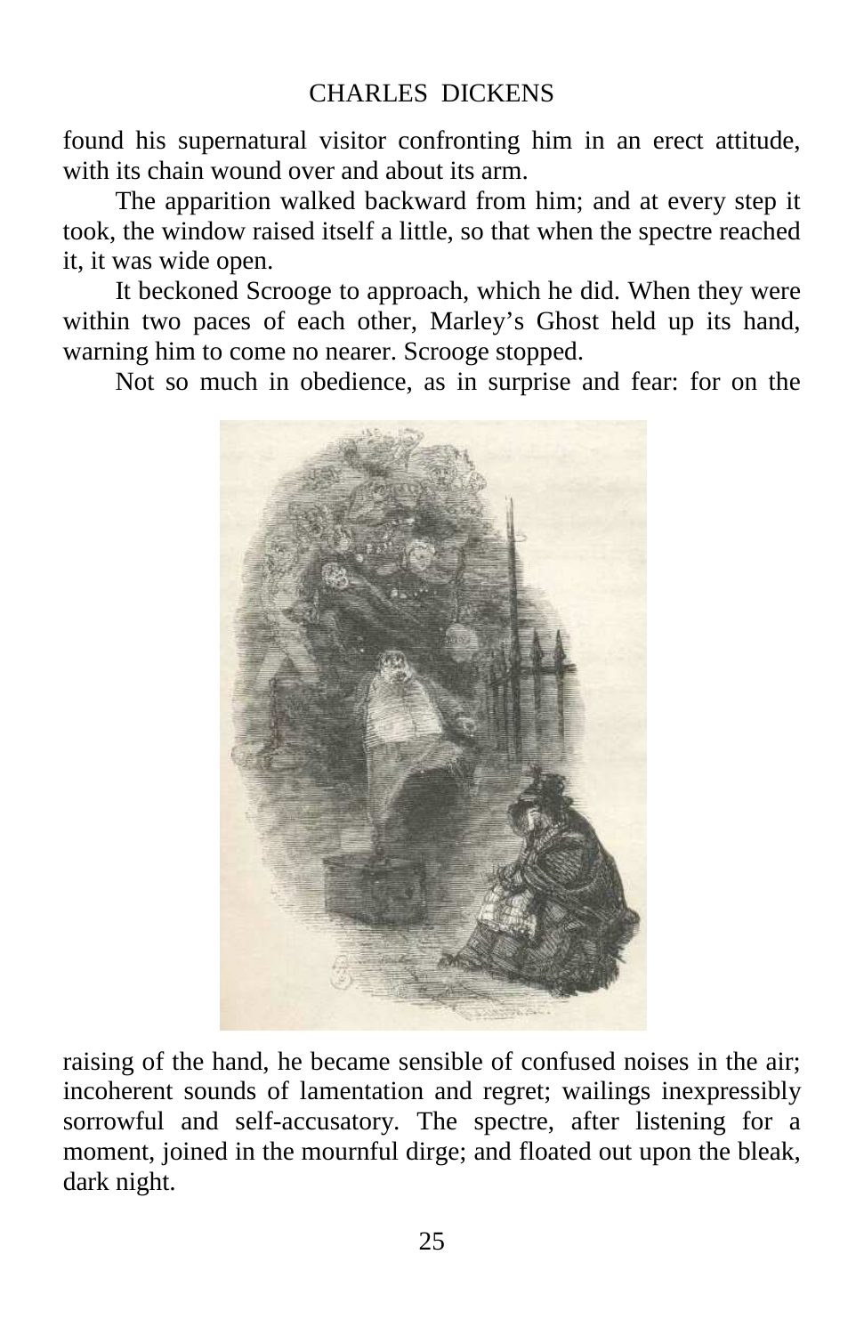found his supernatural visitor confronting him in an erect attitude, with its chain wound over and about its arm.

The apparition walked backward from him; and at every step it took, the window raised itself a little, so that when the spectre reached it, it was wide open.

It beckoned Scrooge to approach, which he did. When they were within two paces of each other, Marley's Ghost held up its hand, warning him to come no nearer. Scrooge stopped.

Not so much in obedience, as in surprise and fear: for on the raising of the hand, he became sensible of confused noises in the air; incoherent sounds of lamentation and regret; wailings inexpressibly sorrowful and self-accusatory. The spectre, after listening for a moment, joined in the mournful dirge; and floated out upon the bleak, dark night.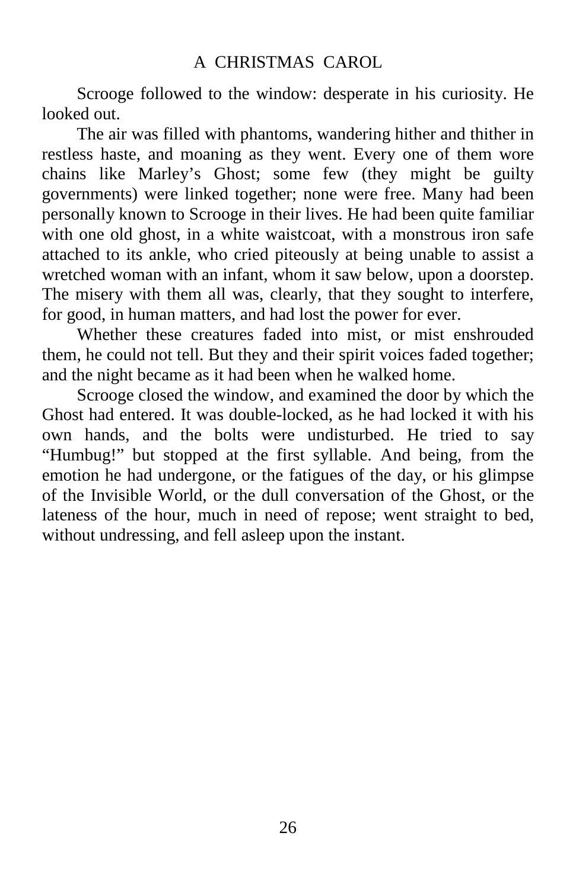Scrooge followed to the window: desperate in his curiosity. He looked out.

The air was filled with phantoms, wandering hither and thither in restless haste, and moaning as they went. Every one of them wore chains like Marley's Ghost; some few (they might be guilty governments) were linked together; none were free. Many had been personally known to Scrooge in their lives. He had been quite familiar with one old ghost, in a white waistcoat, with a monstrous iron safe attached to its ankle, who cried piteously at being unable to assist a wretched woman with an infant, whom it saw below, upon a doorstep. The misery with them all was, clearly, that they sought to interfere, for good, in human matters, and had lost the power for ever.

Whether these creatures faded into mist, or mist enshrouded them, he could not tell. But they and their spirit voices faded together; and the night became as it had been when he walked home.

Scrooge closed the window, and examined the door by which the Ghost had entered. It was double-locked, as he had locked it with his own hands, and the bolts were undisturbed. He tried to say "Humbug!" but stopped at the first syllable. And being, from the emotion he had undergone, or the fatigues of the day, or his glimpse of the Invisible World, or the dull conversation of the Ghost, or the lateness of the hour, much in need of repose; went straight to bed, without undressing, and fell asleep upon the instant.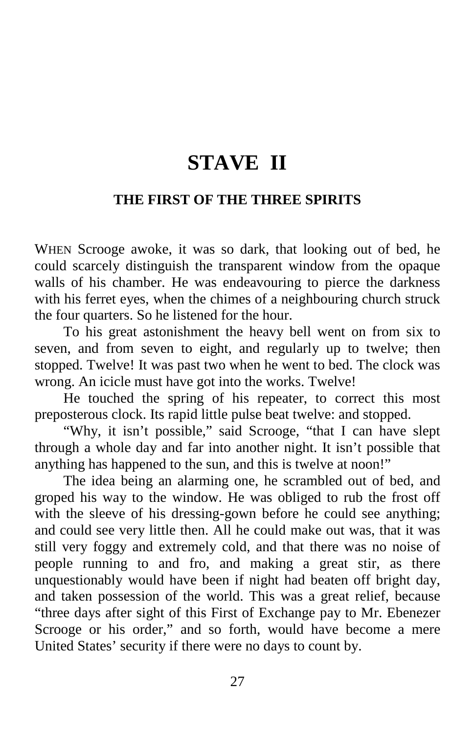# STAVE II

## THE FIRST OF THE THREE SPIRITS

WHEN Scrooge awoke, it was so dark, that looking out of bed, he could scarcely distinguish the transparent window from the opaque walls of his chamber. He was endeavouring to pierce the darkness with his ferret eyes, when the chimes of a neighbouring church struck the four quarters. So he listened for the hour.

To his great astonishment the heavy bell went on from six to seven, and from seven to eight, and regularly up to twelve; then stopped. Twelve! It was past two when he went to bed. The clock was wrong. An icicle must have got into the works. Twelve!

He touched the spring of his repeater, to correct this most preposterous clock. Its rapid little pulse beat twelve: and stopped.

"Why, it isn't possible," said Scrooge, "that I can have slept through a whole day and far into another night. It isn't possible that anything has happened to the sun, and this is twelve at noon!"

The idea being an alarming one, he scrambled out of bed, and groped his way to the window. He was obliged to rub the frost off with the sleeve of his dressing-gown before he could see anything; and could see very little then. All he could make out was, that it was still very foggy and extremely cold, and that there was no noise of people running to and fro, and making a great stir, as there unquestionably would have been if night had beaten off bright day, and taken possession of the world. This was a great relief, because "three days after sight of this First of Exchange pay to Mr. Ebenezer Scrooge or his order," and so forth, would have become a mere United States' security if there were no days to count by.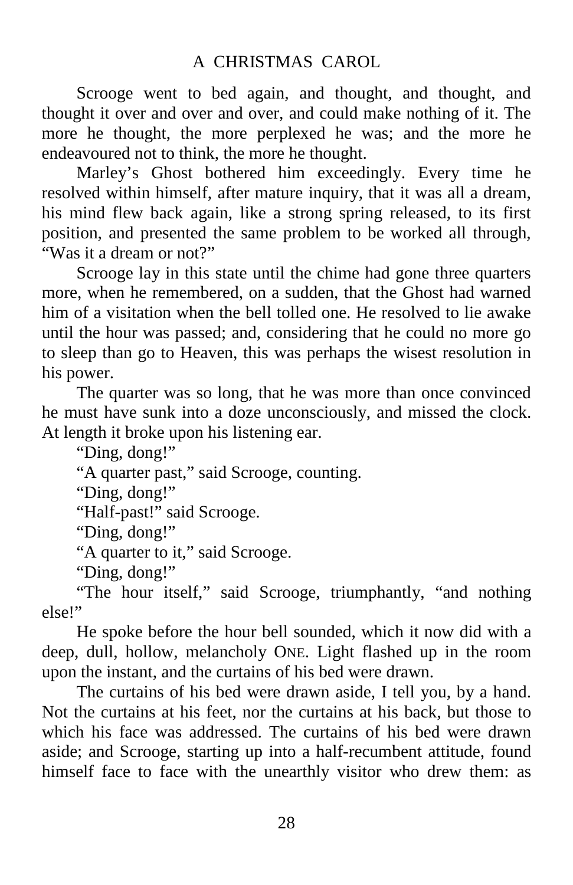Scrooge went to bed again, and thought, and thought, and thought it over and over and over, and could make nothing of it. The more he thought, the more perplexed he was; and the more he endeavoured not to think, the more he thought.

Marley's Ghost bothered him exceedingly. Every time he resolved within himself, after mature inquiry, that it was all a dream, his mind flew back again, like a strong spring released, to its first position, and presented the same problem to be worked all through, "Was it a dream or not?"

Scrooge lay in this state until the chime had gone three quarters more, when he remembered, on a sudden, that the Ghost had warned him of a visitation when the bell tolled one. He resolved to lie awake until the hour was passed; and, considering that he could no more go to sleep than go to Heaven, this was perhaps the wisest resolution in his power.

The quarter was so long, that he was more than once convinced he must have sunk into a doze unconsciously, and missed the clock. At length it broke upon his listening ear.

"Ding, dong!"

"A quarter past," said Scrooge, counting.

"Ding, dong!"

"Half-past!" said Scrooge.

"Ding, dong!"

"A quarter to it," said Scrooge.

"Ding, dong!"

"The hour itself," said Scrooge, triumphantly, "and nothing else!"

He spoke before the hour bell sounded, which it now did with a deep, dull, hollow, melancholy ONE. Light flashed up in the room upon the instant, and the curtains of his bed were drawn.

The curtains of his bed were drawn aside, I tell you, by a hand. Not the curtains at his feet, nor the curtains at his back, but those to which his face was addressed. The curtains of his bed were drawn aside; and Scrooge, starting up into a half-recumbent attitude, found himself face to face with the unearthly visitor who drew them: as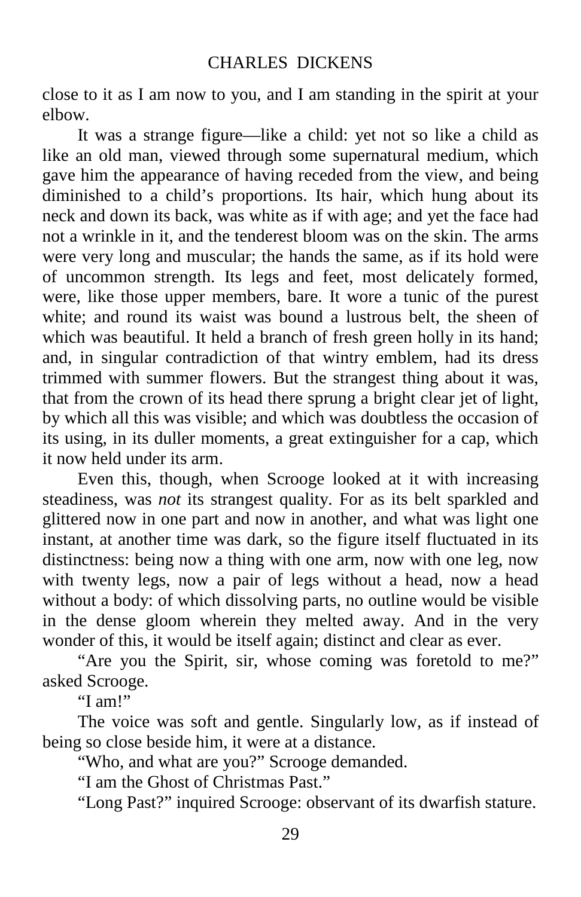close to it as I am now to you, and I am standing in the spirit at your elbow.

It was a strange figure—like a child: yet not so like a child as like an old man, viewed through some supernatural medium, which gave him the appearance of having receded from the view, and being diminished to a child's proportions. Its hair, which hung about its neck and down its back, was white as if with age; and yet the face had not a wrinkle in it, and the tenderest bloom was on the skin. The arms were very long and muscular; the hands the same, as if its hold were of uncommon strength. Its legs and feet, most delicately formed, were, like those upper members, bare. It wore a tunic of the purest white; and round its waist was bound a lustrous belt, the sheen of which was beautiful. It held a branch of fresh green holly in its hand; and, in singular contradiction of that wintry emblem, had its dress trimmed with summer flowers. But the strangest thing about it was, that from the crown of its head there sprung a bright clear jet of light, by which all this was visible; and which was doubtless the occasion of its using, in its duller moments, a great extinguisher for a cap, which it now held under its arm.

Even this, though, when Scrooge looked at it with increasing steadiness, was *not* its strangest quality. For as its belt sparkled and glittered now in one part and now in another, and what was light one instant, at another time was dark, so the figure itself fluctuated in its distinctness: being now a thing with one arm, now with one leg, now with twenty legs, now a pair of legs without a head, now a head without a body: of which dissolving parts, no outline would be visible in the dense gloom wherein they melted away. And in the very wonder of this, it would be itself again; distinct and clear as ever.

"Are you the Spirit, sir, whose coming was foretold to me?" asked Scrooge.

"I am!"

The voice was soft and gentle. Singularly low, as if instead of being so close beside him, it were at a distance.

"Who, and what are you?" Scrooge demanded.

"I am the Ghost of Christmas Past."

"Long Past?" inquired Scrooge: observant of its dwarfish stature.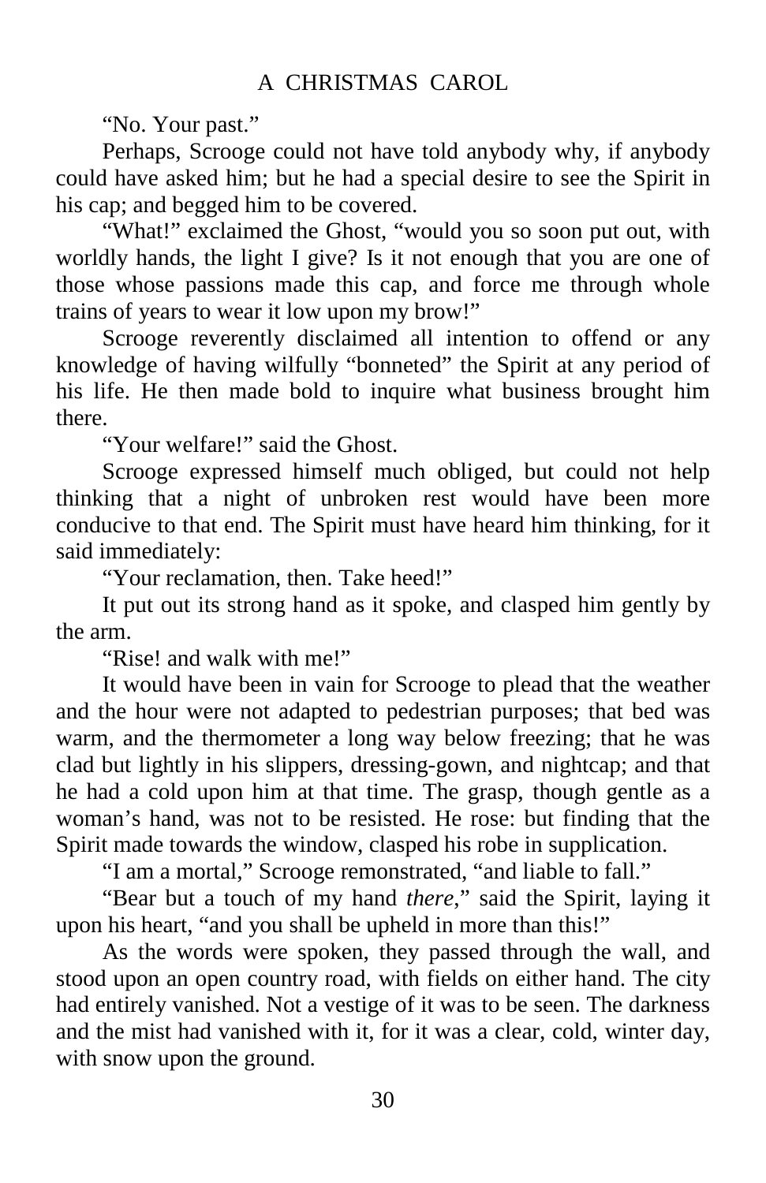"No. Your past."

Perhaps, Scrooge could not have told anybody why, if anybody could have asked him; but he had a special desire to see the Spirit in his cap; and begged him to be covered.

"What!" exclaimed the Ghost, "would you so soon put out, with worldly hands, the light I give? Is it not enough that you are one of those whose passions made this cap, and force me through whole trains of years to wear it low upon my brow!"

Scrooge reverently disclaimed all intention to offend or any knowledge of having wilfully "bonneted" the Spirit at any period of his life. He then made bold to inquire what business brought him there.

"Your welfare!" said the Ghost.

Scrooge expressed himself much obliged, but could not help thinking that a night of unbroken rest would have been more conducive to that end. The Spirit must have heard him thinking, for it said immediately:

"Your reclamation, then. Take heed!"

It put out its strong hand as it spoke, and clasped him gently by the arm.

"Rise! and walk with me!"

It would have been in vain for Scrooge to plead that the weather and the hour were not adapted to pedestrian purposes; that bed was warm, and the thermometer a long way below freezing; that he was clad but lightly in his slippers, dressing-gown, and nightcap; and that he had a cold upon him at that time. The grasp, though gentle as a woman's hand, was not to be resisted. He rose: but finding that the Spirit made towards the window, clasped his robe in supplication.

"I am a mortal," Scrooge remonstrated, "and liable to fall."

"Bear but a touch of my hand *there*," said the Spirit, laying it upon his heart, "and you shall be upheld in more than this!"

As the words were spoken, they passed through the wall, and stood upon an open country road, with fields on either hand. The city had entirely vanished. Not a vestige of it was to be seen. The darkness and the mist had vanished with it, for it was a clear, cold, winter day, with snow upon the ground.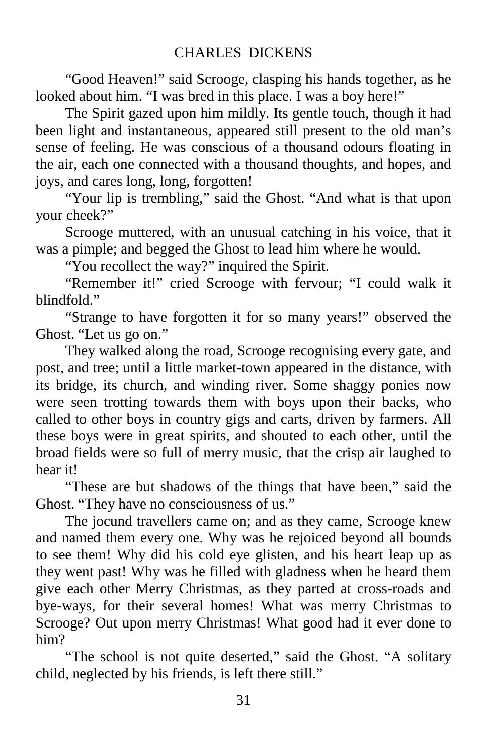"Good Heaven!" said Scrooge, clasping his hands together, as he looked about him. "I was bred in this place. I was a boy here!"

The Spirit gazed upon him mildly. Its gentle touch, though it had been light and instantaneous, appeared still present to the old man's sense of feeling. He was conscious of a thousand odours floating in the air, each one connected with a thousand thoughts, and hopes, and joys, and cares long, long, forgotten!

"Your lip is trembling," said the Ghost. "And what is that upon your cheek?"

Scrooge muttered, with an unusual catching in his voice, that it was a pimple; and begged the Ghost to lead him where he would.

"You recollect the way?" inquired the Spirit.

"Remember it!" cried Scrooge with fervour; "I could walk it blindfold."

"Strange to have forgotten it for so many years!" observed the Ghost. "Let us go on."

They walked along the road, Scrooge recognising every gate, and post, and tree; until a little market-town appeared in the distance, with its bridge, its church, and winding river. Some shaggy ponies now were seen trotting towards them with boys upon their backs, who called to other boys in country gigs and carts, driven by farmers. All these boys were in great spirits, and shouted to each other, until the broad fields were so full of merry music, that the crisp air laughed to hear it!

"These are but shadows of the things that have been," said the Ghost. "They have no consciousness of us."

The jocund travellers came on; and as they came, Scrooge knew and named them every one. Why was he rejoiced beyond all bounds to see them! Why did his cold eye glisten, and his heart leap up as they went past! Why was he filled with gladness when he heard them give each other Merry Christmas, as they parted at cross-roads and bye-ways, for their several homes! What was merry Christmas to Scrooge? Out upon merry Christmas! What good had it ever done to him?

"The school is not quite deserted," said the Ghost. "A solitary child, neglected by his friends, is left there still."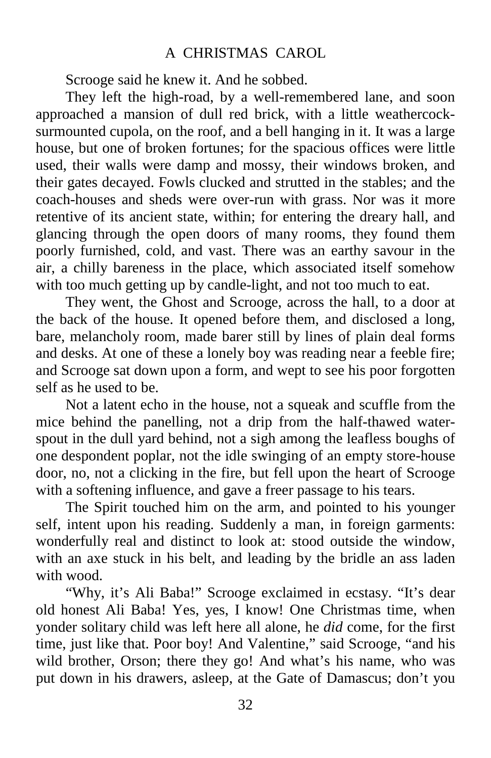Scrooge said he knew it. And he sobbed.

They left the high-road, by a well-remembered lane, and soon approached a mansion of dull red brick, with a little weathercock-surmounted cupola, on the roof, and a bell hanging in it. It was a large house, but one of broken fortunes; for the spacious offices were little used, their walls were damp and mossy, their windows broken, and their gates decayed. Fowls clucked and strutted in the stables; and the coach-houses and sheds were over-run with grass. Nor was it more retentive of its ancient state, within; for entering the dreary hall, and glancing through the open doors of many rooms, they found them poorly furnished, cold, and vast. There was an earthy savour in the air, a chilly bareness in the place, which associated itself somehow with too much getting up by candle-light, and not too much to eat.

They went, the Ghost and Scrooge, across the hall, to a door at the back of the house. It opened before them, and disclosed a long, bare, melancholy room, made barer still by lines of plain deal forms and desks. At one of these a lonely boy was reading near a feeble fire; and Scrooge sat down upon a form, and wept to see his poor forgotten self as he used to be.

Not a latent echo in the house, not a squeak and scuffle from the mice behind the panelling, not a drip from the half-thawed water-spout in the dull yard behind, not a sigh among the leafless boughs of one despondent poplar, not the idle swinging of an empty store-house door, no, not a clicking in the fire, but fell upon the heart of Scrooge with a softening influence, and gave a freer passage to his tears.

The Spirit touched him on the arm, and pointed to his younger self, intent upon his reading. Suddenly a man, in foreign garments: wonderfully real and distinct to look at: stood outside the window, with an axe stuck in his belt, and leading by the bridle an ass laden with wood.

"Why, it's Ali Baba!" Scrooge exclaimed in ecstasy. "It's dear old honest Ali Baba! Yes, yes, I know! One Christmas time, when yonder solitary child was left here all alone, he *did* come, for the first time, just like that. Poor boy! And Valentine," said Scrooge, "and his wild brother, Orson; there they go! And what's his name, who was put down in his drawers, asleep, at the Gate of Damascus; don't you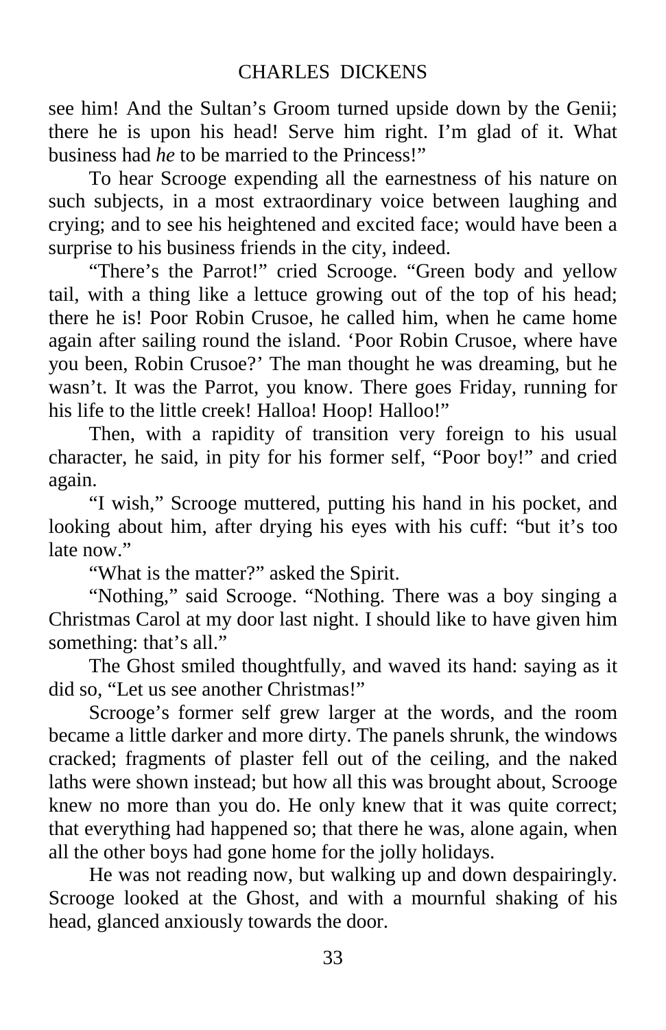see him! And the Sultan's Groom turned upside down by the Genii; there he is upon his head! Serve him right. I'm glad of it. What business had *he* to be married to the Princess!"

To hear Scrooge expending all the earnestness of his nature on such subjects, in a most extraordinary voice between laughing and crying; and to see his heightened and excited face; would have been a surprise to his business friends in the city, indeed.

"There's the Parrot!" cried Scrooge. "Green body and yellow tail, with a thing like a lettuce growing out of the top of his head; there he is! Poor Robin Crusoe, he called him, when he came home again after sailing round the island. 'Poor Robin Crusoe, where have you been, Robin Crusoe?' The man thought he was dreaming, but he wasn't. It was the Parrot, you know. There goes Friday, running for his life to the little creek! Halloa! Hoop! Halloo!"

Then, with a rapidity of transition very foreign to his usual character, he said, in pity for his former self, "Poor boy!" and cried again.

"I wish," Scrooge muttered, putting his hand in his pocket, and looking about him, after drying his eyes with his cuff: "but it's too late now."

"What is the matter?" asked the Spirit.

"Nothing," said Scrooge. "Nothing. There was a boy singing a Christmas Carol at my door last night. I should like to have given him something: that's all."

The Ghost smiled thoughtfully, and waved its hand: saying as it did so, "Let us see another Christmas!"

Scrooge's former self grew larger at the words, and the room became a little darker and more dirty. The panels shrunk, the windows cracked; fragments of plaster fell out of the ceiling, and the naked laths were shown instead; but how all this was brought about, Scrooge knew no more than you do. He only knew that it was quite correct; that everything had happened so; that there he was, alone again, when all the other boys had gone home for the jolly holidays.

He was not reading now, but walking up and down despairingly. Scrooge looked at the Ghost, and with a mournful shaking of his head, glanced anxiously towards the door.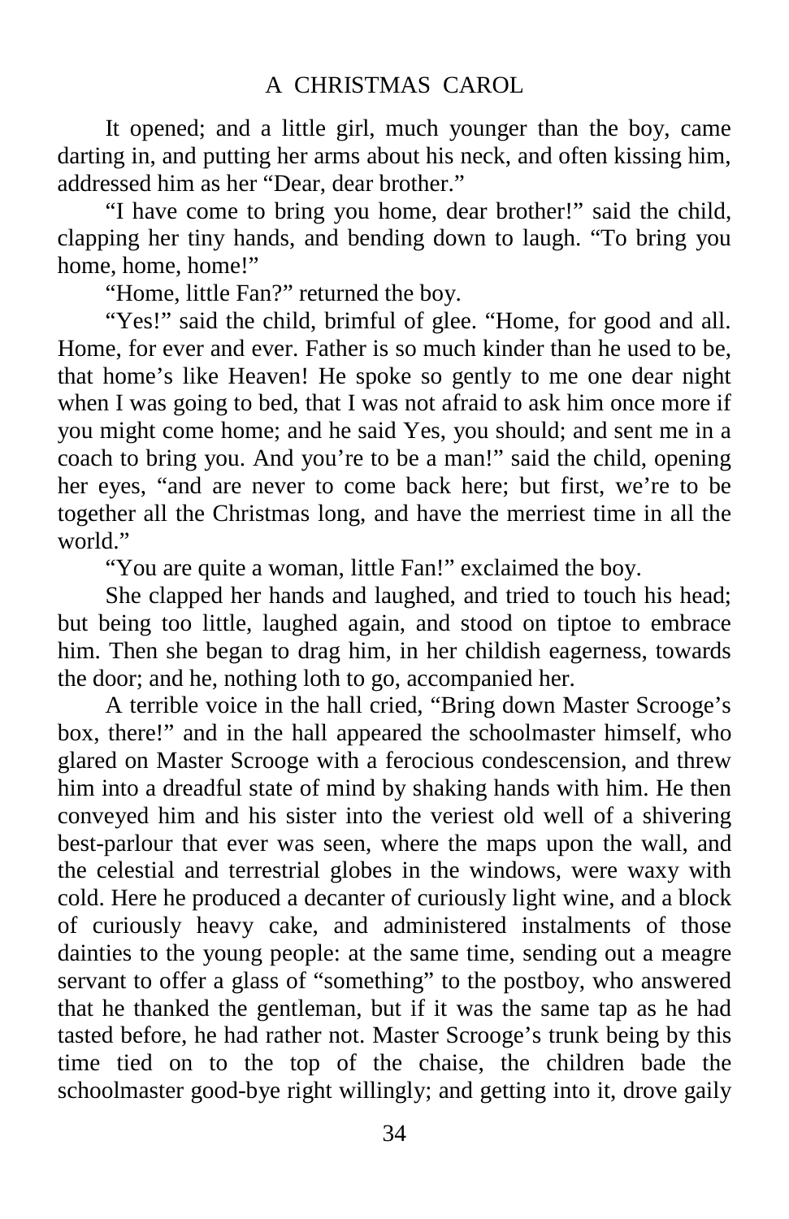It opened; and a little girl, much younger than the boy, came darting in, and putting her arms about his neck, and often kissing him, addressed him as her "Dear, dear brother."

"I have come to bring you home, dear brother!" said the child, clapping her tiny hands, and bending down to laugh. "To bring you home, home, home!"

"Home, little Fan?" returned the boy.

"Yes!" said the child, brimful of glee. "Home, for good and all. Home, for ever and ever. Father is so much kinder than he used to be, that home's like Heaven! He spoke so gently to me one dear night when I was going to bed, that I was not afraid to ask him once more if you might come home; and he said Yes, you should; and sent me in a coach to bring you. And you're to be a man!" said the child, opening her eyes, "and are never to come back here; but first, we're to be together all the Christmas long, and have the merriest time in all the world."

"You are quite a woman, little Fan!" exclaimed the boy.

She clapped her hands and laughed, and tried to touch his head; but being too little, laughed again, and stood on tiptoe to embrace him. Then she began to drag him, in her childish eagerness, towards the door; and he, nothing loth to go, accompanied her.

A terrible voice in the hall cried, "Bring down Master Scrooge's box, there!" and in the hall appeared the schoolmaster himself, who glared on Master Scrooge with a ferocious condescension, and threw him into a dreadful state of mind by shaking hands with him. He then conveyed him and his sister into the veriest old well of a shivering best-parlour that ever was seen, where the maps upon the wall, and the celestial and terrestrial globes in the windows, were waxy with cold. Here he produced a decanter of curiously light wine, and a block of curiously heavy cake, and administered instalments of those dainties to the young people: at the same time, sending out a meagre servant to offer a glass of "something" to the postboy, who answered that he thanked the gentleman, but if it was the same tap as he had tasted before, he had rather not. Master Scrooge's trunk being by this time tied on to the top of the chaise, the children bade the schoolmaster good-bye right willingly; and getting into it, drove gaily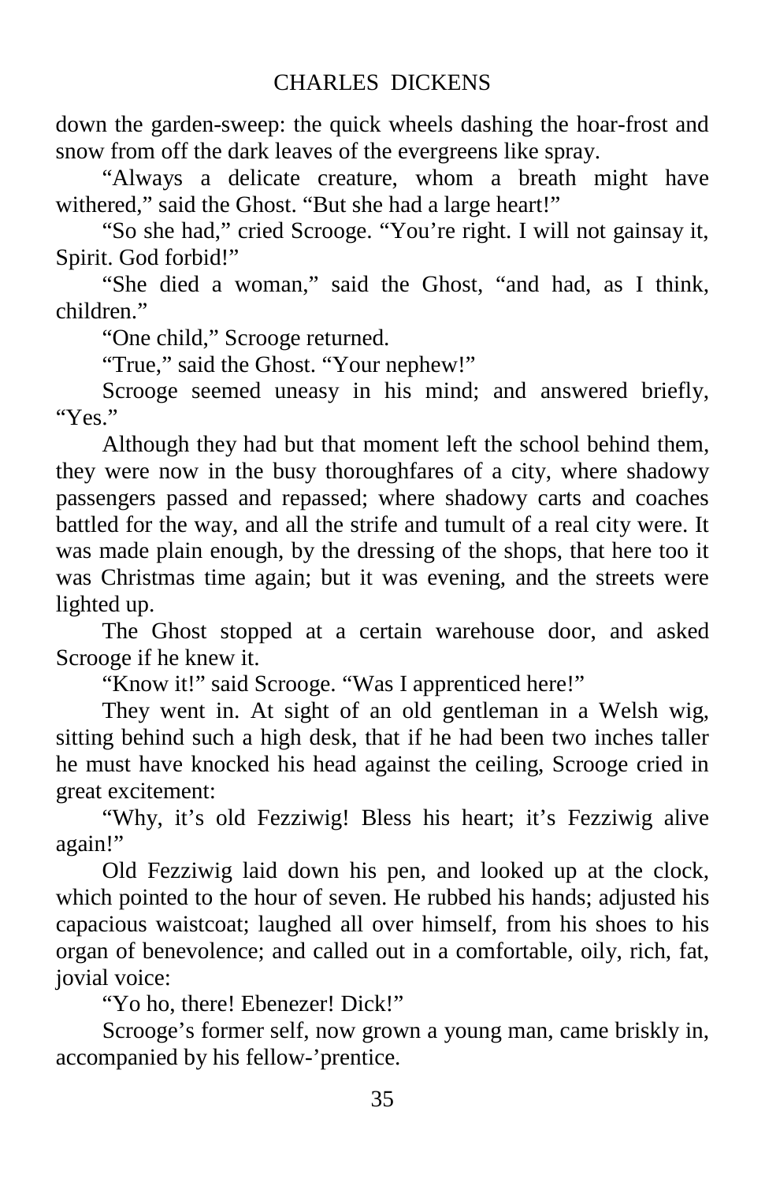down the garden-sweep: the quick wheels dashing the hoar-frost and snow from off the dark leaves of the evergreens like spray.

"Always a delicate creature, whom a breath might have withered," said the Ghost. "But she had a large heart!"

"So she had," cried Scrooge. "You're right. I will not gainsay it, Spirit. God forbid!"

"She died a woman," said the Ghost, "and had, as I think, children."

"One child," Scrooge returned.

"True," said the Ghost. "Your nephew!"

Scrooge seemed uneasy in his mind; and answered briefly, "Yes."

Although they had but that moment left the school behind them, they were now in the busy thoroughfares of a city, where shadowy passengers passed and repassed; where shadowy carts and coaches battled for the way, and all the strife and tumult of a real city were. It was made plain enough, by the dressing of the shops, that here too it was Christmas time again; but it was evening, and the streets were lighted up.

The Ghost stopped at a certain warehouse door, and asked Scrooge if he knew it.

"Know it!" said Scrooge. "Was I apprenticed here!"

They went in. At sight of an old gentleman in a Welsh wig, sitting behind such a high desk, that if he had been two inches taller he must have knocked his head against the ceiling, Scrooge cried in great excitement:

"Why, it's old Fezziwig! Bless his heart; it's Fezziwig alive again!"

Old Fezziwig laid down his pen, and looked up at the clock, which pointed to the hour of seven. He rubbed his hands; adjusted his capacious waistcoat; laughed all over himself, from his shoes to his organ of benevolence; and called out in a comfortable, oily, rich, fat, jovial voice:

"Yo ho, there! Ebenezer! Dick!"

Scrooge's former self, now grown a young man, came briskly in, accompanied by his fellow-'prentice.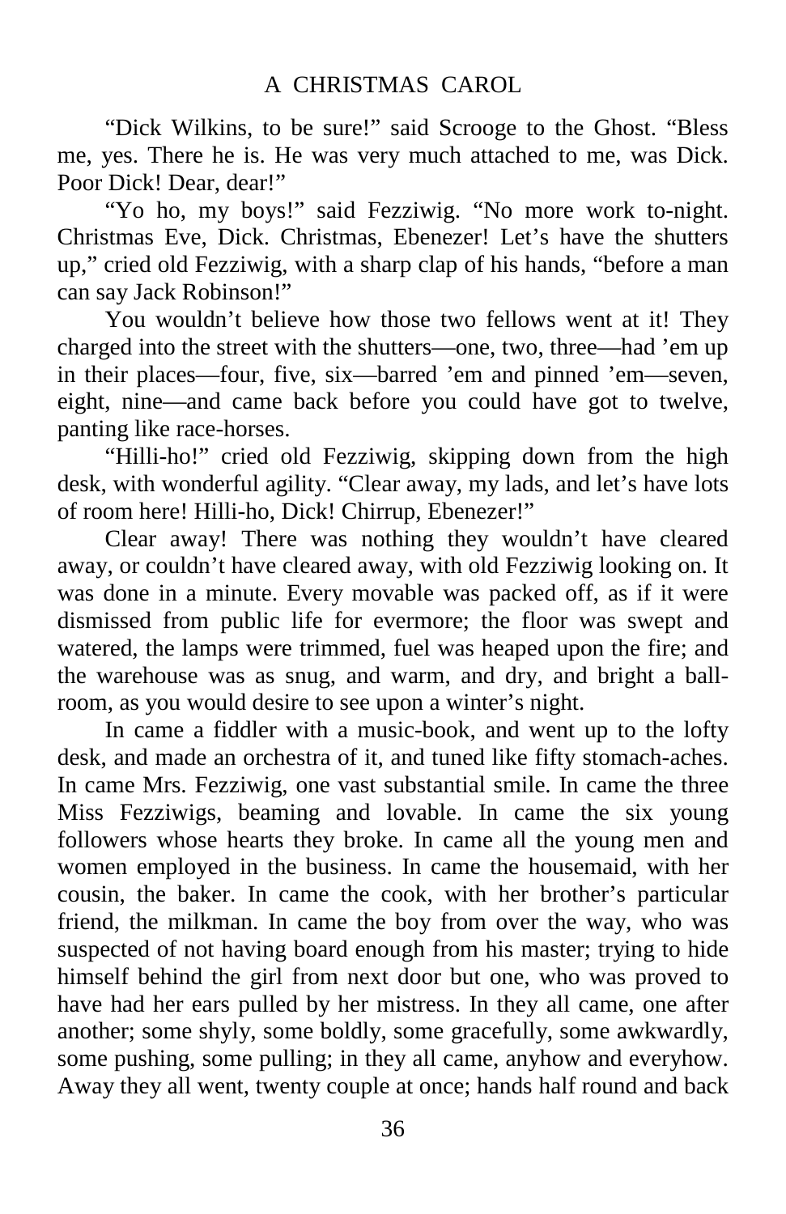"Dick Wilkins, to be sure!" said Scrooge to the Ghost. "Bless me, yes. There he is. He was very much attached to me, was Dick. Poor Dick! Dear, dear!"

"Yo ho, my boys!" said Fezziwig. "No more work to-night. Christmas Eve, Dick. Christmas, Ebenezer! Let's have the shutters up," cried old Fezziwig, with a sharp clap of his hands, "before a man can say Jack Robinson!"

You wouldn't believe how those two fellows went at it! They charged into the street with the shutters—one, two, three—had 'em up in their places—four, five, six—barred 'em and pinned 'em—seven, eight, nine—and came back before you could have got to twelve, panting like race-horses.

"Hilli-ho!" cried old Fezziwig, skipping down from the high desk, with wonderful agility. "Clear away, my lads, and let's have lots of room here! Hilli-ho, Dick! Chirrup, Ebenezer!"

Clear away! There was nothing they wouldn't have cleared away, or couldn't have cleared away, with old Fezziwig looking on. It was done in a minute. Every movable was packed off, as if it were dismissed from public life for evermore; the floor was swept and watered, the lamps were trimmed, fuel was heaped upon the fire; and the warehouse was as snug, and warm, and dry, and bright a ball-room, as you would desire to see upon a winter's night.

In came a fiddler with a music-book, and went up to the lofty desk, and made an orchestra of it, and tuned like fifty stomach-aches. In came Mrs. Fezziwig, one vast substantial smile. In came the three Miss Fezziwigs, beaming and lovable. In came the six young followers whose hearts they broke. In came all the young men and women employed in the business. In came the housemaid, with her cousin, the baker. In came the cook, with her brother's particular friend, the milkman. In came the boy from over the way, who was suspected of not having board enough from his master; trying to hide himself behind the girl from next door but one, who was proved to have had her ears pulled by her mistress. In they all came, one after another; some shyly, some boldly, some gracefully, some awkwardly, some pushing, some pulling; in they all came, anyhow and everyhow. Away they all went, twenty couple at once; hands half round and back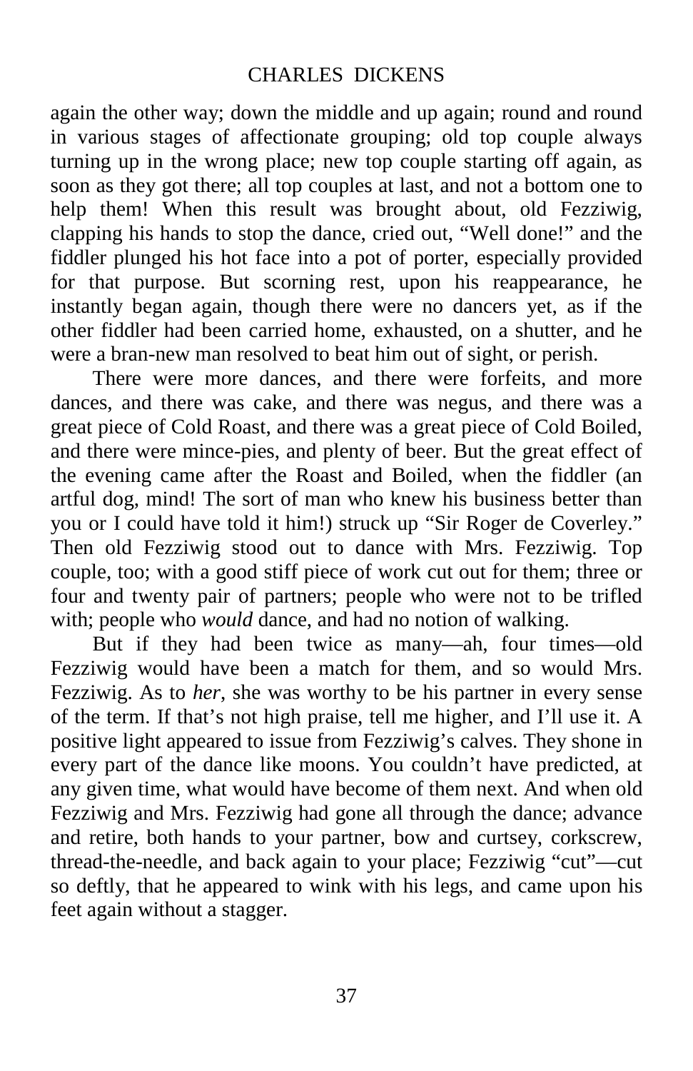again the other way; down the middle and up again; round and round in various stages of affectionate grouping; old top couple always turning up in the wrong place; new top couple starting off again, as soon as they got there; all top couples at last, and not a bottom one to help them! When this result was brought about, old Fezziwig, clapping his hands to stop the dance, cried out, "Well done!" and the fiddler plunged his hot face into a pot of porter, especially provided for that purpose. But scorning rest, upon his reappearance, he instantly began again, though there were no dancers yet, as if the other fiddler had been carried home, exhausted, on a shutter, and he were a bran-new man resolved to beat him out of sight, or perish.

There were more dances, and there were forfeits, and more dances, and there was cake, and there was negus, and there was a great piece of Cold Roast, and there was a great piece of Cold Boiled, and there were mince-pies, and plenty of beer. But the great effect of the evening came after the Roast and Boiled, when the fiddler (an artful dog, mind! The sort of man who knew his business better than you or I could have told it him!) struck up "Sir Roger de Coverley." Then old Fezziwig stood out to dance with Mrs. Fezziwig. Top couple, too; with a good stiff piece of work cut out for them; three or four and twenty pair of partners; people who were not to be trifled with; people who *would* dance, and had no notion of walking.

But if they had been twice as many—ah, four times—old Fezziwig would have been a match for them, and so would Mrs. Fezziwig. As to *her*, she was worthy to be his partner in every sense of the term. If that's not high praise, tell me higher, and I'll use it. A positive light appeared to issue from Fezziwig's calves. They shone in every part of the dance like moons. You couldn't have predicted, at any given time, what would have become of them next. And when old Fezziwig and Mrs. Fezziwig had gone all through the dance; advance and retire, both hands to your partner, bow and curtsey, corkscrew, thread-the-needle, and back again to your place; Fezziwig "cut"—cut so deftly, that he appeared to wink with his legs, and came upon his feet again without a stagger.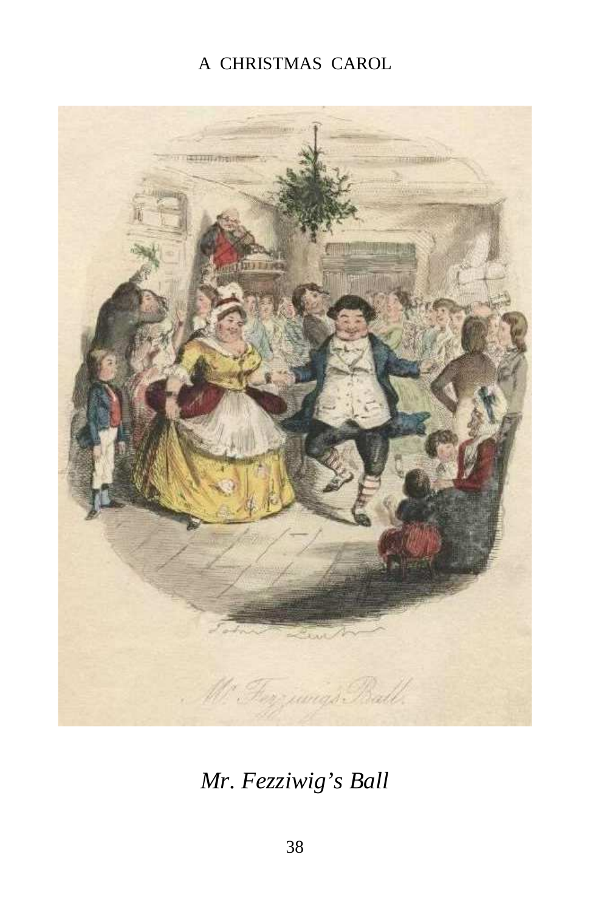*Mr. Fezziwig's Ball*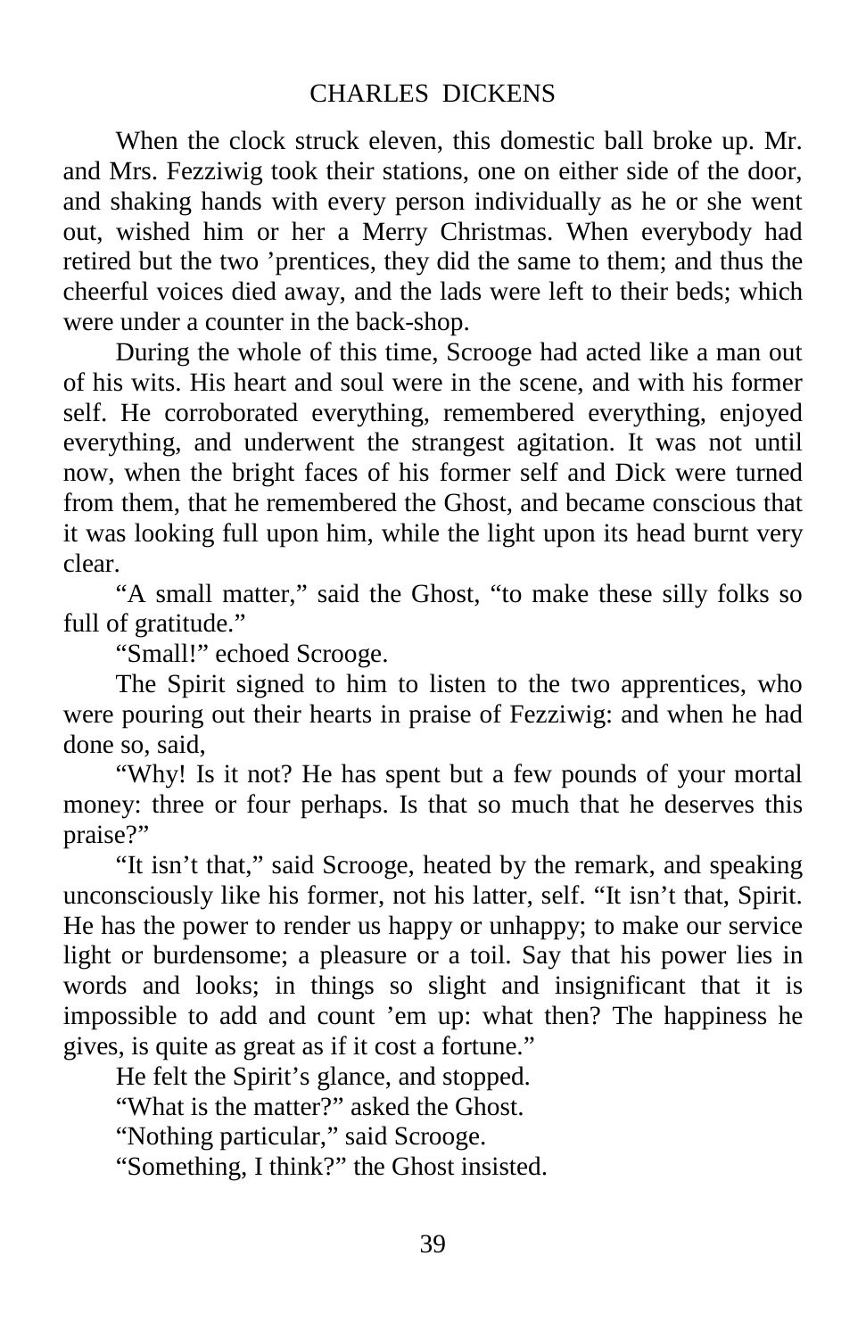When the clock struck eleven, this domestic ball broke up. Mr. and Mrs. Fezziwig took their stations, one on either side of the door, and shaking hands with every person individually as he or she went out, wished him or her a Merry Christmas. When everybody had retired but the two 'prentices, they did the same to them; and thus the cheerful voices died away, and the lads were left to their beds; which were under a counter in the back-shop.

During the whole of this time, Scrooge had acted like a man out of his wits. His heart and soul were in the scene, and with his former self. He corroborated everything, remembered everything, enjoyed everything, and underwent the strangest agitation. It was not until now, when the bright faces of his former self and Dick were turned from them, that he remembered the Ghost, and became conscious that it was looking full upon him, while the light upon its head burnt very clear.

"A small matter," said the Ghost, "to make these silly folks so full of gratitude."

"Small!" echoed Scrooge.

The Spirit signed to him to listen to the two apprentices, who were pouring out their hearts in praise of Fezziwig: and when he had done so, said,

"Why! Is it not? He has spent but a few pounds of your mortal money: three or four perhaps. Is that so much that he deserves this praise?"

"It isn't that," said Scrooge, heated by the remark, and speaking unconsciously like his former, not his latter, self. "It isn't that, Spirit. He has the power to render us happy or unhappy; to make our service light or burdensome; a pleasure or a toil. Say that his power lies in words and looks; in things so slight and insignificant that it is impossible to add and count 'em up: what then? The happiness he gives, is quite as great as if it cost a fortune."

He felt the Spirit's glance, and stopped.

"What is the matter?" asked the Ghost.

"Nothing particular," said Scrooge.

"Something, I think?" the Ghost insisted.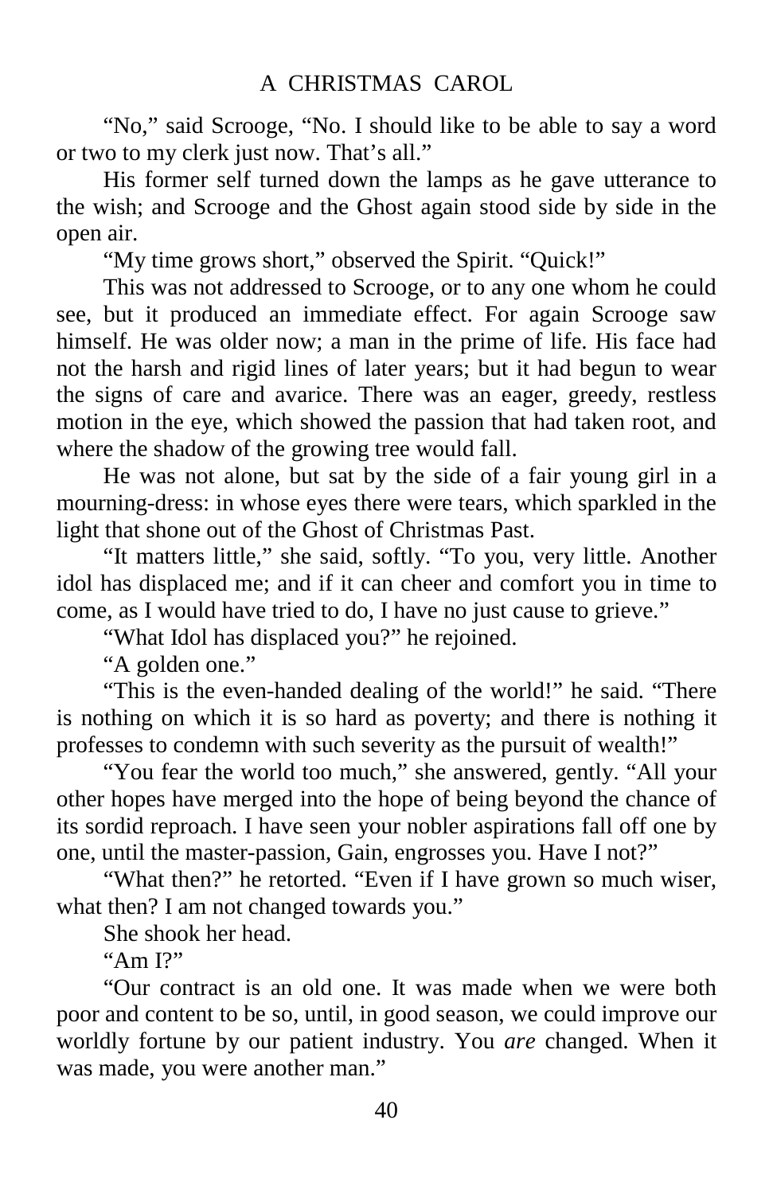"No," said Scrooge, "No. I should like to be able to say a word or two to my clerk just now. That's all."

His former self turned down the lamps as he gave utterance to the wish; and Scrooge and the Ghost again stood side by side in the open air.

"My time grows short," observed the Spirit. "Quick!"

This was not addressed to Scrooge, or to any one whom he could see, but it produced an immediate effect. For again Scrooge saw himself. He was older now; a man in the prime of life. His face had not the harsh and rigid lines of later years; but it had begun to wear the signs of care and avarice. There was an eager, greedy, restless motion in the eye, which showed the passion that had taken root, and where the shadow of the growing tree would fall.

He was not alone, but sat by the side of a fair young girl in a mourning-dress: in whose eyes there were tears, which sparkled in the light that shone out of the Ghost of Christmas Past.

"It matters little," she said, softly. "To you, very little. Another idol has displaced me; and if it can cheer and comfort you in time to come, as I would have tried to do, I have no just cause to grieve."

"What Idol has displaced you?" he rejoined.

"A golden one."

"This is the even-handed dealing of the world!" he said. "There is nothing on which it is so hard as poverty; and there is nothing it professes to condemn with such severity as the pursuit of wealth!"

"You fear the world too much," she answered, gently. "All your other hopes have merged into the hope of being beyond the chance of its sordid reproach. I have seen your nobler aspirations fall off one by one, until the master-passion, Gain, engrosses you. Have I not?"

"What then?" he retorted. "Even if I have grown so much wiser, what then? I am not changed towards you."

She shook her head.

"Am I?"

"Our contract is an old one. It was made when we were both poor and content to be so, until, in good season, we could improve our worldly fortune by our patient industry. You *are* changed. When it was made, you were another man."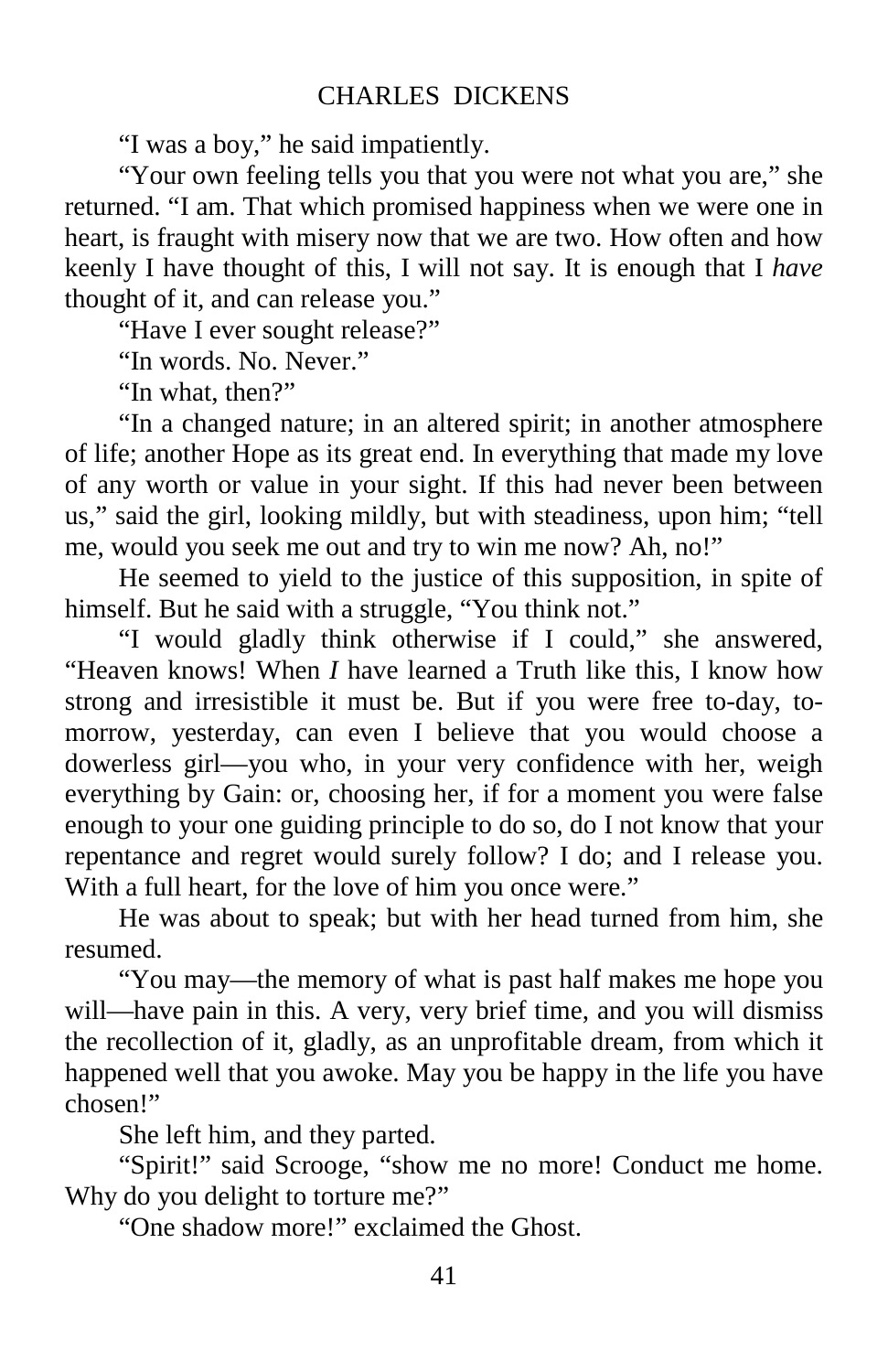"I was a boy," he said impatiently.

"Your own feeling tells you that you were not what you are," she returned. "I am. That which promised happiness when we were one in heart, is fraught with misery now that we are two. How often and how keenly I have thought of this, I will not say. It is enough that I *have* thought of it, and can release you."

"Have I ever sought release?"

"In words. No. Never."

"In what, then?"

"In a changed nature; in an altered spirit; in another atmosphere of life; another Hope as its great end. In everything that made my love of any worth or value in your sight. If this had never been between us," said the girl, looking mildly, but with steadiness, upon him; "tell me, would you seek me out and try to win me now? Ah, no!"

He seemed to yield to the justice of this supposition, in spite of himself. But he said with a struggle, "You think not."

"I would gladly think otherwise if I could," she answered, "Heaven knows! When *I* have learned a Truth like this, I know how strong and irresistible it must be. But if you were free to-day, to-morrow, yesterday, can even I believe that you would choose a dowerless girl—you who, in your very confidence with her, weigh everything by Gain: or, choosing her, if for a moment you were false enough to your one guiding principle to do so, do I not know that your repentance and regret would surely follow? I do; and I release you. With a full heart, for the love of him you once were."

He was about to speak; but with her head turned from him, she resumed.

"You may—the memory of what is past half makes me hope you will—have pain in this. A very, very brief time, and you will dismiss the recollection of it, gladly, as an unprofitable dream, from which it happened well that you awoke. May you be happy in the life you have chosen!"

She left him, and they parted.

"Spirit!" said Scrooge, "show me no more! Conduct me home. Why do you delight to torture me?"

"One shadow more!" exclaimed the Ghost.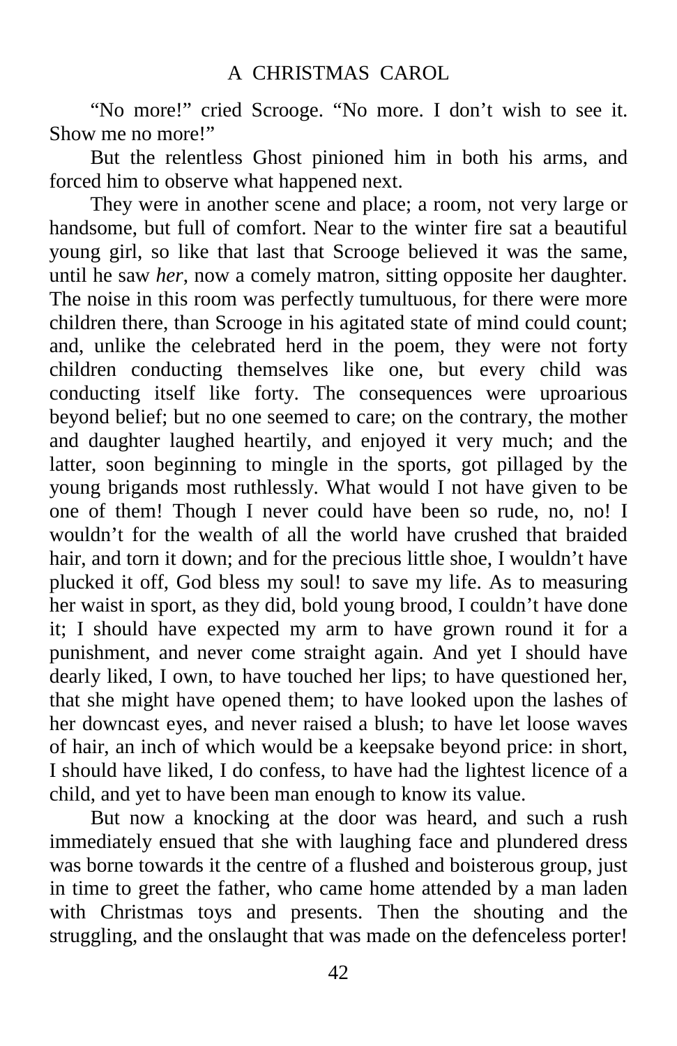"No more!" cried Scrooge. "No more. I don't wish to see it. Show me no more!"

But the relentless Ghost pinioned him in both his arms, and forced him to observe what happened next.

They were in another scene and place; a room, not very large or handsome, but full of comfort. Near to the winter fire sat a beautiful young girl, so like that last that Scrooge believed it was the same, until he saw *her*, now a comely matron, sitting opposite her daughter. The noise in this room was perfectly tumultuous, for there were more children there, than Scrooge in his agitated state of mind could count; and, unlike the celebrated herd in the poem, they were not forty children conducting themselves like one, but every child was conducting itself like forty. The consequences were uproarious beyond belief; but no one seemed to care; on the contrary, the mother and daughter laughed heartily, and enjoyed it very much; and the latter, soon beginning to mingle in the sports, got pillaged by the young brigands most ruthlessly. What would I not have given to be one of them! Though I never could have been so rude, no, no! I wouldn't for the wealth of all the world have crushed that braided hair, and torn it down; and for the precious little shoe, I wouldn't have plucked it off, God bless my soul! to save my life. As to measuring her waist in sport, as they did, bold young brood, I couldn't have done it; I should have expected my arm to have grown round it for a punishment, and never come straight again. And yet I should have dearly liked, I own, to have touched her lips; to have questioned her, that she might have opened them; to have looked upon the lashes of her downcast eyes, and never raised a blush; to have let loose waves of hair, an inch of which would be a keepsake beyond price: in short, I should have liked, I do confess, to have had the lightest licence of a child, and yet to have been man enough to know its value.

But now a knocking at the door was heard, and such a rush immediately ensued that she with laughing face and plundered dress was borne towards it the centre of a flushed and boisterous group, just in time to greet the father, who came home attended by a man laden with Christmas toys and presents. Then the shouting and the struggling, and the onslaught that was made on the defenceless porter!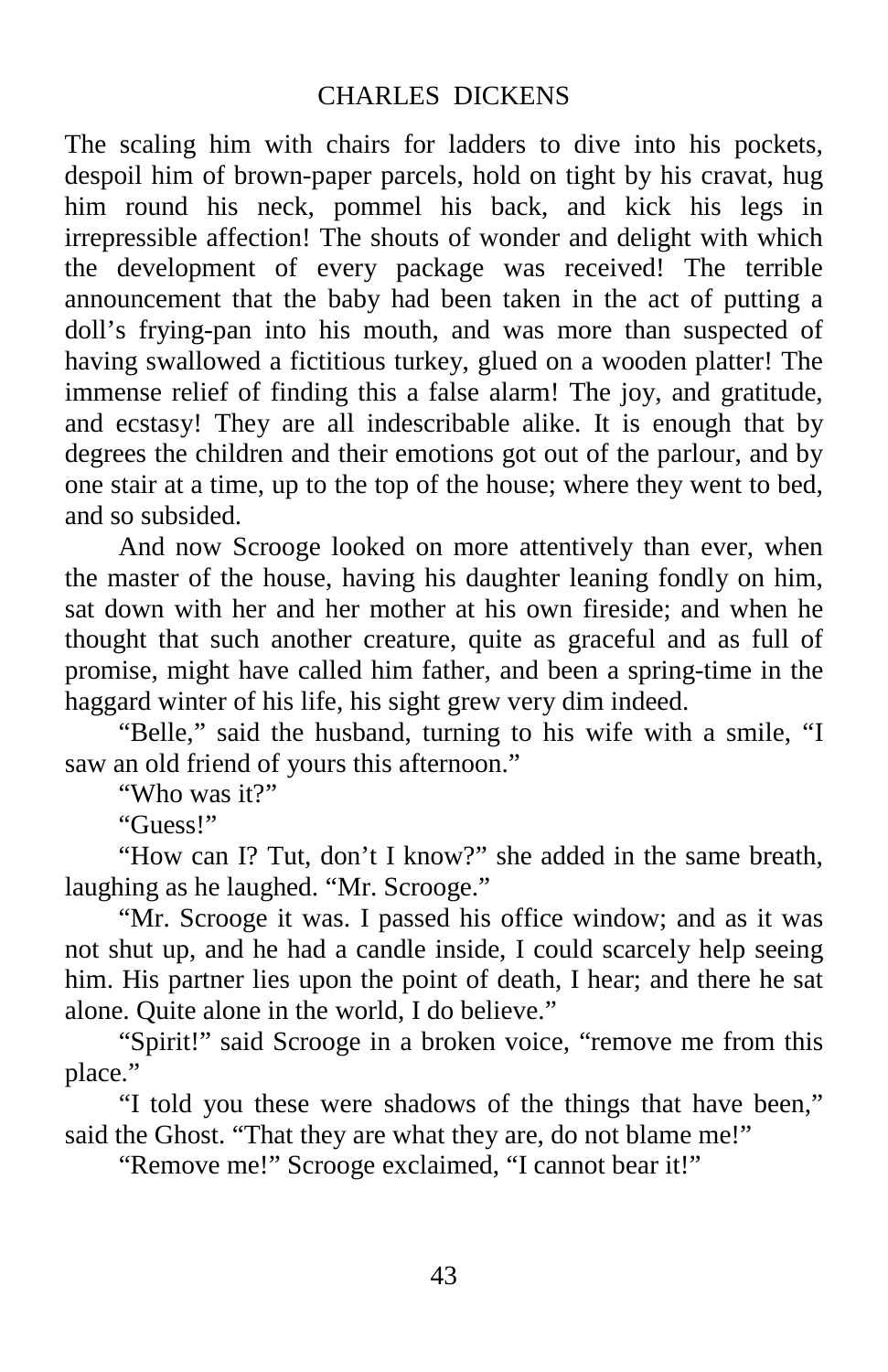The scaling him with chairs for ladders to dive into his pockets, despoil him of brown-paper parcels, hold on tight by his cravat, hug him round his neck, pommel his back, and kick his legs in irrepressible affection! The shouts of wonder and delight with which the development of every package was received! The terrible announcement that the baby had been taken in the act of putting a doll's frying-pan into his mouth, and was more than suspected of having swallowed a fictitious turkey, glued on a wooden platter! The immense relief of finding this a false alarm! The joy, and gratitude, and ecstasy! They are all indescribable alike. It is enough that by degrees the children and their emotions got out of the parlour, and by one stair at a time, up to the top of the house; where they went to bed, and so subsided.

And now Scrooge looked on more attentively than ever, when the master of the house, having his daughter leaning fondly on him, sat down with her and her mother at his own fireside; and when he thought that such another creature, quite as graceful and as full of promise, might have called him father, and been a spring-time in the haggard winter of his life, his sight grew very dim indeed.

"Belle," said the husband, turning to his wife with a smile, "I saw an old friend of yours this afternoon."

"Who was it?"

"Guess!"

"How can I? Tut, don't I know?" she added in the same breath, laughing as he laughed. "Mr. Scrooge."

"Mr. Scrooge it was. I passed his office window; and as it was not shut up, and he had a candle inside, I could scarcely help seeing him. His partner lies upon the point of death, I hear; and there he sat alone. Quite alone in the world, I do believe."

"Spirit!" said Scrooge in a broken voice, "remove me from this place."

"I told you these were shadows of the things that have been," said the Ghost. "That they are what they are, do not blame me!"

"Remove me!" Scrooge exclaimed, "I cannot bear it!"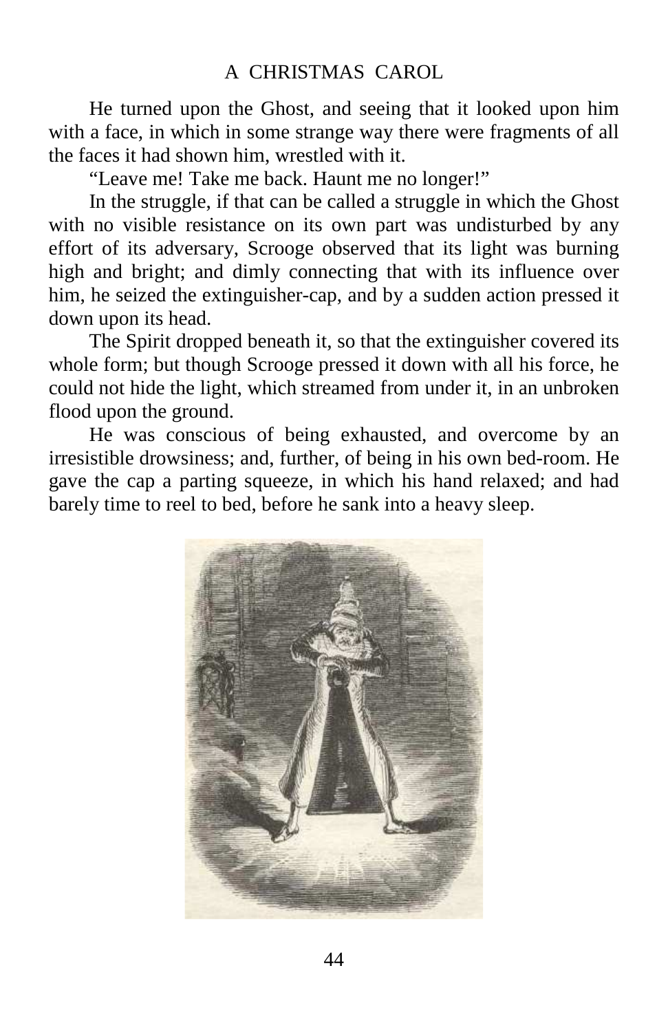He turned upon the Ghost, and seeing that it looked upon him with a face, in which in some strange way there were fragments of all the faces it had shown him, wrestled with it.

"Leave me! Take me back. Haunt me no longer!"

In the struggle, if that can be called a struggle in which the Ghost with no visible resistance on its own part was undisturbed by any effort of its adversary, Scrooge observed that its light was burning high and bright; and dimly connecting that with its influence over him, he seized the extinguisher-cap, and by a sudden action pressed it down upon its head.

The Spirit dropped beneath it, so that the extinguisher covered its whole form; but though Scrooge pressed it down with all his force, he could not hide the light, which streamed from under it, in an unbroken flood upon the ground.

He was conscious of being exhausted, and overcome by an irresistible drowsiness; and, further, of being in his own bed-room. He gave the cap a parting squeeze, in which his hand relaxed; and had barely time to reel to bed, before he sank into a heavy sleep.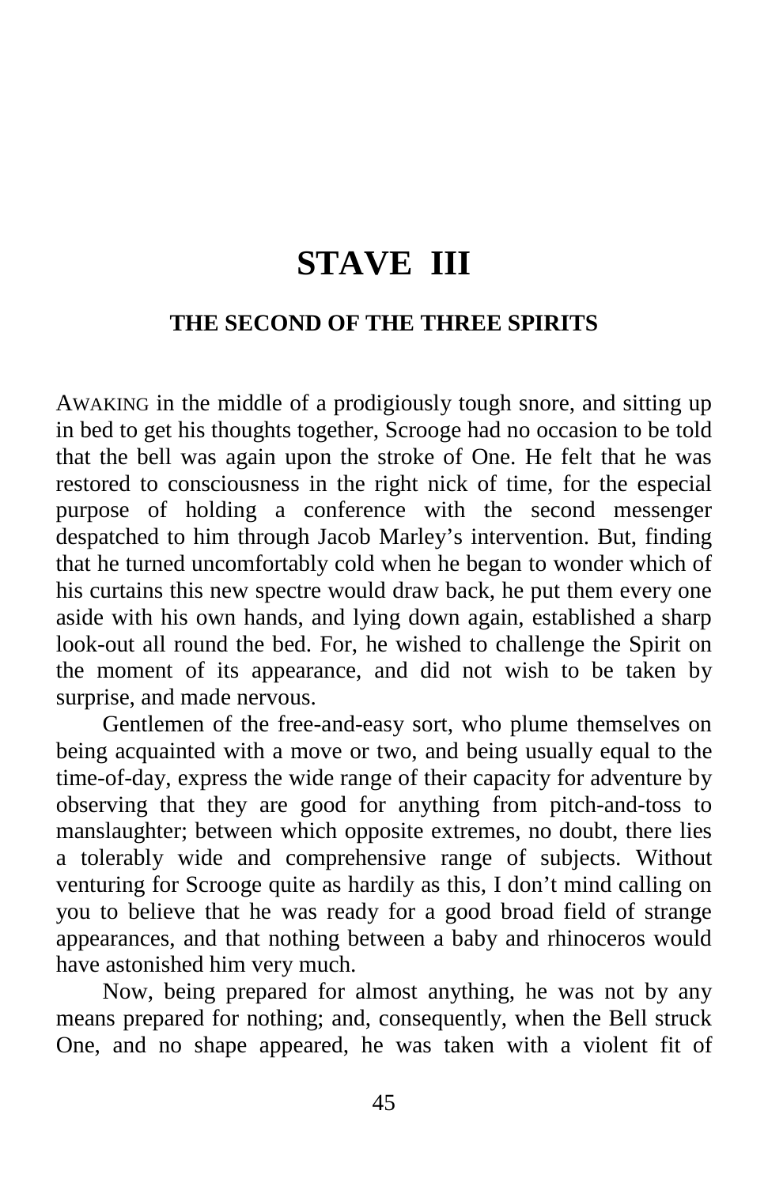# STAVE III

## THE SECOND OF THE THREE SPIRITS

AWAKING in the middle of a prodigiously tough snore, and sitting up in bed to get his thoughts together, Scrooge had no occasion to be told that the bell was again upon the stroke of One. He felt that he was restored to consciousness in the right nick of time, for the especial purpose of holding a conference with the second messenger despatched to him through Jacob Marley's intervention. But, finding that he turned uncomfortably cold when he began to wonder which of his curtains this new spectre would draw back, he put them every one aside with his own hands, and lying down again, established a sharp look-out all round the bed. For, he wished to challenge the Spirit on the moment of its appearance, and did not wish to be taken by surprise, and made nervous.

Gentlemen of the free-and-easy sort, who plume themselves on being acquainted with a move or two, and being usually equal to the time-of-day, express the wide range of their capacity for adventure by observing that they are good for anything from pitch-and-toss to manslaughter; between which opposite extremes, no doubt, there lies a tolerably wide and comprehensive range of subjects. Without venturing for Scrooge quite as hardily as this, I don't mind calling on you to believe that he was ready for a good broad field of strange appearances, and that nothing between a baby and rhinoceros would have astonished him very much.

Now, being prepared for almost anything, he was not by any means prepared for nothing; and, consequently, when the Bell struck One, and no shape appeared, he was taken with a violent fit of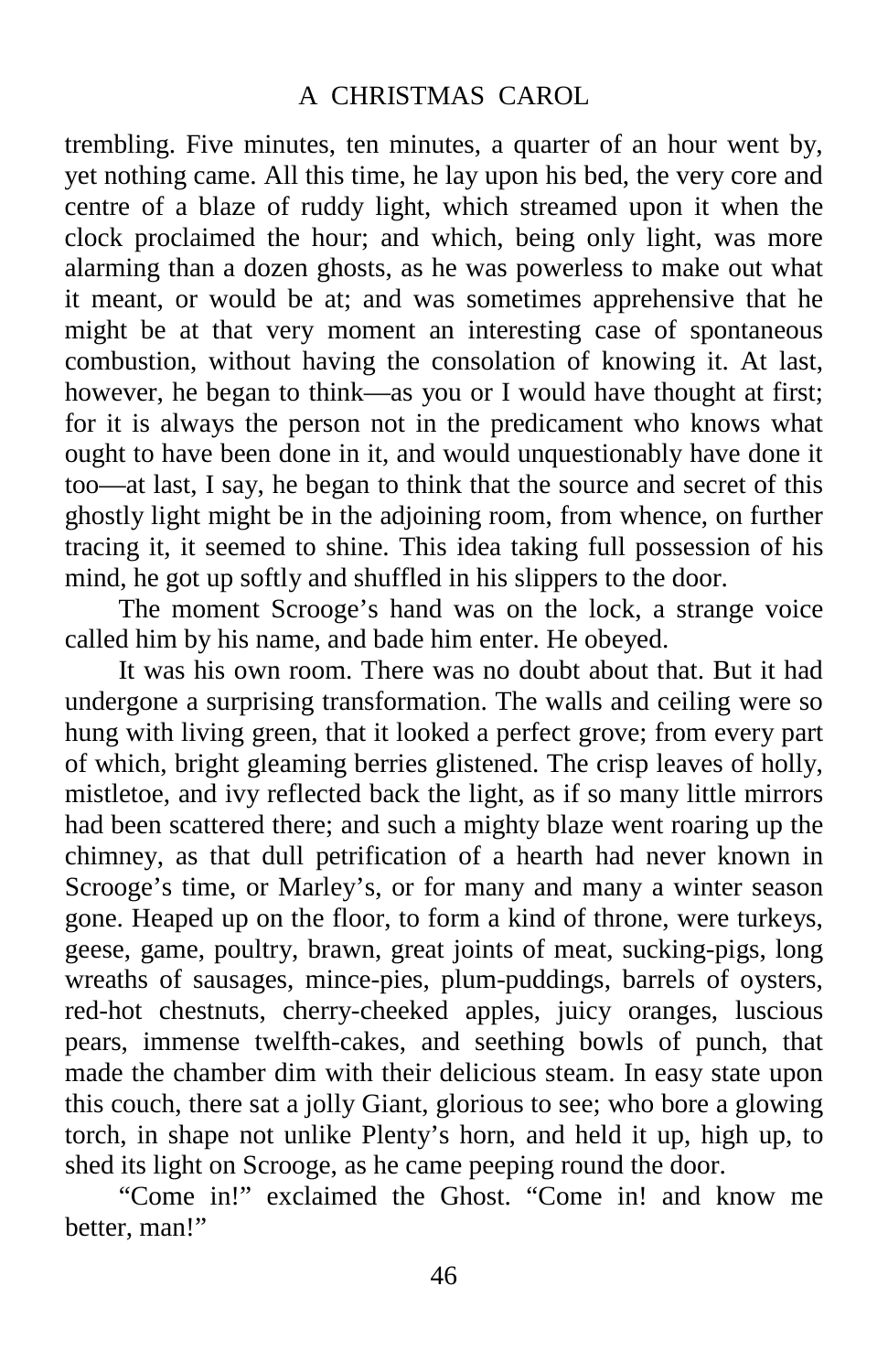trembling. Five minutes, ten minutes, a quarter of an hour went by, yet nothing came. All this time, he lay upon his bed, the very core and centre of a blaze of ruddy light, which streamed upon it when the clock proclaimed the hour; and which, being only light, was more alarming than a dozen ghosts, as he was powerless to make out what it meant, or would be at; and was sometimes apprehensive that he might be at that very moment an interesting case of spontaneous combustion, without having the consolation of knowing it. At last, however, he began to think—as you or I would have thought at first; for it is always the person not in the predicament who knows what ought to have been done in it, and would unquestionably have done it too—at last, I say, he began to think that the source and secret of this ghostly light might be in the adjoining room, from whence, on further tracing it, it seemed to shine. This idea taking full possession of his mind, he got up softly and shuffled in his slippers to the door.

The moment Scrooge's hand was on the lock, a strange voice called him by his name, and bade him enter. He obeyed.

It was his own room. There was no doubt about that. But it had undergone a surprising transformation. The walls and ceiling were so hung with living green, that it looked a perfect grove; from every part of which, bright gleaming berries glistened. The crisp leaves of holly, mistletoe, and ivy reflected back the light, as if so many little mirrors had been scattered there; and such a mighty blaze went roaring up the chimney, as that dull petrification of a hearth had never known in Scrooge's time, or Marley's, or for many and many a winter season gone. Heaped up on the floor, to form a kind of throne, were turkeys, geese, game, poultry, brawn, great joints of meat, sucking-pigs, long wreaths of sausages, mince-pies, plum-puddings, barrels of oysters, red-hot chestnuts, cherry-cheeked apples, juicy oranges, luscious pears, immense twelfth-cakes, and seething bowls of punch, that made the chamber dim with their delicious steam. In easy state upon this couch, there sat a jolly Giant, glorious to see; who bore a glowing torch, in shape not unlike Plenty's horn, and held it up, high up, to shed its light on Scrooge, as he came peeping round the door.

"Come in!" exclaimed the Ghost. "Come in! and know me better, man!"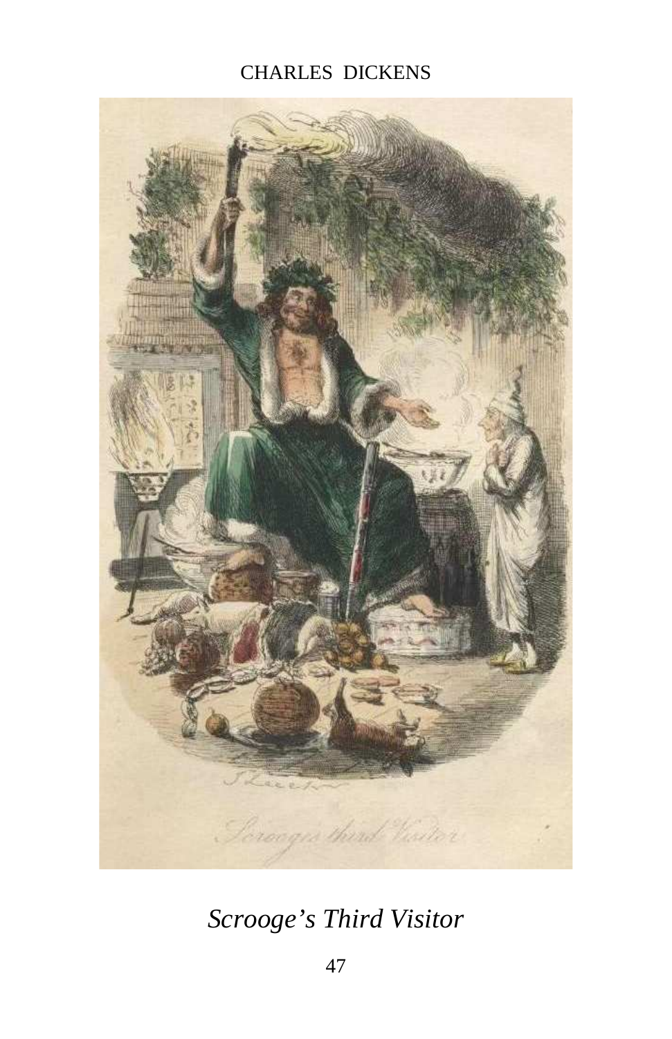*Scrooge's Third Visitor*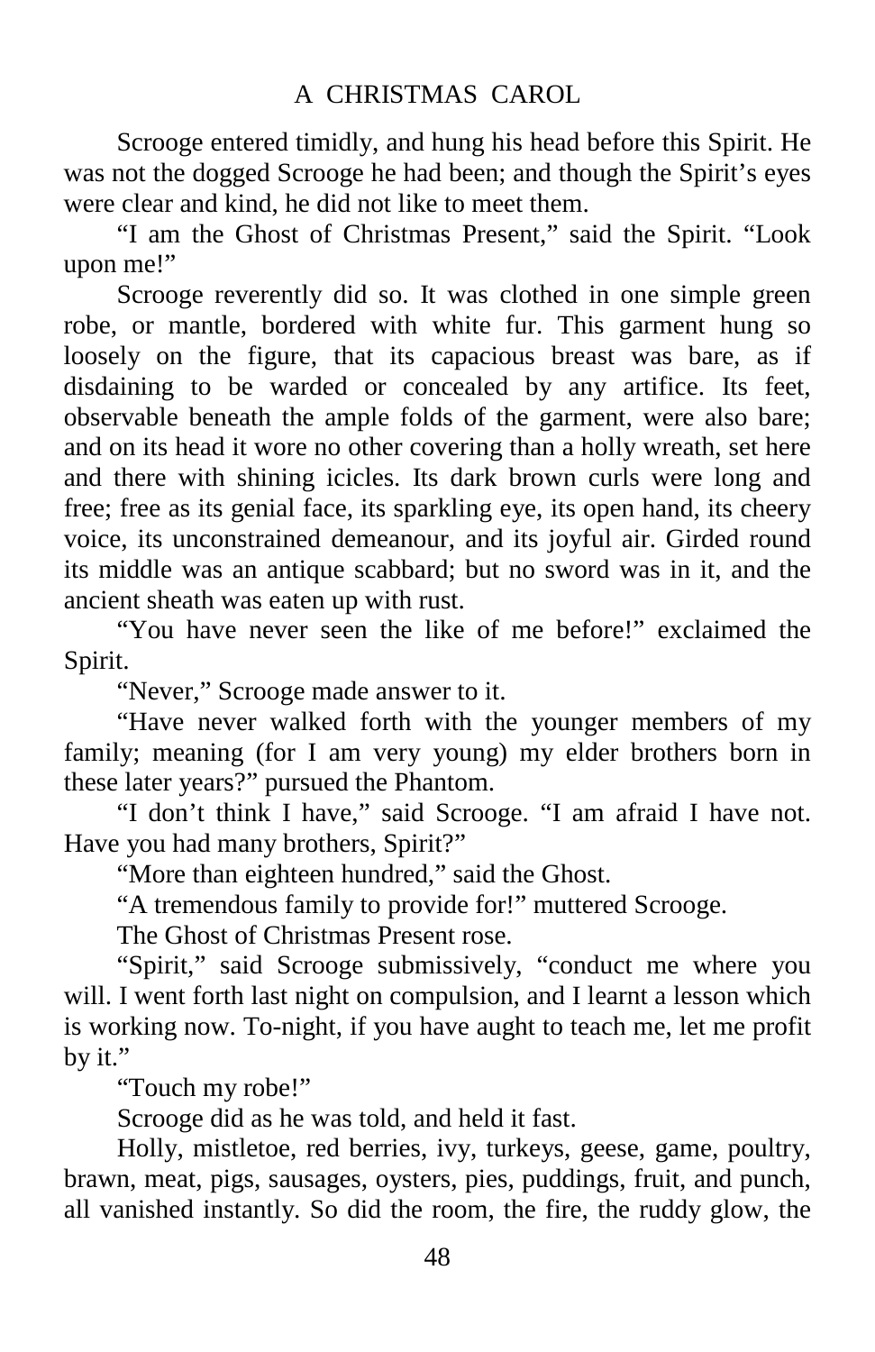Scrooge entered timidly, and hung his head before this Spirit. He was not the dogged Scrooge he had been; and though the Spirit's eyes were clear and kind, he did not like to meet them.

"I am the Ghost of Christmas Present," said the Spirit. "Look upon me!"

Scrooge reverently did so. It was clothed in one simple green robe, or mantle, bordered with white fur. This garment hung so loosely on the figure, that its capacious breast was bare, as if disdaining to be warded or concealed by any artifice. Its feet, observable beneath the ample folds of the garment, were also bare; and on its head it wore no other covering than a holly wreath, set here and there with shining icicles. Its dark brown curls were long and free; free as its genial face, its sparkling eye, its open hand, its cheery voice, its unconstrained demeanour, and its joyful air. Girded round its middle was an antique scabbard; but no sword was in it, and the ancient sheath was eaten up with rust.

"You have never seen the like of me before!" exclaimed the Spirit.

"Never," Scrooge made answer to it.

"Have never walked forth with the younger members of my family; meaning (for I am very young) my elder brothers born in these later years?" pursued the Phantom.

"I don't think I have," said Scrooge. "I am afraid I have not. Have you had many brothers, Spirit?"

"More than eighteen hundred," said the Ghost.

"A tremendous family to provide for!" muttered Scrooge.

The Ghost of Christmas Present rose.

"Spirit," said Scrooge submissively, "conduct me where you will. I went forth last night on compulsion, and I learnt a lesson which is working now. To-night, if you have aught to teach me, let me profit by it."

"Touch my robe!"

Scrooge did as he was told, and held it fast.

Holly, mistletoe, red berries, ivy, turkeys, geese, game, poultry, brawn, meat, pigs, sausages, oysters, pies, puddings, fruit, and punch, all vanished instantly. So did the room, the fire, the ruddy glow, the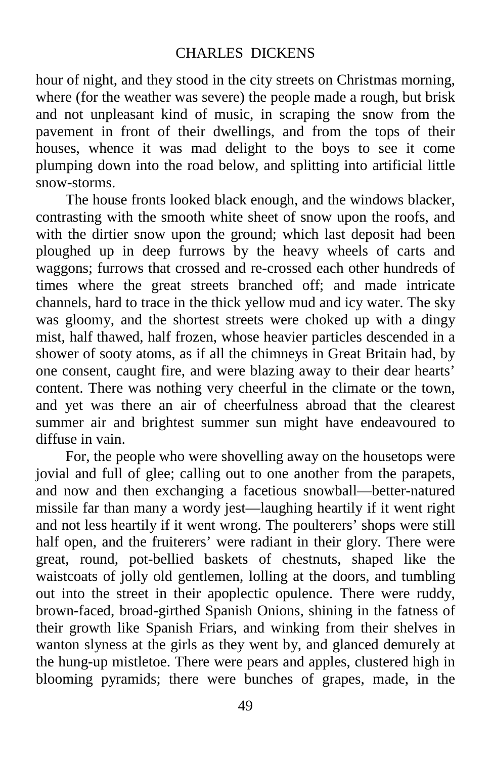hour of night, and they stood in the city streets on Christmas morning, where (for the weather was severe) the people made a rough, but brisk and not unpleasant kind of music, in scraping the snow from the pavement in front of their dwellings, and from the tops of their houses, whence it was mad delight to the boys to see it come plumping down into the road below, and splitting into artificial little snow-storms.

The house fronts looked black enough, and the windows blacker, contrasting with the smooth white sheet of snow upon the roofs, and with the dirtier snow upon the ground; which last deposit had been ploughed up in deep furrows by the heavy wheels of carts and waggons; furrows that crossed and re-crossed each other hundreds of times where the great streets branched off; and made intricate channels, hard to trace in the thick yellow mud and icy water. The sky was gloomy, and the shortest streets were choked up with a dingy mist, half thawed, half frozen, whose heavier particles descended in a shower of sooty atoms, as if all the chimneys in Great Britain had, by one consent, caught fire, and were blazing away to their dear hearts' content. There was nothing very cheerful in the climate or the town, and yet was there an air of cheerfulness abroad that the clearest summer air and brightest summer sun might have endeavoured to diffuse in vain.

For, the people who were shovelling away on the housetops were jovial and full of glee; calling out to one another from the parapets, and now and then exchanging a facetious snowball—better-natured missile far than many a wordy jest—laughing heartily if it went right and not less heartily if it went wrong. The poulterers' shops were still half open, and the fruiterers' were radiant in their glory. There were great, round, pot-bellied baskets of chestnuts, shaped like the waistcoats of jolly old gentlemen, lolling at the doors, and tumbling out into the street in their apoplectic opulence. There were ruddy, brown-faced, broad-girthed Spanish Onions, shining in the fatness of their growth like Spanish Friars, and winking from their shelves in wanton slyness at the girls as they went by, and glanced demurely at the hung-up mistletoe. There were pears and apples, clustered high in blooming pyramids; there were bunches of grapes, made, in the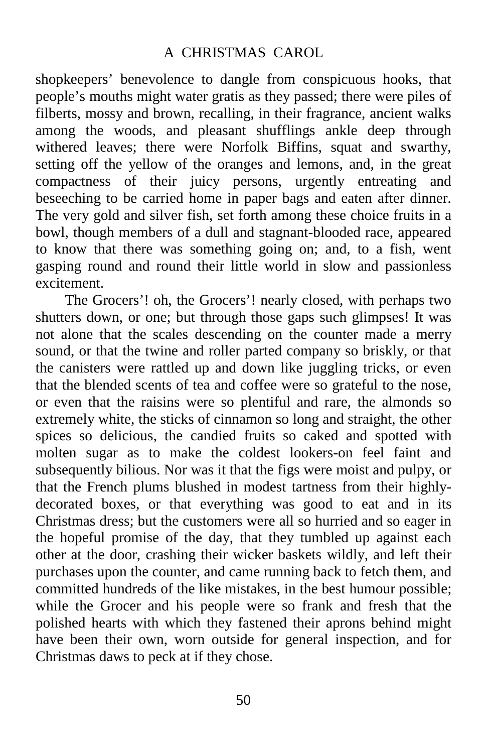shopkeepers’ benevolence to dangle from conspicuous hooks, that people’s mouths might water gratis as they passed; there were piles of filberts, mossy and brown, recalling, in their fragrance, ancient walks among the woods, and pleasant shufflings ankle deep through withered leaves; there were Norfolk Biffins, squat and swarthy, setting off the yellow of the oranges and lemons, and, in the great compactness of their juicy persons, urgently entreating and beseeching to be carried home in paper bags and eaten after dinner. The very gold and silver fish, set forth among these choice fruits in a bowl, though members of a dull and stagnant-blooded race, appeared to know that there was something going on; and, to a fish, went gasping round and round their little world in slow and passionless excitement.

The Grocers’! oh, the Grocers’! nearly closed, with perhaps two shutters down, or one; but through those gaps such glimpses! It was not alone that the scales descending on the counter made a merry sound, or that the twine and roller parted company so briskly, or that the canisters were rattled up and down like juggling tricks, or even that the blended scents of tea and coffee were so grateful to the nose, or even that the raisins were so plentiful and rare, the almonds so extremely white, the sticks of cinnamon so long and straight, the other spices so delicious, the candied fruits so caked and spotted with molten sugar as to make the coldest lookers-on feel faint and subsequently bilious. Nor was it that the figs were moist and pulpy, or that the French plums blushed in modest tartness from their highly-decorated boxes, or that everything was good to eat and in its Christmas dress; but the customers were all so hurried and so eager in the hopeful promise of the day, that they tumbled up against each other at the door, crashing their wicker baskets wildly, and left their purchases upon the counter, and came running back to fetch them, and committed hundreds of the like mistakes, in the best humour possible; while the Grocer and his people were so frank and fresh that the polished hearts with which they fastened their aprons behind might have been their own, worn outside for general inspection, and for Christmas daws to peck at if they chose.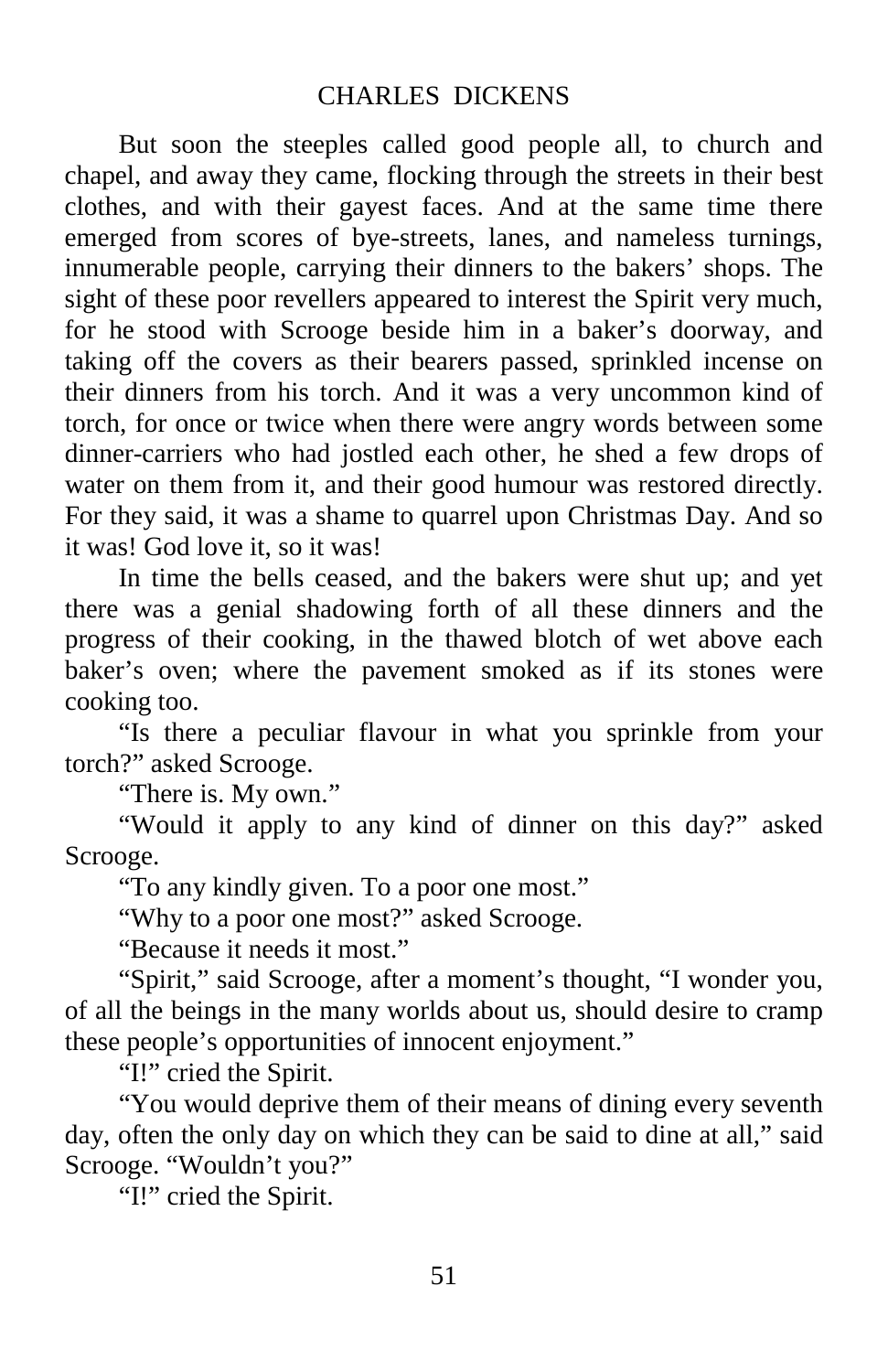But soon the steeples called good people all, to church and chapel, and away they came, flocking through the streets in their best clothes, and with their gayest faces. And at the same time there emerged from scores of bye-streets, lanes, and nameless turnings, innumerable people, carrying their dinners to the bakers' shops. The sight of these poor revellers appeared to interest the Spirit very much, for he stood with Scrooge beside him in a baker's doorway, and taking off the covers as their bearers passed, sprinkled incense on their dinners from his torch. And it was a very uncommon kind of torch, for once or twice when there were angry words between some dinner-carriers who had jostled each other, he shed a few drops of water on them from it, and their good humour was restored directly. For they said, it was a shame to quarrel upon Christmas Day. And so it was! God love it, so it was!

In time the bells ceased, and the bakers were shut up; and yet there was a genial shadowing forth of all these dinners and the progress of their cooking, in the thawed blotch of wet above each baker's oven; where the pavement smoked as if its stones were cooking too.

"Is there a peculiar flavour in what you sprinkle from your torch?" asked Scrooge.

"There is. My own."

"Would it apply to any kind of dinner on this day?" asked Scrooge.

"To any kindly given. To a poor one most."

"Why to a poor one most?" asked Scrooge.

"Because it needs it most."

"Spirit," said Scrooge, after a moment's thought, "I wonder you, of all the beings in the many worlds about us, should desire to cramp these people's opportunities of innocent enjoyment."

"I!" cried the Spirit.

"You would deprive them of their means of dining every seventh day, often the only day on which they can be said to dine at all," said Scrooge. "Wouldn't you?"

"I!" cried the Spirit.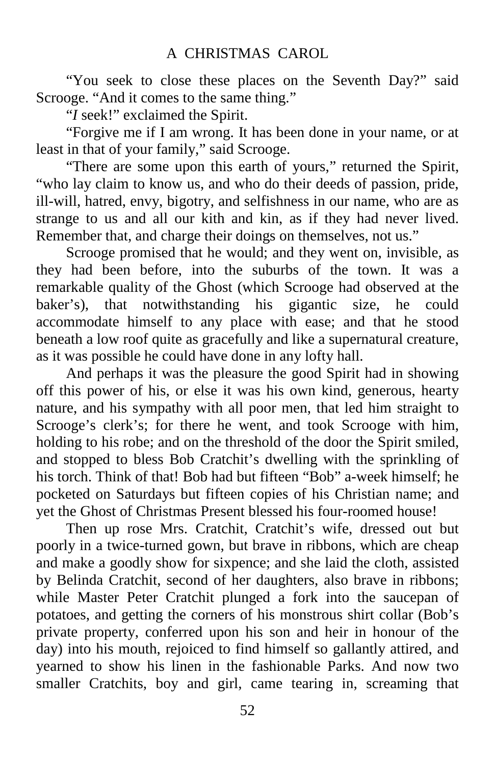"You seek to close these places on the Seventh Day?" said Scrooge. "And it comes to the same thing."

"*I* seek!" exclaimed the Spirit.

"Forgive me if I am wrong. It has been done in your name, or at least in that of your family," said Scrooge.

"There are some upon this earth of yours," returned the Spirit, "who lay claim to know us, and who do their deeds of passion, pride, ill-will, hatred, envy, bigotry, and selfishness in our name, who are as strange to us and all our kith and kin, as if they had never lived. Remember that, and charge their doings on themselves, not us."

Scrooge promised that he would; and they went on, invisible, as they had been before, into the suburbs of the town. It was a remarkable quality of the Ghost (which Scrooge had observed at the baker's), that notwithstanding his gigantic size, he could accommodate himself to any place with ease; and that he stood beneath a low roof quite as gracefully and like a supernatural creature, as it was possible he could have done in any lofty hall.

And perhaps it was the pleasure the good Spirit had in showing off this power of his, or else it was his own kind, generous, hearty nature, and his sympathy with all poor men, that led him straight to Scrooge's clerk's; for there he went, and took Scrooge with him, holding to his robe; and on the threshold of the door the Spirit smiled, and stopped to bless Bob Cratchit's dwelling with the sprinkling of his torch. Think of that! Bob had but fifteen "Bob" a-week himself; he pocketed on Saturdays but fifteen copies of his Christian name; and yet the Ghost of Christmas Present blessed his four-roomed house!

Then up rose Mrs. Cratchit, Cratchit's wife, dressed out but poorly in a twice-turned gown, but brave in ribbons, which are cheap and make a goodly show for sixpence; and she laid the cloth, assisted by Belinda Cratchit, second of her daughters, also brave in ribbons; while Master Peter Cratchit plunged a fork into the saucepan of potatoes, and getting the corners of his monstrous shirt collar (Bob's private property, conferred upon his son and heir in honour of the day) into his mouth, rejoiced to find himself so gallantly attired, and yearned to show his linen in the fashionable Parks. And now two smaller Cratchits, boy and girl, came tearing in, screaming that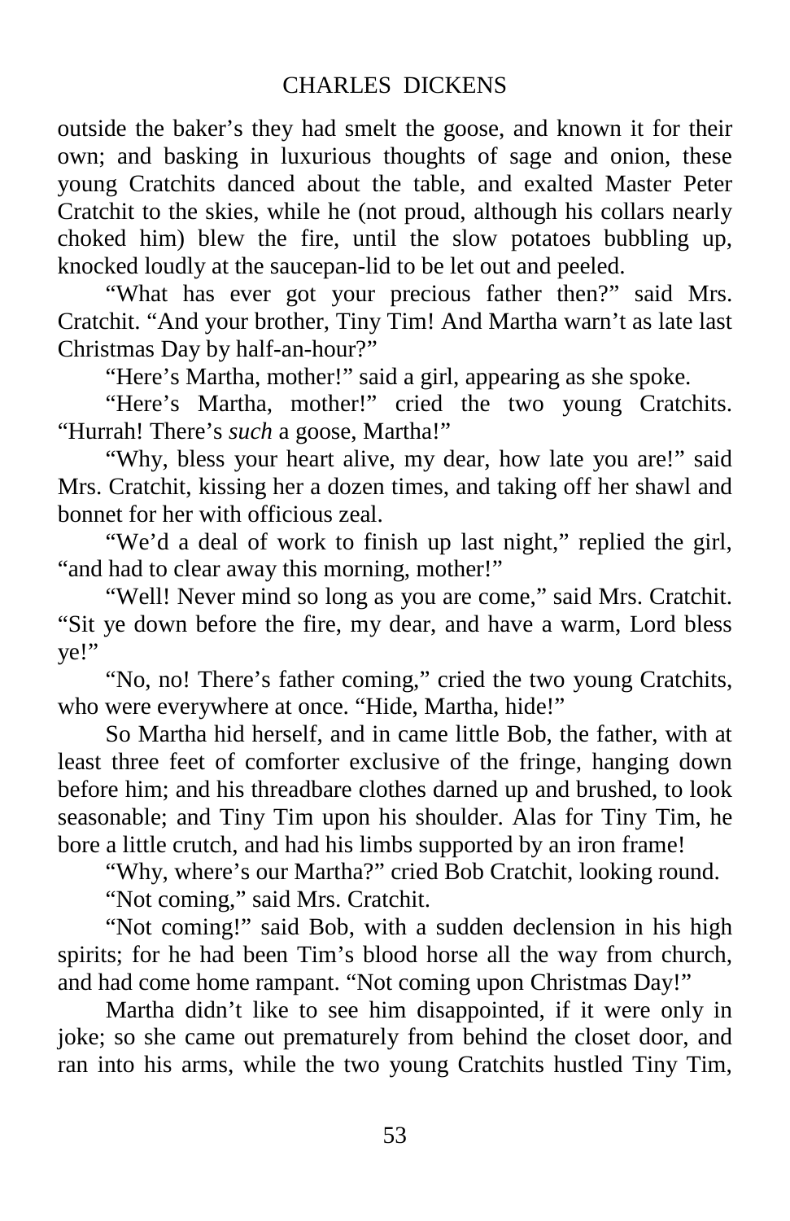outside the baker's they had smelt the goose, and known it for their own; and basking in luxurious thoughts of sage and onion, these young Cratchits danced about the table, and exalted Master Peter Cratchit to the skies, while he (not proud, although his collars nearly choked him) blew the fire, until the slow potatoes bubbling up, knocked loudly at the saucepan-lid to be let out and peeled.

"What has ever got your precious father then?" said Mrs. Cratchit. "And your brother, Tiny Tim! And Martha warn't as late last Christmas Day by half-an-hour?"

"Here's Martha, mother!" said a girl, appearing as she spoke.

"Here's Martha, mother!" cried the two young Cratchits. "Hurrah! There's *such* a goose, Martha!"

"Why, bless your heart alive, my dear, how late you are!" said Mrs. Cratchit, kissing her a dozen times, and taking off her shawl and bonnet for her with officious zeal.

"We'd a deal of work to finish up last night," replied the girl, "and had to clear away this morning, mother!"

"Well! Never mind so long as you are come," said Mrs. Cratchit. "Sit ye down before the fire, my dear, and have a warm, Lord bless ye!"

"No, no! There's father coming," cried the two young Cratchits, who were everywhere at once. "Hide, Martha, hide!"

So Martha hid herself, and in came little Bob, the father, with at least three feet of comforter exclusive of the fringe, hanging down before him; and his threadbare clothes darned up and brushed, to look seasonable; and Tiny Tim upon his shoulder. Alas for Tiny Tim, he bore a little crutch, and had his limbs supported by an iron frame!

"Why, where's our Martha?" cried Bob Cratchit, looking round.

"Not coming," said Mrs. Cratchit.

"Not coming!" said Bob, with a sudden declension in his high spirits; for he had been Tim's blood horse all the way from church, and had come home rampant. "Not coming upon Christmas Day!"

Martha didn't like to see him disappointed, if it were only in joke; so she came out prematurely from behind the closet door, and ran into his arms, while the two young Cratchits hustled Tiny Tim,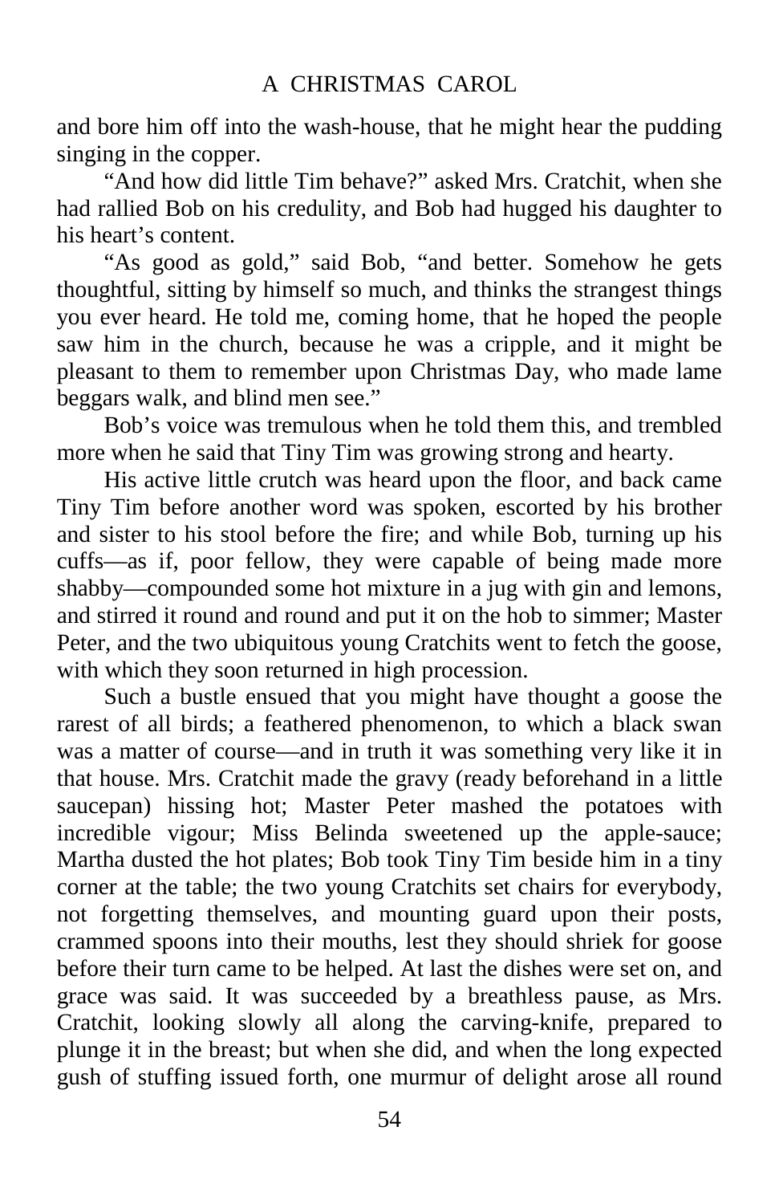and bore him off into the wash-house, that he might hear the pudding singing in the copper.

"And how did little Tim behave?" asked Mrs. Cratchit, when she had rallied Bob on his credulity, and Bob had hugged his daughter to his heart's content.

"As good as gold," said Bob, "and better. Somehow he gets thoughtful, sitting by himself so much, and thinks the strangest things you ever heard. He told me, coming home, that he hoped the people saw him in the church, because he was a cripple, and it might be pleasant to them to remember upon Christmas Day, who made lame beggars walk, and blind men see."

Bob's voice was tremulous when he told them this, and trembled more when he said that Tiny Tim was growing strong and hearty.

His active little crutch was heard upon the floor, and back came Tiny Tim before another word was spoken, escorted by his brother and sister to his stool before the fire; and while Bob, turning up his cuffs—as if, poor fellow, they were capable of being made more shabby—compounded some hot mixture in a jug with gin and lemons, and stirred it round and round and put it on the hob to simmer; Master Peter, and the two ubiquitous young Cratchits went to fetch the goose, with which they soon returned in high procession.

Such a bustle ensued that you might have thought a goose the rarest of all birds; a feathered phenomenon, to which a black swan was a matter of course—and in truth it was something very like it in that house. Mrs. Cratchit made the gravy (ready beforehand in a little saucepan) hissing hot; Master Peter mashed the potatoes with incredible vigour; Miss Belinda sweetened up the apple-sauce; Martha dusted the hot plates; Bob took Tiny Tim beside him in a tiny corner at the table; the two young Cratchits set chairs for everybody, not forgetting themselves, and mounting guard upon their posts, crammed spoons into their mouths, lest they should shriek for goose before their turn came to be helped. At last the dishes were set on, and grace was said. It was succeeded by a breathless pause, as Mrs. Cratchit, looking slowly all along the carving-knife, prepared to plunge it in the breast; but when she did, and when the long expected gush of stuffing issued forth, one murmur of delight arose all round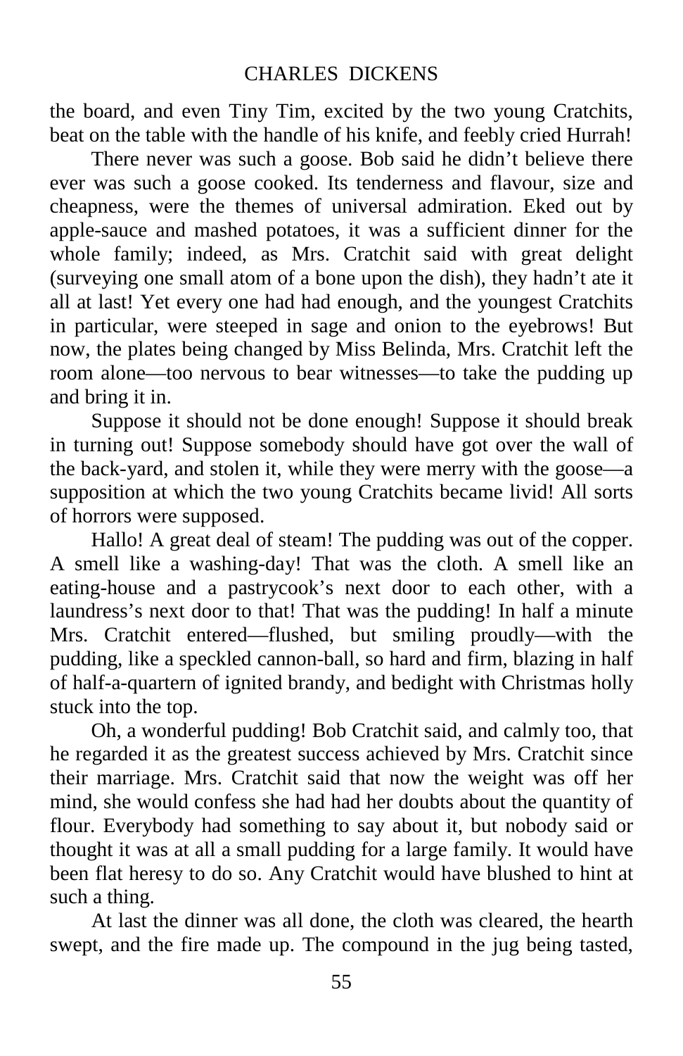the board, and even Tiny Tim, excited by the two young Cratchits, beat on the table with the handle of his knife, and feebly cried Hurrah!

There never was such a goose. Bob said he didn't believe there ever was such a goose cooked. Its tenderness and flavour, size and cheapness, were the themes of universal admiration. Eked out by apple-sauce and mashed potatoes, it was a sufficient dinner for the whole family; indeed, as Mrs. Cratchit said with great delight (surveying one small atom of a bone upon the dish), they hadn't ate it all at last! Yet every one had had enough, and the youngest Cratchits in particular, were steeped in sage and onion to the eyebrows! But now, the plates being changed by Miss Belinda, Mrs. Cratchit left the room alone—too nervous to bear witnesses—to take the pudding up and bring it in.

Suppose it should not be done enough! Suppose it should break in turning out! Suppose somebody should have got over the wall of the back-yard, and stolen it, while they were merry with the goose—a supposition at which the two young Cratchits became livid! All sorts of horrors were supposed.

Hallo! A great deal of steam! The pudding was out of the copper. A smell like a washing-day! That was the cloth. A smell like an eating-house and a pastrycook's next door to each other, with a laundress's next door to that! That was the pudding! In half a minute Mrs. Cratchit entered—flushed, but smiling proudly—with the pudding, like a speckled cannon-ball, so hard and firm, blazing in half of half-a-quartern of ignited brandy, and bedight with Christmas holly stuck into the top.

Oh, a wonderful pudding! Bob Cratchit said, and calmly too, that he regarded it as the greatest success achieved by Mrs. Cratchit since their marriage. Mrs. Cratchit said that now the weight was off her mind, she would confess she had had her doubts about the quantity of flour. Everybody had something to say about it, but nobody said or thought it was at all a small pudding for a large family. It would have been flat heresy to do so. Any Cratchit would have blushed to hint at such a thing.

At last the dinner was all done, the cloth was cleared, the hearth swept, and the fire made up. The compound in the jug being tasted,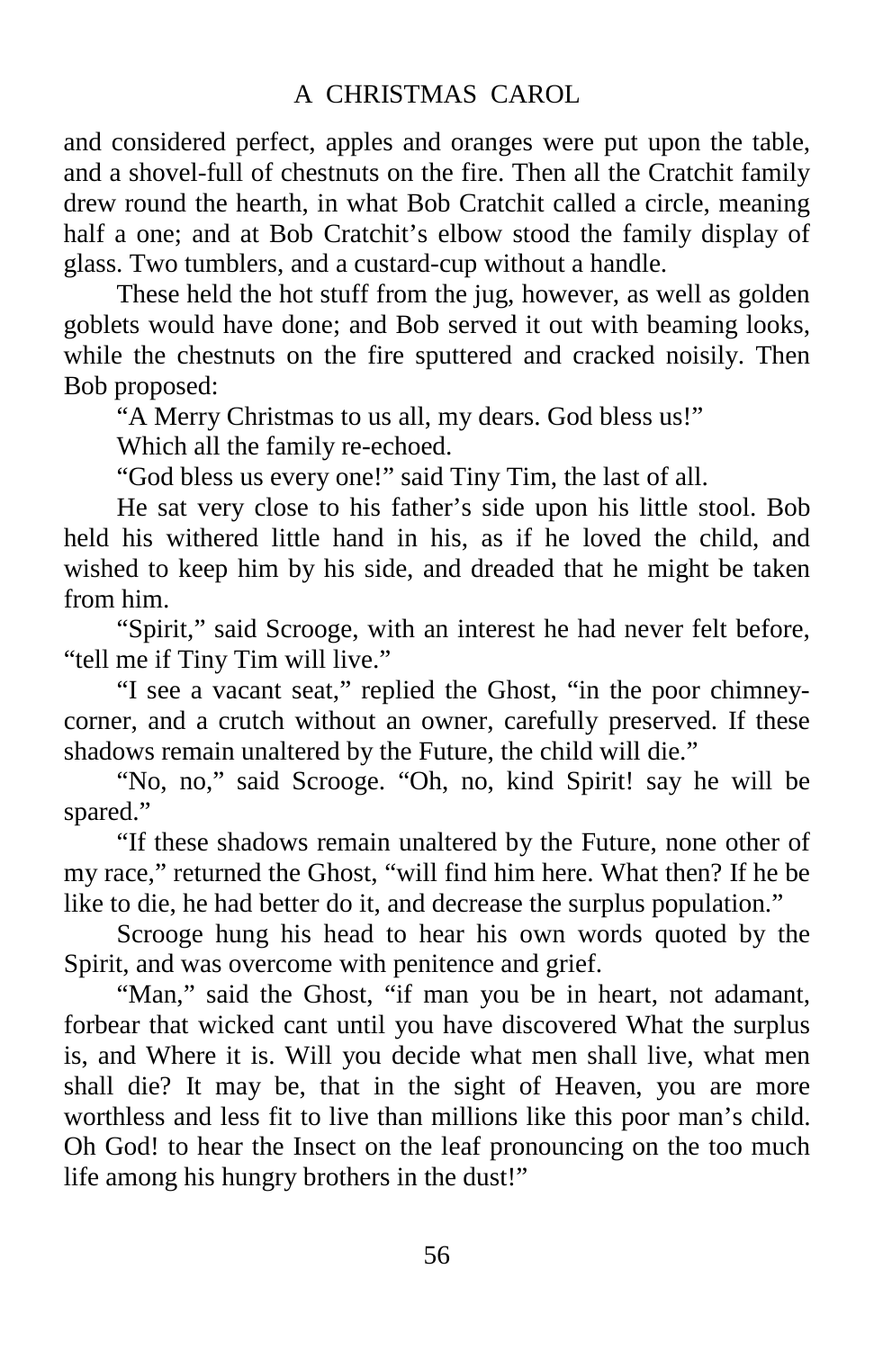and considered perfect, apples and oranges were put upon the table, and a shovel-full of chestnuts on the fire. Then all the Cratchit family drew round the hearth, in what Bob Cratchit called a circle, meaning half a one; and at Bob Cratchit's elbow stood the family display of glass. Two tumblers, and a custard-cup without a handle.

These held the hot stuff from the jug, however, as well as golden goblets would have done; and Bob served it out with beaming looks, while the chestnuts on the fire sputtered and cracked noisily. Then Bob proposed:

"A Merry Christmas to us all, my dears. God bless us!"

Which all the family re-echoed.

"God bless us every one!" said Tiny Tim, the last of all.

He sat very close to his father's side upon his little stool. Bob held his withered little hand in his, as if he loved the child, and wished to keep him by his side, and dreaded that he might be taken from him.

"Spirit," said Scrooge, with an interest he had never felt before, "tell me if Tiny Tim will live."

"I see a vacant seat," replied the Ghost, "in the poor chimney-corner, and a crutch without an owner, carefully preserved. If these shadows remain unaltered by the Future, the child will die."

"No, no," said Scrooge. "Oh, no, kind Spirit! say he will be spared."

"If these shadows remain unaltered by the Future, none other of my race," returned the Ghost, "will find him here. What then? If he be like to die, he had better do it, and decrease the surplus population."

Scrooge hung his head to hear his own words quoted by the Spirit, and was overcome with penitence and grief.

"Man," said the Ghost, "if man you be in heart, not adamant, forbear that wicked cant until you have discovered What the surplus is, and Where it is. Will you decide what men shall live, what men shall die? It may be, that in the sight of Heaven, you are more worthless and less fit to live than millions like this poor man's child. Oh God! to hear the Insect on the leaf pronouncing on the too much life among his hungry brothers in the dust!"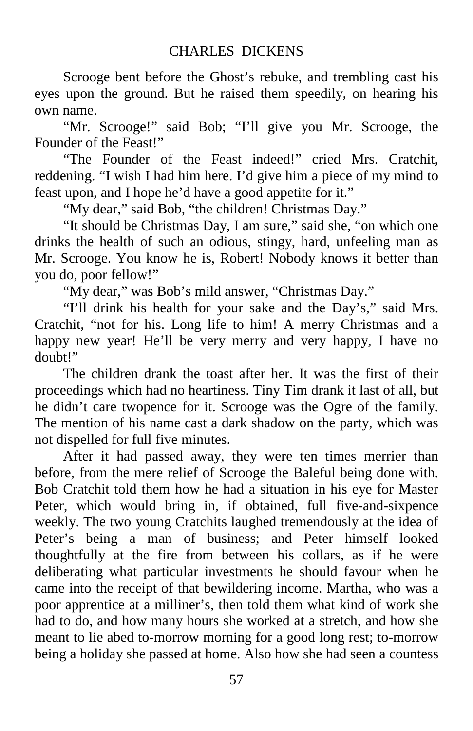Scrooge bent before the Ghost's rebuke, and trembling cast his eyes upon the ground. But he raised them speedily, on hearing his own name.

"Mr. Scrooge!" said Bob; "I'll give you Mr. Scrooge, the Founder of the Feast!"

"The Founder of the Feast indeed!" cried Mrs. Cratchit, reddening. "I wish I had him here. I'd give him a piece of my mind to feast upon, and I hope he'd have a good appetite for it."

"My dear," said Bob, "the children! Christmas Day."

"It should be Christmas Day, I am sure," said she, "on which one drinks the health of such an odious, stingy, hard, unfeeling man as Mr. Scrooge. You know he is, Robert! Nobody knows it better than you do, poor fellow!"

"My dear," was Bob's mild answer, "Christmas Day."

"I'll drink his health for your sake and the Day's," said Mrs. Cratchit, "not for his. Long life to him! A merry Christmas and a happy new year! He'll be very merry and very happy, I have no doubt!"

The children drank the toast after her. It was the first of their proceedings which had no heartiness. Tiny Tim drank it last of all, but he didn't care twopence for it. Scrooge was the Ogre of the family. The mention of his name cast a dark shadow on the party, which was not dispelled for full five minutes.

After it had passed away, they were ten times merrier than before, from the mere relief of Scrooge the Baleful being done with. Bob Cratchit told them how he had a situation in his eye for Master Peter, which would bring in, if obtained, full five-and-sixpence weekly. The two young Cratchits laughed tremendously at the idea of Peter's being a man of business; and Peter himself looked thoughtfully at the fire from between his collars, as if he were deliberating what particular investments he should favour when he came into the receipt of that bewildering income. Martha, who was a poor apprentice at a milliner's, then told them what kind of work she had to do, and how many hours she worked at a stretch, and how she meant to lie abed to-morrow morning for a good long rest; to-morrow being a holiday she passed at home. Also how she had seen a countess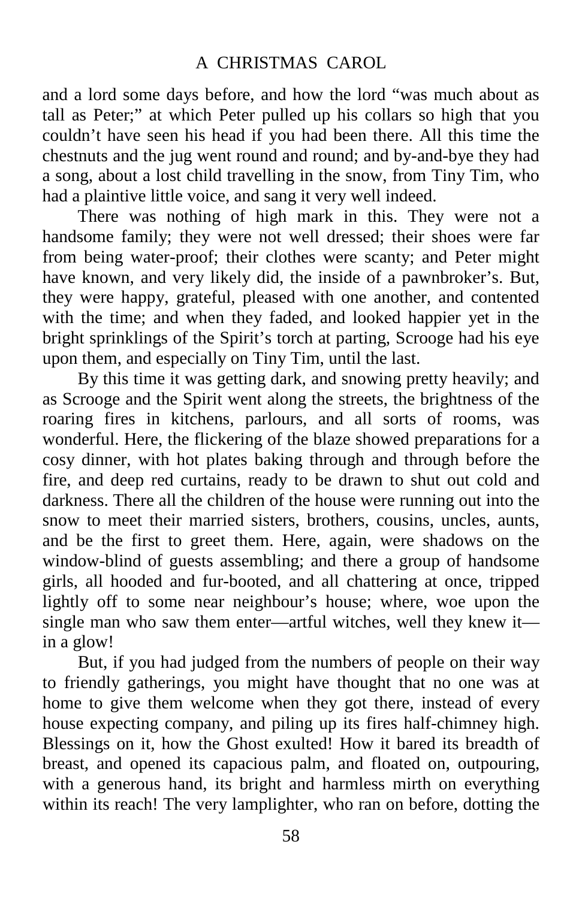and a lord some days before, and how the lord "was much about as tall as Peter;" at which Peter pulled up his collars so high that you couldn't have seen his head if you had been there. All this time the chestnuts and the jug went round and round; and by-and-bye they had a song, about a lost child travelling in the snow, from Tiny Tim, who had a plaintive little voice, and sang it very well indeed.

There was nothing of high mark in this. They were not a handsome family; they were not well dressed; their shoes were far from being water-proof; their clothes were scanty; and Peter might have known, and very likely did, the inside of a pawnbroker's. But, they were happy, grateful, pleased with one another, and contented with the time; and when they faded, and looked happier yet in the bright sprinklings of the Spirit's torch at parting, Scrooge had his eye upon them, and especially on Tiny Tim, until the last.

By this time it was getting dark, and snowing pretty heavily; and as Scrooge and the Spirit went along the streets, the brightness of the roaring fires in kitchens, parlours, and all sorts of rooms, was wonderful. Here, the flickering of the blaze showed preparations for a cosy dinner, with hot plates baking through and through before the fire, and deep red curtains, ready to be drawn to shut out cold and darkness. There all the children of the house were running out into the snow to meet their married sisters, brothers, cousins, uncles, aunts, and be the first to greet them. Here, again, were shadows on the window-blind of guests assembling; and there a group of handsome girls, all hooded and fur-booted, and all chattering at once, tripped lightly off to some near neighbour's house; where, woe upon the single man who saw them enter—artful witches, well they knew it—in a glow!

But, if you had judged from the numbers of people on their way to friendly gatherings, you might have thought that no one was at home to give them welcome when they got there, instead of every house expecting company, and piling up its fires half-chimney high. Blessings on it, how the Ghost exulted! How it bared its breadth of breast, and opened its capacious palm, and floated on, outpouring, with a generous hand, its bright and harmless mirth on everything within its reach! The very lamplighter, who ran on before, dotting the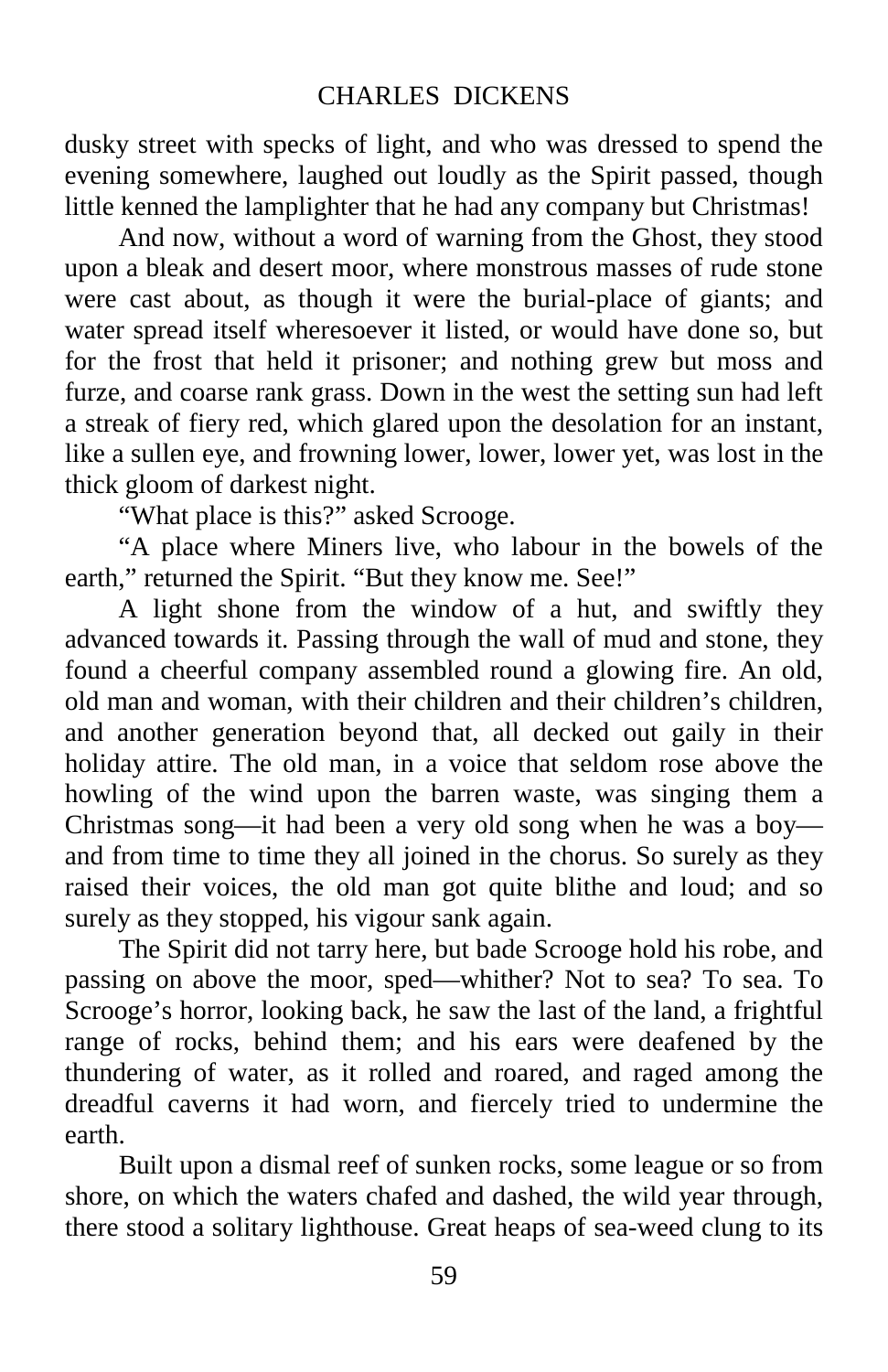dusky street with specks of light, and who was dressed to spend the evening somewhere, laughed out loudly as the Spirit passed, though little kenned the lamplighter that he had any company but Christmas!

And now, without a word of warning from the Ghost, they stood upon a bleak and desert moor, where monstrous masses of rude stone were cast about, as though it were the burial-place of giants; and water spread itself wheresoever it listed, or would have done so, but for the frost that held it prisoner; and nothing grew but moss and furze, and coarse rank grass. Down in the west the setting sun had left a streak of fiery red, which glared upon the desolation for an instant, like a sullen eye, and frowning lower, lower, lower yet, was lost in the thick gloom of darkest night.

"What place is this?" asked Scrooge.

"A place where Miners live, who labour in the bowels of the earth," returned the Spirit. "But they know me. See!"

A light shone from the window of a hut, and swiftly they advanced towards it. Passing through the wall of mud and stone, they found a cheerful company assembled round a glowing fire. An old, old man and woman, with their children and their children's children, and another generation beyond that, all decked out gaily in their holiday attire. The old man, in a voice that seldom rose above the howling of the wind upon the barren waste, was singing them a Christmas song—it had been a very old song when he was a boy—and from time to time they all joined in the chorus. So surely as they raised their voices, the old man got quite blithe and loud; and so surely as they stopped, his vigour sank again.

The Spirit did not tarry here, but bade Scrooge hold his robe, and passing on above the moor, sped—whither? Not to sea? To sea. To Scrooge's horror, looking back, he saw the last of the land, a frightful range of rocks, behind them; and his ears were deafened by the thundering of water, as it rolled and roared, and raged among the dreadful caverns it had worn, and fiercely tried to undermine the earth.

Built upon a dismal reef of sunken rocks, some league or so from shore, on which the waters chafed and dashed, the wild year through, there stood a solitary lighthouse. Great heaps of sea-weed clung to its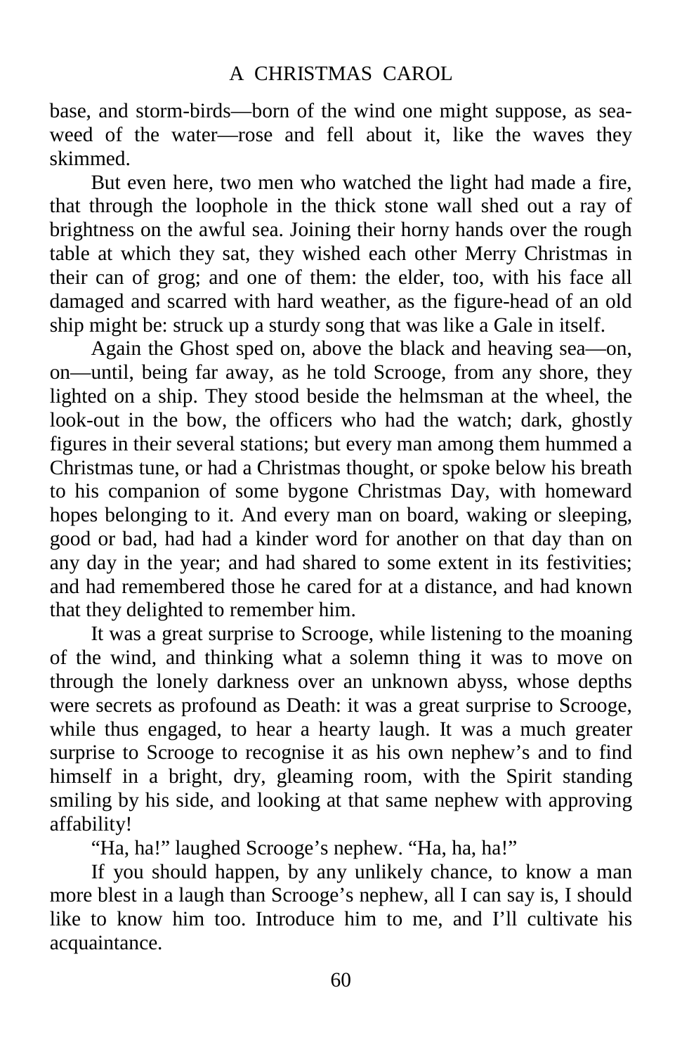base, and storm-birds—born of the wind one might suppose, as sea-weed of the water—rose and fell about it, like the waves they skimmed.

But even here, two men who watched the light had made a fire, that through the loophole in the thick stone wall shed out a ray of brightness on the awful sea. Joining their horny hands over the rough table at which they sat, they wished each other Merry Christmas in their can of grog; and one of them: the elder, too, with his face all damaged and scarred with hard weather, as the figure-head of an old ship might be: struck up a sturdy song that was like a Gale in itself.

Again the Ghost sped on, above the black and heaving sea—on, on—until, being far away, as he told Scrooge, from any shore, they lighted on a ship. They stood beside the helmsman at the wheel, the look-out in the bow, the officers who had the watch; dark, ghostly figures in their several stations; but every man among them hummed a Christmas tune, or had a Christmas thought, or spoke below his breath to his companion of some bygone Christmas Day, with homeward hopes belonging to it. And every man on board, waking or sleeping, good or bad, had had a kinder word for another on that day than on any day in the year; and had shared to some extent in its festivities; and had remembered those he cared for at a distance, and had known that they delighted to remember him.

It was a great surprise to Scrooge, while listening to the moaning of the wind, and thinking what a solemn thing it was to move on through the lonely darkness over an unknown abyss, whose depths were secrets as profound as Death: it was a great surprise to Scrooge, while thus engaged, to hear a hearty laugh. It was a much greater surprise to Scrooge to recognise it as his own nephew's and to find himself in a bright, dry, gleaming room, with the Spirit standing smiling by his side, and looking at that same nephew with approving affability!

"Ha, ha!" laughed Scrooge's nephew. "Ha, ha, ha!"

If you should happen, by any unlikely chance, to know a man more blest in a laugh than Scrooge's nephew, all I can say is, I should like to know him too. Introduce him to me, and I'll cultivate his acquaintance.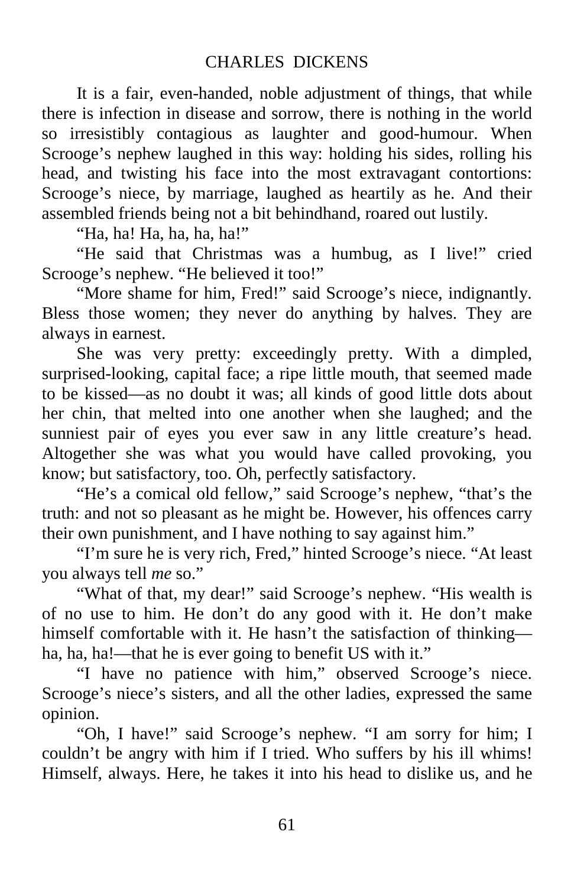It is a fair, even-handed, noble adjustment of things, that while there is infection in disease and sorrow, there is nothing in the world so irresistibly contagious as laughter and good-humour. When Scrooge's nephew laughed in this way: holding his sides, rolling his head, and twisting his face into the most extravagant contortions: Scrooge's niece, by marriage, laughed as heartily as he. And their assembled friends being not a bit behindhand, roared out lustily.

"Ha, ha! Ha, ha, ha, ha!"

"He said that Christmas was a humbug, as I live!" cried Scrooge's nephew. "He believed it too!"

"More shame for him, Fred!" said Scrooge's niece, indignantly. Bless those women; they never do anything by halves. They are always in earnest.

She was very pretty: exceedingly pretty. With a dimpled, surprised-looking, capital face; a ripe little mouth, that seemed made to be kissed—as no doubt it was; all kinds of good little dots about her chin, that melted into one another when she laughed; and the sunniest pair of eyes you ever saw in any little creature's head. Altogether she was what you would have called provoking, you know; but satisfactory, too. Oh, perfectly satisfactory.

"He's a comical old fellow," said Scrooge's nephew, "that's the truth: and not so pleasant as he might be. However, his offences carry their own punishment, and I have nothing to say against him."

"I'm sure he is very rich, Fred," hinted Scrooge's niece. "At least you always tell *me* so."

"What of that, my dear!" said Scrooge's nephew. "His wealth is of no use to him. He don't do any good with it. He don't make himself comfortable with it. He hasn't the satisfaction of thinking—ha, ha, ha!—that he is ever going to benefit US with it."

"I have no patience with him," observed Scrooge's niece. Scrooge's niece's sisters, and all the other ladies, expressed the same opinion.

"Oh, I have!" said Scrooge's nephew. "I am sorry for him; I couldn't be angry with him if I tried. Who suffers by his ill whims! Himself, always. Here, he takes it into his head to dislike us, and he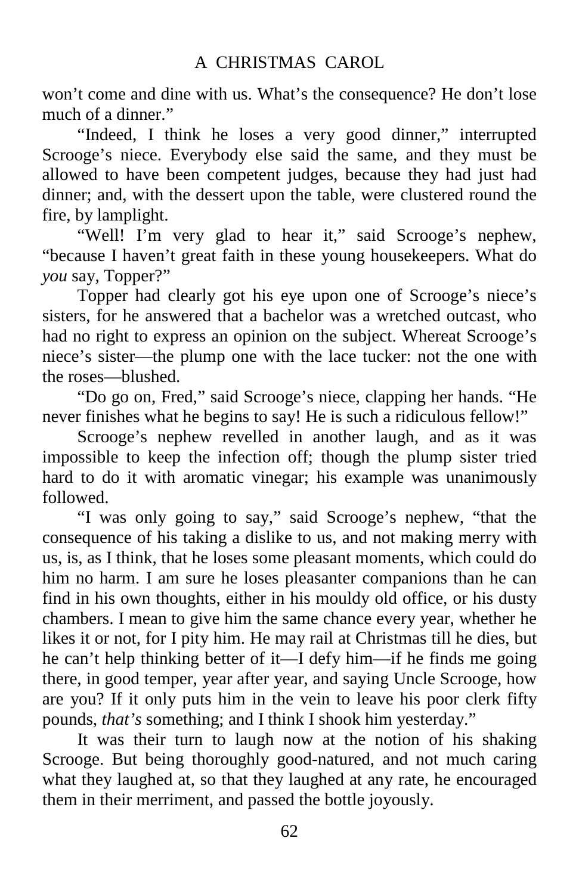won't come and dine with us. What's the consequence? He don't lose much of a dinner."

"Indeed, I think he loses a very good dinner," interrupted Scrooge's niece. Everybody else said the same, and they must be allowed to have been competent judges, because they had just had dinner; and, with the dessert upon the table, were clustered round the fire, by lamplight.

"Well! I'm very glad to hear it," said Scrooge's nephew, "because I haven't great faith in these young housekeepers. What do *you* say, Topper?"

Topper had clearly got his eye upon one of Scrooge's niece's sisters, for he answered that a bachelor was a wretched outcast, who had no right to express an opinion on the subject. Whereat Scrooge's niece's sister—the plump one with the lace tucker: not the one with the roses—blushed.

"Do go on, Fred," said Scrooge's niece, clapping her hands. "He never finishes what he begins to say! He is such a ridiculous fellow!"

Scrooge's nephew revelled in another laugh, and as it was impossible to keep the infection off; though the plump sister tried hard to do it with aromatic vinegar; his example was unanimously followed.

"I was only going to say," said Scrooge's nephew, "that the consequence of his taking a dislike to us, and not making merry with us, is, as I think, that he loses some pleasant moments, which could do him no harm. I am sure he loses pleasanter companions than he can find in his own thoughts, either in his mouldy old office, or his dusty chambers. I mean to give him the same chance every year, whether he likes it or not, for I pity him. He may rail at Christmas till he dies, but he can't help thinking better of it—I defy him—if he finds me going there, in good temper, year after year, and saying Uncle Scrooge, how are you? If it only puts him in the vein to leave his poor clerk fifty pounds, *that's* something; and I think I shook him yesterday."

It was their turn to laugh now at the notion of his shaking Scrooge. But being thoroughly good-natured, and not much caring what they laughed at, so that they laughed at any rate, he encouraged them in their merriment, and passed the bottle joyously.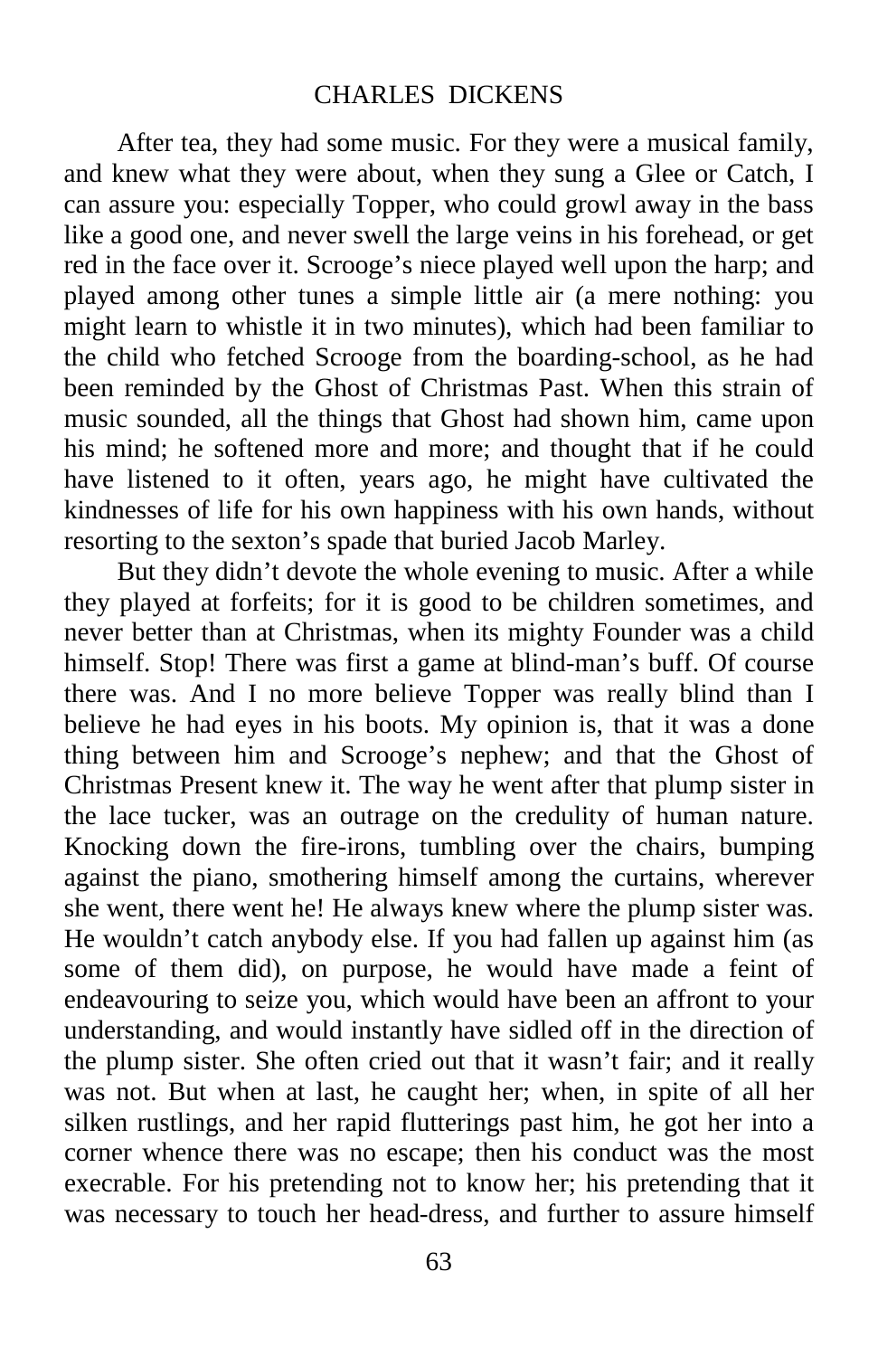After tea, they had some music. For they were a musical family, and knew what they were about, when they sung a Glee or Catch, I can assure you: especially Topper, who could growl away in the bass like a good one, and never swell the large veins in his forehead, or get red in the face over it. Scrooge's niece played well upon the harp; and played among other tunes a simple little air (a mere nothing: you might learn to whistle it in two minutes), which had been familiar to the child who fetched Scrooge from the boarding-school, as he had been reminded by the Ghost of Christmas Past. When this strain of music sounded, all the things that Ghost had shown him, came upon his mind; he softened more and more; and thought that if he could have listened to it often, years ago, he might have cultivated the kindnesses of life for his own happiness with his own hands, without resorting to the sexton's spade that buried Jacob Marley.

But they didn't devote the whole evening to music. After a while they played at forfeits; for it is good to be children sometimes, and never better than at Christmas, when its mighty Founder was a child himself. Stop! There was first a game at blind-man's buff. Of course there was. And I no more believe Topper was really blind than I believe he had eyes in his boots. My opinion is, that it was a done thing between him and Scrooge's nephew; and that the Ghost of Christmas Present knew it. The way he went after that plump sister in the lace tucker, was an outrage on the credulity of human nature. Knocking down the fire-irons, tumbling over the chairs, bumping against the piano, smothering himself among the curtains, wherever she went, there went he! He always knew where the plump sister was. He wouldn't catch anybody else. If you had fallen up against him (as some of them did), on purpose, he would have made a feint of endeavouring to seize you, which would have been an affront to your understanding, and would instantly have sidled off in the direction of the plump sister. She often cried out that it wasn't fair; and it really was not. But when at last, he caught her; when, in spite of all her silken rustlings, and her rapid flutterings past him, he got her into a corner whence there was no escape; then his conduct was the most execrable. For his pretending not to know her; his pretending that it was necessary to touch her head-dress, and further to assure himself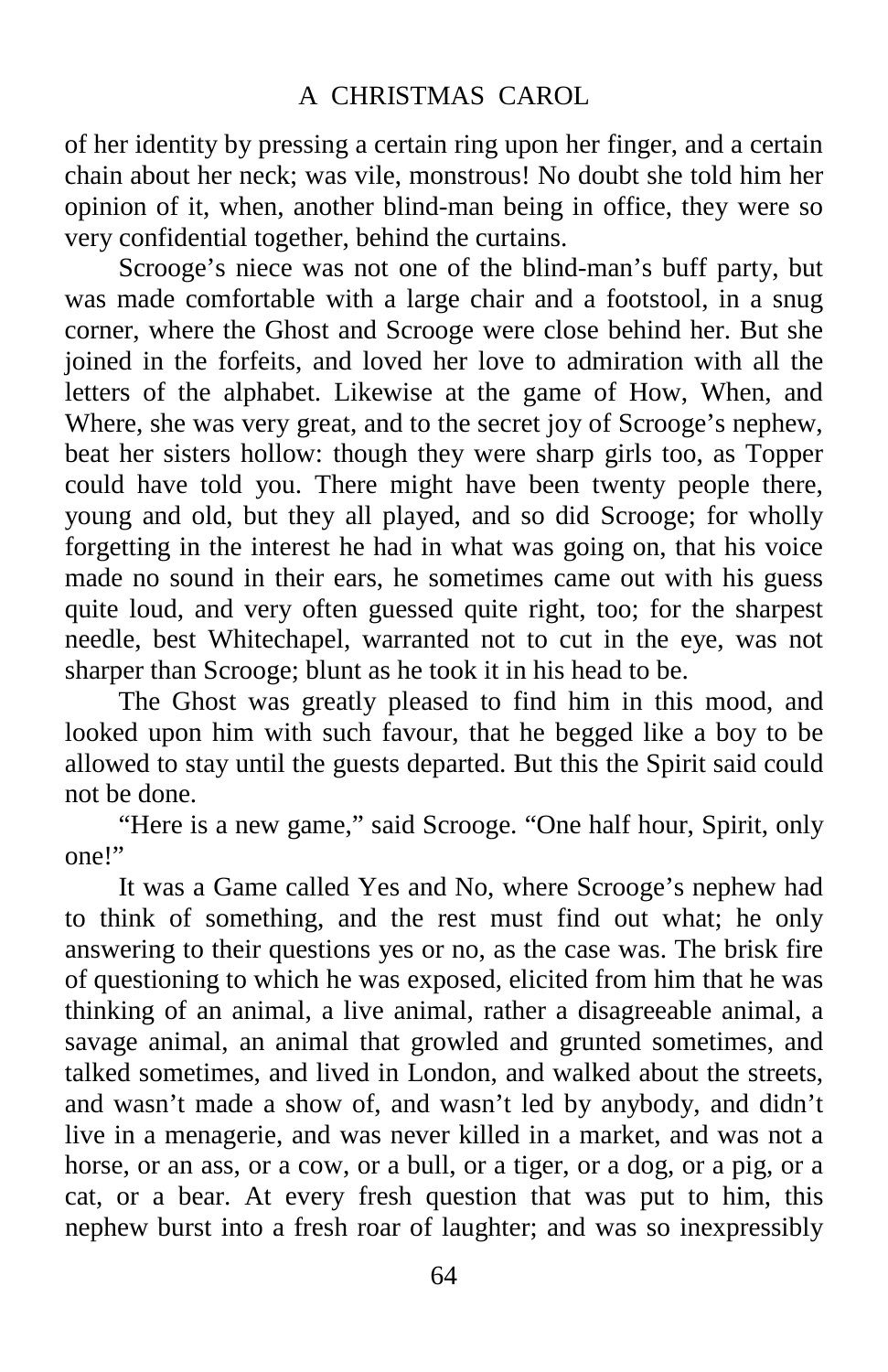of her identity by pressing a certain ring upon her finger, and a certain chain about her neck; was vile, monstrous! No doubt she told him her opinion of it, when, another blind-man being in office, they were so very confidential together, behind the curtains.

Scrooge's niece was not one of the blind-man's buff party, but was made comfortable with a large chair and a footstool, in a snug corner, where the Ghost and Scrooge were close behind her. But she joined in the forfeits, and loved her love to admiration with all the letters of the alphabet. Likewise at the game of How, When, and Where, she was very great, and to the secret joy of Scrooge's nephew, beat her sisters hollow: though they were sharp girls too, as Topper could have told you. There might have been twenty people there, young and old, but they all played, and so did Scrooge; for wholly forgetting in the interest he had in what was going on, that his voice made no sound in their ears, he sometimes came out with his guess quite loud, and very often guessed quite right, too; for the sharpest needle, best Whitechapel, warranted not to cut in the eye, was not sharper than Scrooge; blunt as he took it in his head to be.

The Ghost was greatly pleased to find him in this mood, and looked upon him with such favour, that he begged like a boy to be allowed to stay until the guests departed. But this the Spirit said could not be done.

"Here is a new game," said Scrooge. "One half hour, Spirit, only one!"

It was a Game called Yes and No, where Scrooge's nephew had to think of something, and the rest must find out what; he only answering to their questions yes or no, as the case was. The brisk fire of questioning to which he was exposed, elicited from him that he was thinking of an animal, a live animal, rather a disagreeable animal, a savage animal, an animal that growled and grunted sometimes, and talked sometimes, and lived in London, and walked about the streets, and wasn't made a show of, and wasn't led by anybody, and didn't live in a menagerie, and was never killed in a market, and was not a horse, or an ass, or a cow, or a bull, or a tiger, or a dog, or a pig, or a cat, or a bear. At every fresh question that was put to him, this nephew burst into a fresh roar of laughter; and was so inexpressibly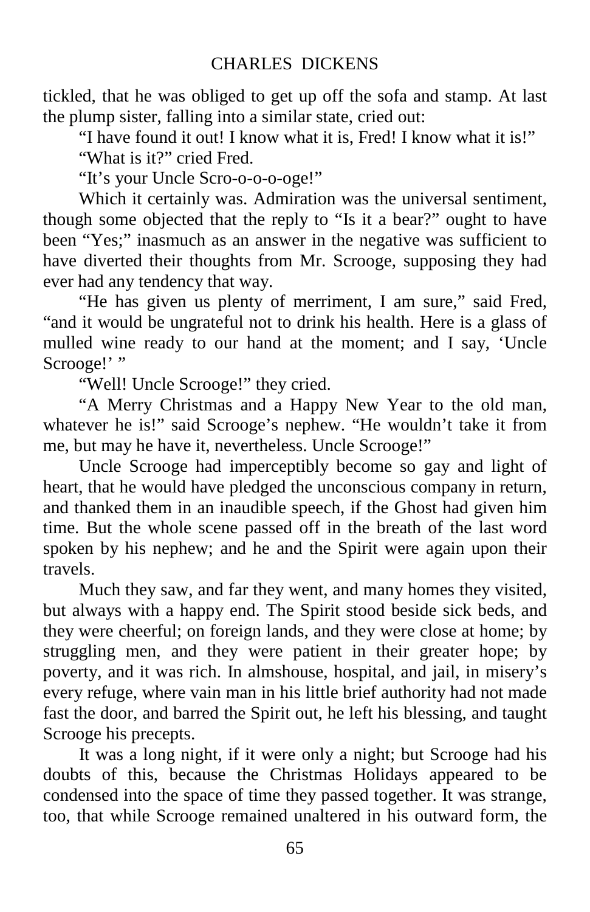tickled, that he was obliged to get up off the sofa and stamp. At last the plump sister, falling into a similar state, cried out:

"I have found it out! I know what it is, Fred! I know what it is!"

"What is it?" cried Fred.

"It's your Uncle Scro-o-o-o-oge!"

Which it certainly was. Admiration was the universal sentiment, though some objected that the reply to "Is it a bear?" ought to have been "Yes;" inasmuch as an answer in the negative was sufficient to have diverted their thoughts from Mr. Scrooge, supposing they had ever had any tendency that way.

"He has given us plenty of merriment, I am sure," said Fred, "and it would be ungrateful not to drink his health. Here is a glass of mulled wine ready to our hand at the moment; and I say, 'Uncle Scrooge!' "

"Well! Uncle Scrooge!" they cried.

"A Merry Christmas and a Happy New Year to the old man, whatever he is!" said Scrooge's nephew. "He wouldn't take it from me, but may he have it, nevertheless. Uncle Scrooge!"

Uncle Scrooge had imperceptibly become so gay and light of heart, that he would have pledged the unconscious company in return, and thanked them in an inaudible speech, if the Ghost had given him time. But the whole scene passed off in the breath of the last word spoken by his nephew; and he and the Spirit were again upon their travels.

Much they saw, and far they went, and many homes they visited, but always with a happy end. The Spirit stood beside sick beds, and they were cheerful; on foreign lands, and they were close at home; by struggling men, and they were patient in their greater hope; by poverty, and it was rich. In almshouse, hospital, and jail, in misery's every refuge, where vain man in his little brief authority had not made fast the door, and barred the Spirit out, he left his blessing, and taught Scrooge his precepts.

It was a long night, if it were only a night; but Scrooge had his doubts of this, because the Christmas Holidays appeared to be condensed into the space of time they passed together. It was strange, too, that while Scrooge remained unaltered in his outward form, the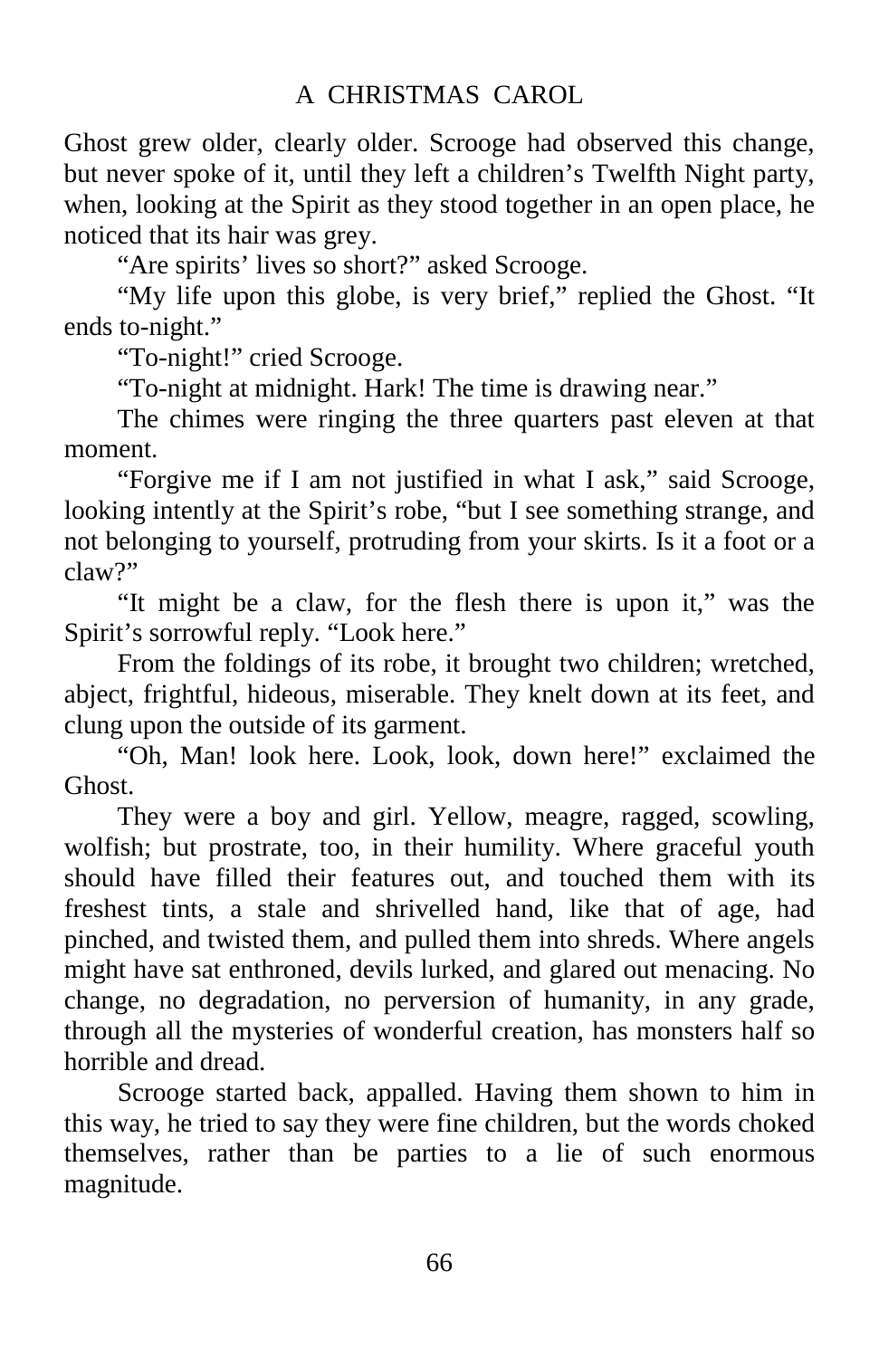Ghost grew older, clearly older. Scrooge had observed this change, but never spoke of it, until they left a children's Twelfth Night party, when, looking at the Spirit as they stood together in an open place, he noticed that its hair was grey.

"Are spirits' lives so short?" asked Scrooge.

"My life upon this globe, is very brief," replied the Ghost. "It ends to-night."

"To-night!" cried Scrooge.

"To-night at midnight. Hark! The time is drawing near."

The chimes were ringing the three quarters past eleven at that moment.

"Forgive me if I am not justified in what I ask," said Scrooge, looking intently at the Spirit's robe, "but I see something strange, and not belonging to yourself, protruding from your skirts. Is it a foot or a claw?"

"It might be a claw, for the flesh there is upon it," was the Spirit's sorrowful reply. "Look here."

From the foldings of its robe, it brought two children; wretched, abject, frightful, hideous, miserable. They knelt down at its feet, and clung upon the outside of its garment.

"Oh, Man! look here. Look, look, down here!" exclaimed the Ghost.

They were a boy and girl. Yellow, meagre, ragged, scowling, wolfish; but prostrate, too, in their humility. Where graceful youth should have filled their features out, and touched them with its freshest tints, a stale and shrivelled hand, like that of age, had pinched, and twisted them, and pulled them into shreds. Where angels might have sat enthroned, devils lurked, and glared out menacing. No change, no degradation, no perversion of humanity, in any grade, through all the mysteries of wonderful creation, has monsters half so horrible and dread.

Scrooge started back, appalled. Having them shown to him in this way, he tried to say they were fine children, but the words choked themselves, rather than be parties to a lie of such enormous magnitude.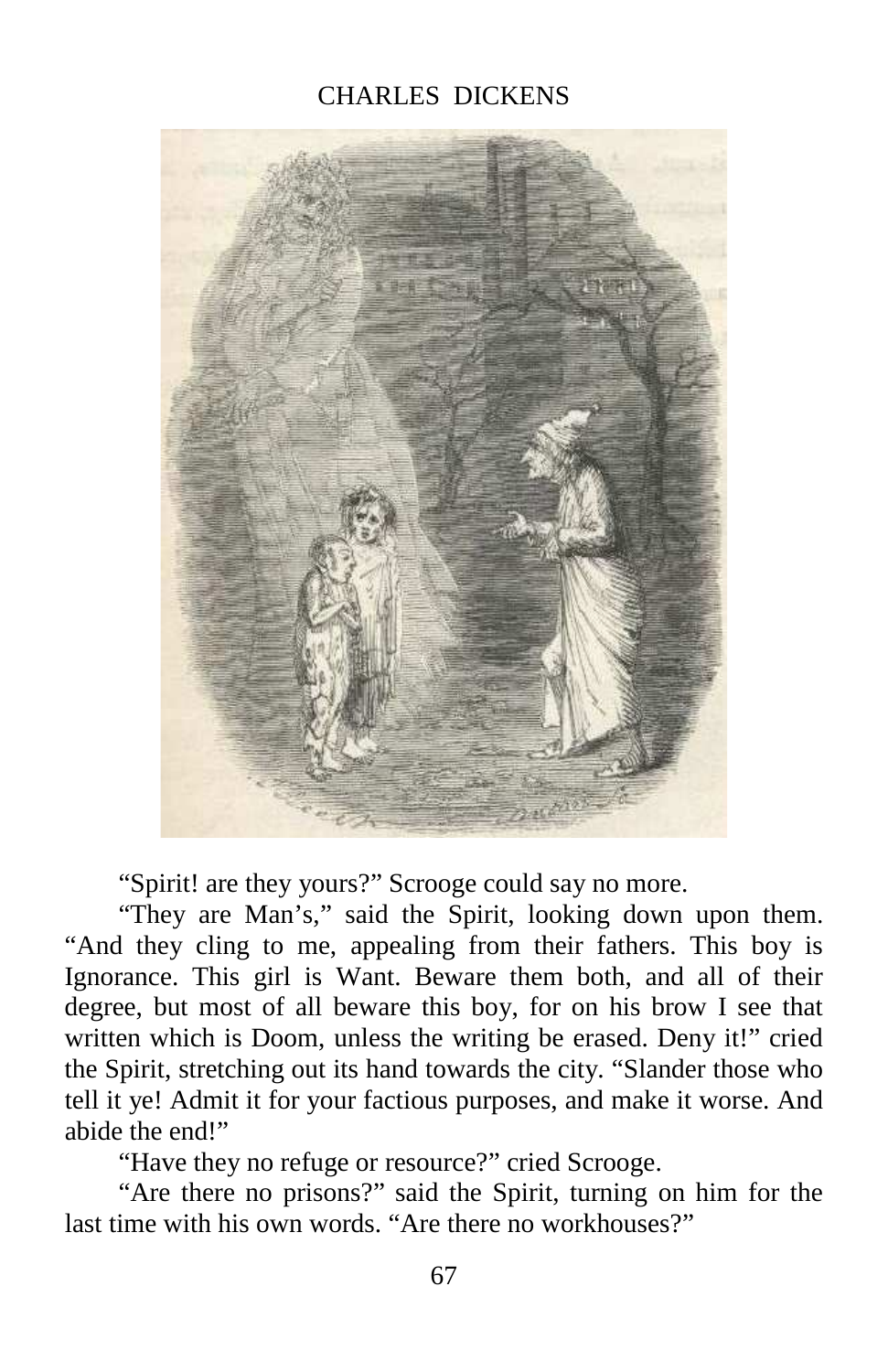"Spirit! are they yours?" Scrooge could say no more.

"They are Man's," said the Spirit, looking down upon them. "And they cling to me, appealing from their fathers. This boy is Ignorance. This girl is Want. Beware them both, and all of their degree, but most of all beware this boy, for on his brow I see that written which is Doom, unless the writing be erased. Deny it!" cried the Spirit, stretching out its hand towards the city. "Slander those who tell it ye! Admit it for your factious purposes, and make it worse. And abide the end!"

"Have they no refuge or resource?" cried Scrooge.

"Are there no prisons?" said the Spirit, turning on him for the last time with his own words. "Are there no workhouses?"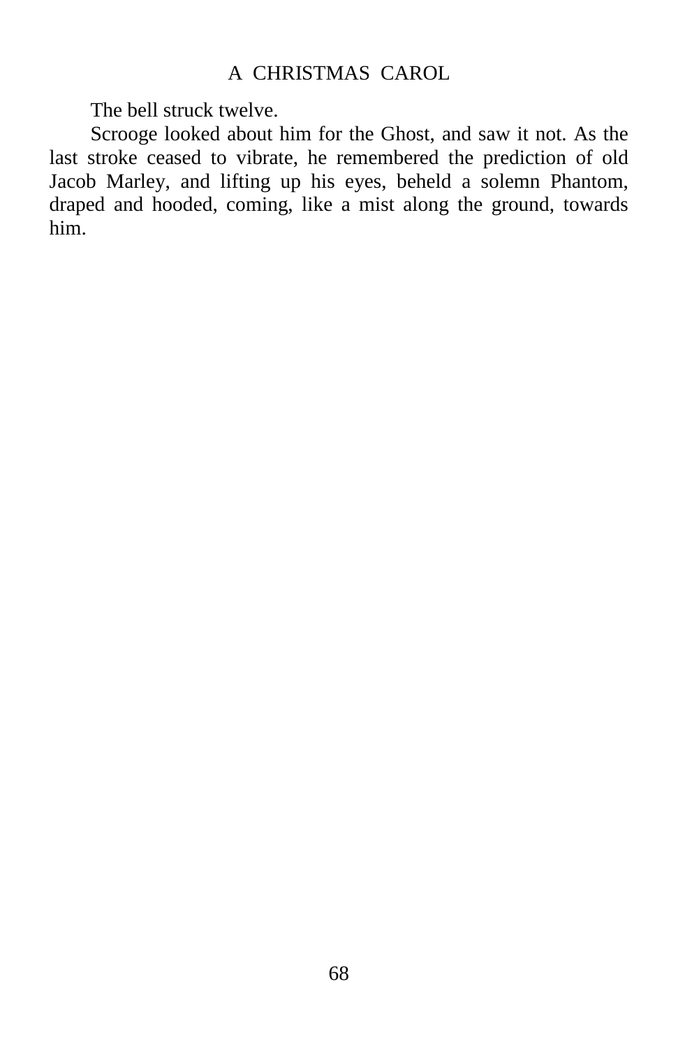The bell struck twelve.

Scrooge looked about him for the Ghost, and saw it not. As the last stroke ceased to vibrate, he remembered the prediction of old Jacob Marley, and lifting up his eyes, beheld a solemn Phantom, draped and hooded, coming, like a mist along the ground, towards him.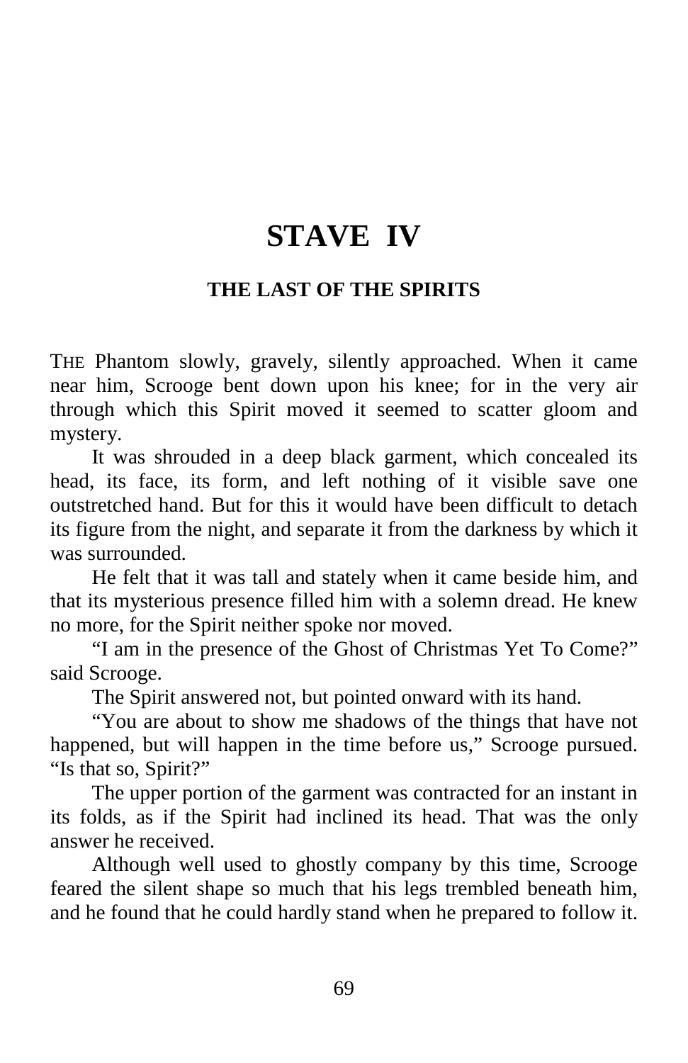# STAVE IV

## THE LAST OF THE SPIRITS

THE Phantom slowly, gravely, silently approached. When it came near him, Scrooge bent down upon his knee; for in the very air through which this Spirit moved it seemed to scatter gloom and mystery.

It was shrouded in a deep black garment, which concealed its head, its face, its form, and left nothing of it visible save one outstretched hand. But for this it would have been difficult to detach its figure from the night, and separate it from the darkness by which it was surrounded.

He felt that it was tall and stately when it came beside him, and that its mysterious presence filled him with a solemn dread. He knew no more, for the Spirit neither spoke nor moved.

"I am in the presence of the Ghost of Christmas Yet To Come?" said Scrooge.

The Spirit answered not, but pointed onward with its hand.

"You are about to show me shadows of the things that have not happened, but will happen in the time before us," Scrooge pursued. "Is that so, Spirit?"

The upper portion of the garment was contracted for an instant in its folds, as if the Spirit had inclined its head. That was the only answer he received.

Although well used to ghostly company by this time, Scrooge feared the silent shape so much that his legs trembled beneath him, and he found that he could hardly stand when he prepared to follow it.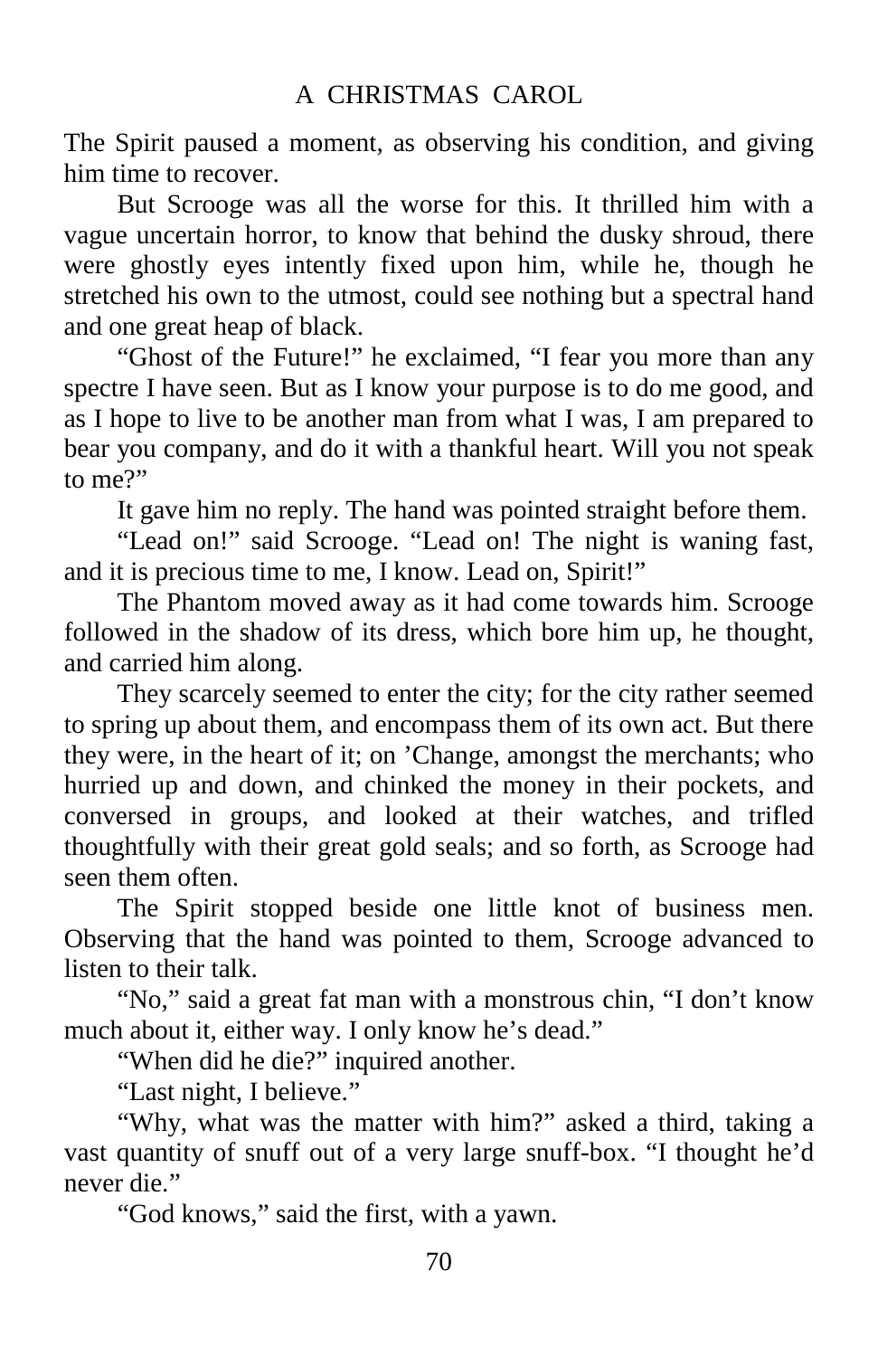The Spirit paused a moment, as observing his condition, and giving him time to recover.

But Scrooge was all the worse for this. It thrilled him with a vague uncertain horror, to know that behind the dusky shroud, there were ghostly eyes intently fixed upon him, while he, though he stretched his own to the utmost, could see nothing but a spectral hand and one great heap of black.

"Ghost of the Future!" he exclaimed, "I fear you more than any spectre I have seen. But as I know your purpose is to do me good, and as I hope to live to be another man from what I was, I am prepared to bear you company, and do it with a thankful heart. Will you not speak to me?"

It gave him no reply. The hand was pointed straight before them.

"Lead on!" said Scrooge. "Lead on! The night is waning fast, and it is precious time to me, I know. Lead on, Spirit!"

The Phantom moved away as it had come towards him. Scrooge followed in the shadow of its dress, which bore him up, he thought, and carried him along.

They scarcely seemed to enter the city; for the city rather seemed to spring up about them, and encompass them of its own act. But there they were, in the heart of it; on 'Change, amongst the merchants; who hurried up and down, and chinked the money in their pockets, and conversed in groups, and looked at their watches, and trifled thoughtfully with their great gold seals; and so forth, as Scrooge had seen them often.

The Spirit stopped beside one little knot of business men. Observing that the hand was pointed to them, Scrooge advanced to listen to their talk.

"No," said a great fat man with a monstrous chin, "I don't know much about it, either way. I only know he's dead."

"When did he die?" inquired another.

"Last night, I believe."

"Why, what was the matter with him?" asked a third, taking a vast quantity of snuff out of a very large snuff-box. "I thought he'd never die."

"God knows," said the first, with a yawn.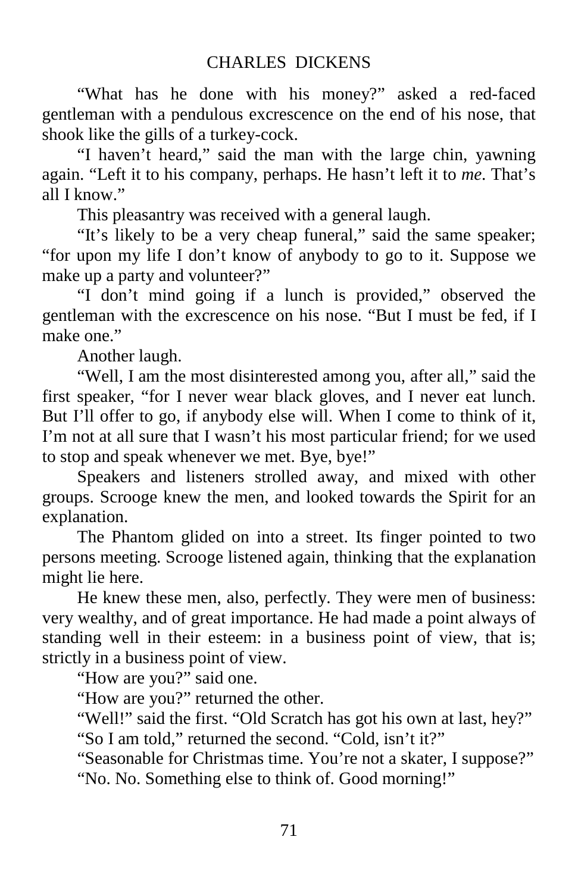"What has he done with his money?" asked a red-faced gentleman with a pendulous excrescence on the end of his nose, that shook like the gills of a turkey-cock.

"I haven't heard," said the man with the large chin, yawning again. "Left it to his company, perhaps. He hasn't left it to *me*. That's all I know."

This pleasantry was received with a general laugh.

"It's likely to be a very cheap funeral," said the same speaker; "for upon my life I don't know of anybody to go to it. Suppose we make up a party and volunteer?"

"I don't mind going if a lunch is provided," observed the gentleman with the excrescence on his nose. "But I must be fed, if I make one."

Another laugh.

"Well, I am the most disinterested among you, after all," said the first speaker, "for I never wear black gloves, and I never eat lunch. But I'll offer to go, if anybody else will. When I come to think of it, I'm not at all sure that I wasn't his most particular friend; for we used to stop and speak whenever we met. Bye, bye!"

Speakers and listeners strolled away, and mixed with other groups. Scrooge knew the men, and looked towards the Spirit for an explanation.

The Phantom glided on into a street. Its finger pointed to two persons meeting. Scrooge listened again, thinking that the explanation might lie here.

He knew these men, also, perfectly. They were men of business: very wealthy, and of great importance. He had made a point always of standing well in their esteem: in a business point of view, that is; strictly in a business point of view.

"How are you?" said one.

"How are you?" returned the other.

"Well!" said the first. "Old Scratch has got his own at last, hey?"

"So I am told," returned the second. "Cold, isn't it?"

"Seasonable for Christmas time. You're not a skater, I suppose?"

"No. No. Something else to think of. Good morning!"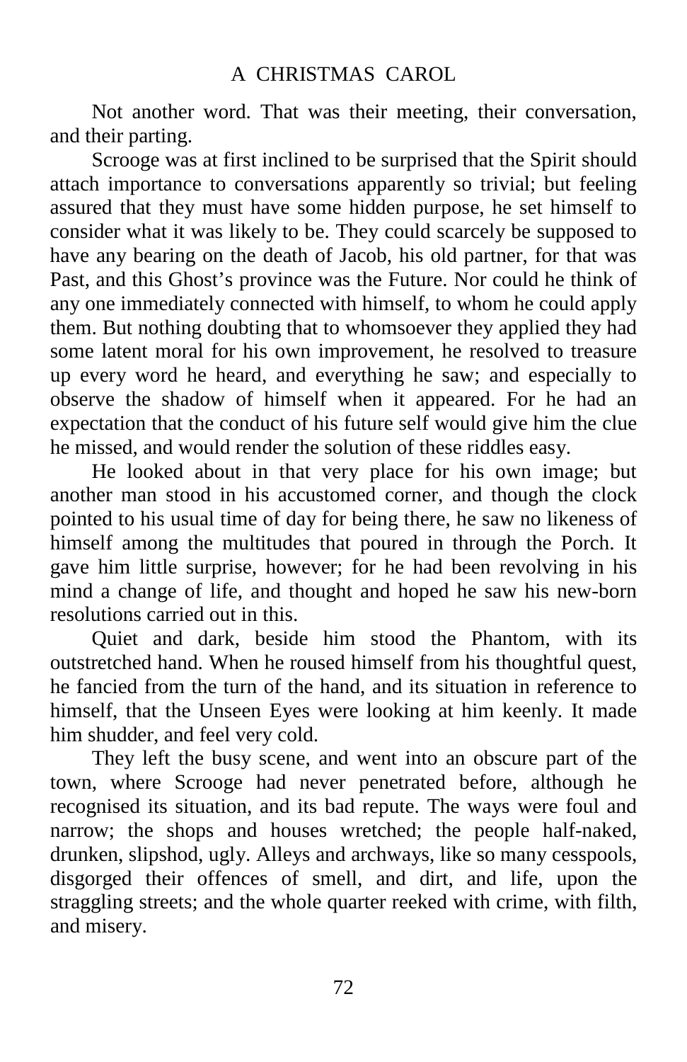Not another word. That was their meeting, their conversation, and their parting.

Scrooge was at first inclined to be surprised that the Spirit should attach importance to conversations apparently so trivial; but feeling assured that they must have some hidden purpose, he set himself to consider what it was likely to be. They could scarcely be supposed to have any bearing on the death of Jacob, his old partner, for that was Past, and this Ghost's province was the Future. Nor could he think of any one immediately connected with himself, to whom he could apply them. But nothing doubting that to whomsoever they applied they had some latent moral for his own improvement, he resolved to treasure up every word he heard, and everything he saw; and especially to observe the shadow of himself when it appeared. For he had an expectation that the conduct of his future self would give him the clue he missed, and would render the solution of these riddles easy.

He looked about in that very place for his own image; but another man stood in his accustomed corner, and though the clock pointed to his usual time of day for being there, he saw no likeness of himself among the multitudes that poured in through the Porch. It gave him little surprise, however; for he had been revolving in his mind a change of life, and thought and hoped he saw his new-born resolutions carried out in this.

Quiet and dark, beside him stood the Phantom, with its outstretched hand. When he roused himself from his thoughtful quest, he fancied from the turn of the hand, and its situation in reference to himself, that the Unseen Eyes were looking at him keenly. It made him shudder, and feel very cold.

They left the busy scene, and went into an obscure part of the town, where Scrooge had never penetrated before, although he recognised its situation, and its bad repute. The ways were foul and narrow; the shops and houses wretched; the people half-naked, drunken, slipshod, ugly. Alleys and archways, like so many cesspools, disgorged their offences of smell, and dirt, and life, upon the straggling streets; and the whole quarter reeked with crime, with filth, and misery.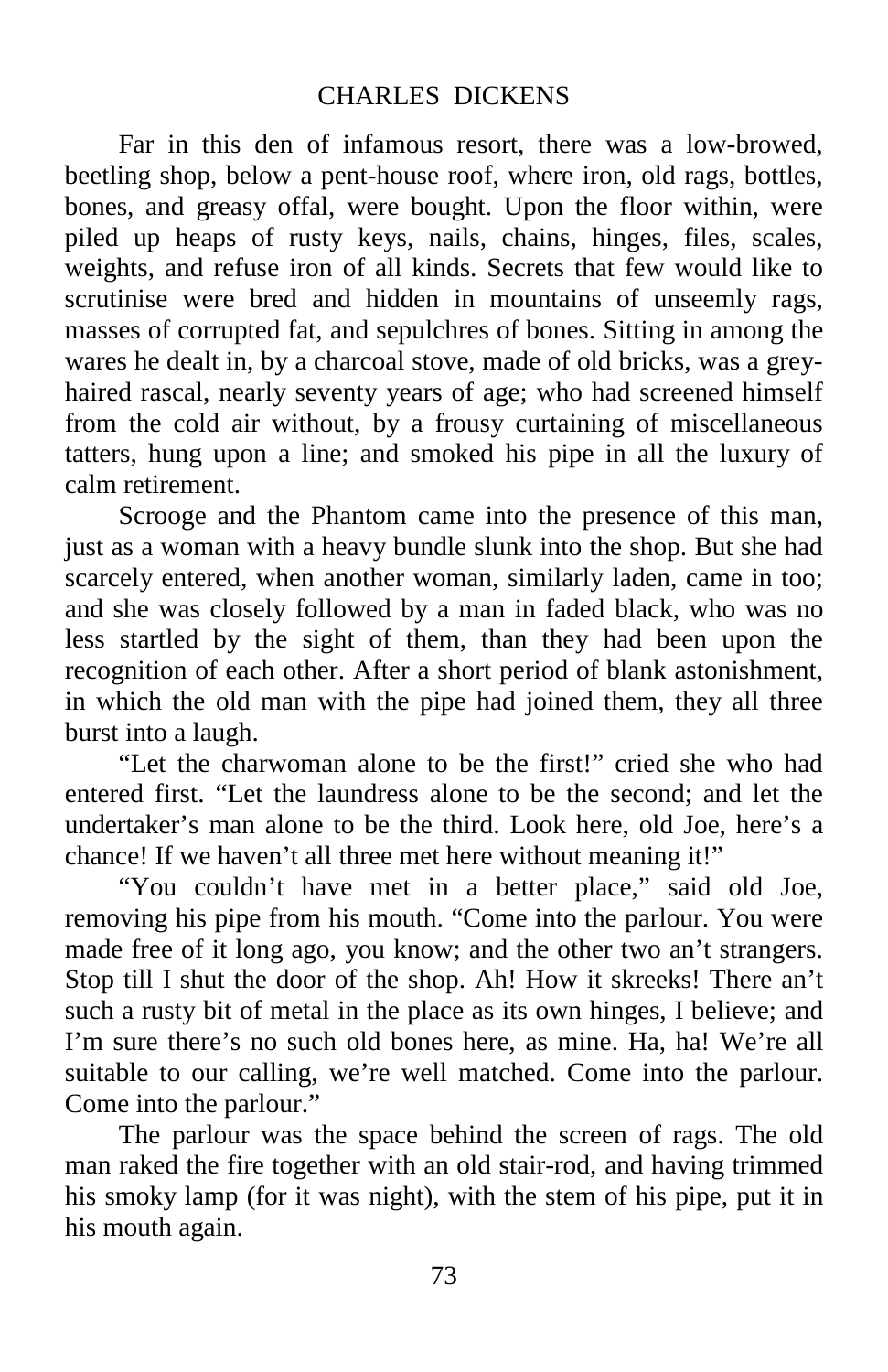Far in this den of infamous resort, there was a low-browed, beetling shop, below a pent-house roof, where iron, old rags, bottles, bones, and greasy offal, were bought. Upon the floor within, were piled up heaps of rusty keys, nails, chains, hinges, files, scales, weights, and refuse iron of all kinds. Secrets that few would like to scrutinise were bred and hidden in mountains of unseemly rags, masses of corrupted fat, and sepulchres of bones. Sitting in among the wares he dealt in, by a charcoal stove, made of old bricks, was a grey-haired rascal, nearly seventy years of age; who had screened himself from the cold air without, by a frousy curtaining of miscellaneous tatters, hung upon a line; and smoked his pipe in all the luxury of calm retirement.

Scrooge and the Phantom came into the presence of this man, just as a woman with a heavy bundle slunk into the shop. But she had scarcely entered, when another woman, similarly laden, came in too; and she was closely followed by a man in faded black, who was no less startled by the sight of them, than they had been upon the recognition of each other. After a short period of blank astonishment, in which the old man with the pipe had joined them, they all three burst into a laugh.

"Let the charwoman alone to be the first!" cried she who had entered first. "Let the laundress alone to be the second; and let the undertaker's man alone to be the third. Look here, old Joe, here's a chance! If we haven't all three met here without meaning it!"

"You couldn't have met in a better place," said old Joe, removing his pipe from his mouth. "Come into the parlour. You were made free of it long ago, you know; and the other two an't strangers. Stop till I shut the door of the shop. Ah! How it skreeks! There an't such a rusty bit of metal in the place as its own hinges, I believe; and I'm sure there's no such old bones here, as mine. Ha, ha! We're all suitable to our calling, we're well matched. Come into the parlour. Come into the parlour."

The parlour was the space behind the screen of rags. The old man raked the fire together with an old stair-rod, and having trimmed his smoky lamp (for it was night), with the stem of his pipe, put it in his mouth again.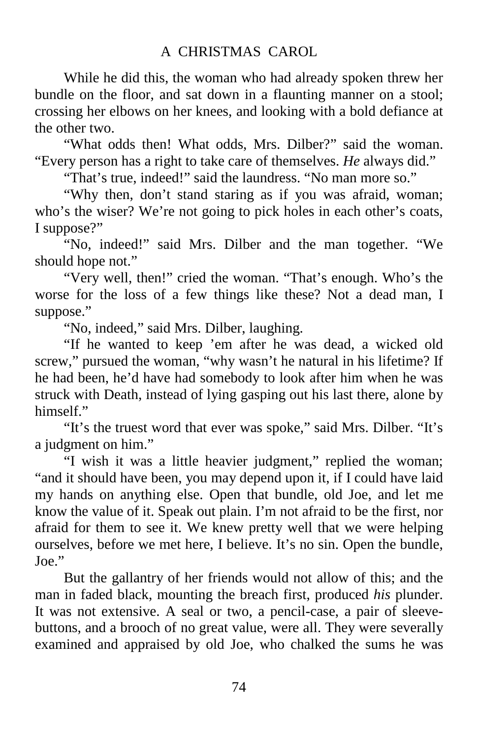While he did this, the woman who had already spoken threw her bundle on the floor, and sat down in a flaunting manner on a stool; crossing her elbows on her knees, and looking with a bold defiance at the other two.

"What odds then! What odds, Mrs. Dilber?" said the woman. "Every person has a right to take care of themselves. *He* always did."

"That's true, indeed!" said the laundress. "No man more so."

"Why then, don't stand staring as if you was afraid, woman; who's the wiser? We're not going to pick holes in each other's coats, I suppose?"

"No, indeed!" said Mrs. Dilber and the man together. "We should hope not."

"Very well, then!" cried the woman. "That's enough. Who's the worse for the loss of a few things like these? Not a dead man, I suppose."

"No, indeed," said Mrs. Dilber, laughing.

"If he wanted to keep 'em after he was dead, a wicked old screw," pursued the woman, "why wasn't he natural in his lifetime? If he had been, he'd have had somebody to look after him when he was struck with Death, instead of lying gasping out his last there, alone by himself."

"It's the truest word that ever was spoke," said Mrs. Dilber. "It's a judgment on him."

"I wish it was a little heavier judgment," replied the woman; "and it should have been, you may depend upon it, if I could have laid my hands on anything else. Open that bundle, old Joe, and let me know the value of it. Speak out plain. I'm not afraid to be the first, nor afraid for them to see it. We knew pretty well that we were helping ourselves, before we met here, I believe. It's no sin. Open the bundle, Joe."

But the gallantry of her friends would not allow of this; and the man in faded black, mounting the breach first, produced *his* plunder. It was not extensive. A seal or two, a pencil-case, a pair of sleeve-buttons, and a brooch of no great value, were all. They were severally examined and appraised by old Joe, who chalked the sums he was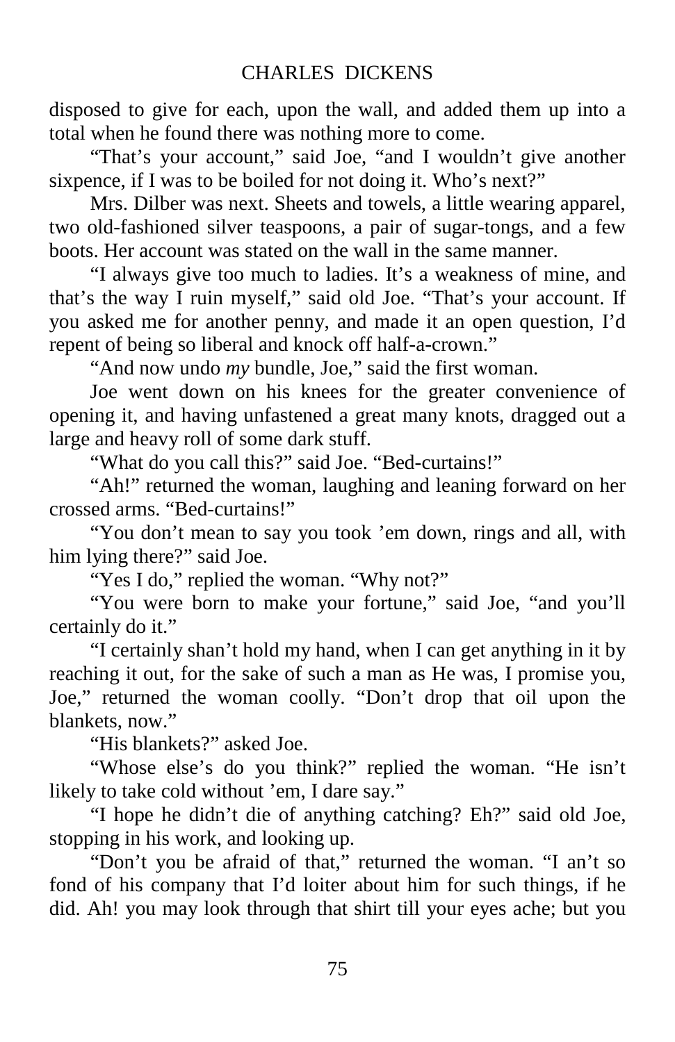disposed to give for each, upon the wall, and added them up into a total when he found there was nothing more to come.

"That's your account," said Joe, "and I wouldn't give another sixpence, if I was to be boiled for not doing it. Who's next?"

Mrs. Dilber was next. Sheets and towels, a little wearing apparel, two old-fashioned silver teaspoons, a pair of sugar-tongs, and a few boots. Her account was stated on the wall in the same manner.

"I always give too much to ladies. It's a weakness of mine, and that's the way I ruin myself," said old Joe. "That's your account. If you asked me for another penny, and made it an open question, I'd repent of being so liberal and knock off half-a-crown."

"And now undo *my* bundle, Joe," said the first woman.

Joe went down on his knees for the greater convenience of opening it, and having unfastened a great many knots, dragged out a large and heavy roll of some dark stuff.

"What do you call this?" said Joe. "Bed-curtains!"

"Ah!" returned the woman, laughing and leaning forward on her crossed arms. "Bed-curtains!"

"You don't mean to say you took 'em down, rings and all, with him lying there?" said Joe.

"Yes I do," replied the woman. "Why not?"

"You were born to make your fortune," said Joe, "and you'll certainly do it."

"I certainly shan't hold my hand, when I can get anything in it by reaching it out, for the sake of such a man as He was, I promise you, Joe," returned the woman coolly. "Don't drop that oil upon the blankets, now."

"His blankets?" asked Joe.

"Whose else's do you think?" replied the woman. "He isn't likely to take cold without 'em, I dare say."

"I hope he didn't die of anything catching? Eh?" said old Joe, stopping in his work, and looking up.

"Don't you be afraid of that," returned the woman. "I an't so fond of his company that I'd loiter about him for such things, if he did. Ah! you may look through that shirt till your eyes ache; but you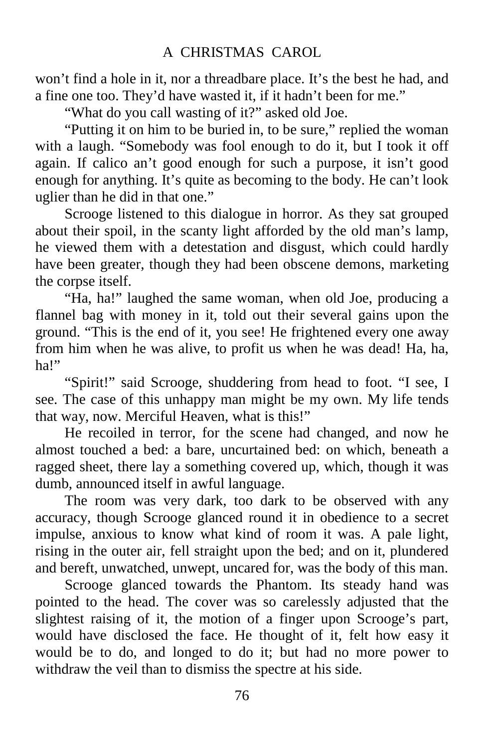won't find a hole in it, nor a threadbare place. It's the best he had, and a fine one too. They'd have wasted it, if it hadn't been for me."

"What do you call wasting of it?" asked old Joe.

"Putting it on him to be buried in, to be sure," replied the woman with a laugh. "Somebody was fool enough to do it, but I took it off again. If calico an't good enough for such a purpose, it isn't good enough for anything. It's quite as becoming to the body. He can't look uglier than he did in that one."

Scrooge listened to this dialogue in horror. As they sat grouped about their spoil, in the scanty light afforded by the old man's lamp, he viewed them with a detestation and disgust, which could hardly have been greater, though they had been obscene demons, marketing the corpse itself.

"Ha, ha!" laughed the same woman, when old Joe, producing a flannel bag with money in it, told out their several gains upon the ground. "This is the end of it, you see! He frightened every one away from him when he was alive, to profit us when he was dead! Ha, ha, ha!"

"Spirit!" said Scrooge, shuddering from head to foot. "I see, I see. The case of this unhappy man might be my own. My life tends that way, now. Merciful Heaven, what is this!"

He recoiled in terror, for the scene had changed, and now he almost touched a bed: a bare, uncurtained bed: on which, beneath a ragged sheet, there lay a something covered up, which, though it was dumb, announced itself in awful language.

The room was very dark, too dark to be observed with any accuracy, though Scrooge glanced round it in obedience to a secret impulse, anxious to know what kind of room it was. A pale light, rising in the outer air, fell straight upon the bed; and on it, plundered and bereft, unwatched, unwept, uncared for, was the body of this man.

Scrooge glanced towards the Phantom. Its steady hand was pointed to the head. The cover was so carelessly adjusted that the slightest raising of it, the motion of a finger upon Scrooge's part, would have disclosed the face. He thought of it, felt how easy it would be to do, and longed to do it; but had no more power to withdraw the veil than to dismiss the spectre at his side.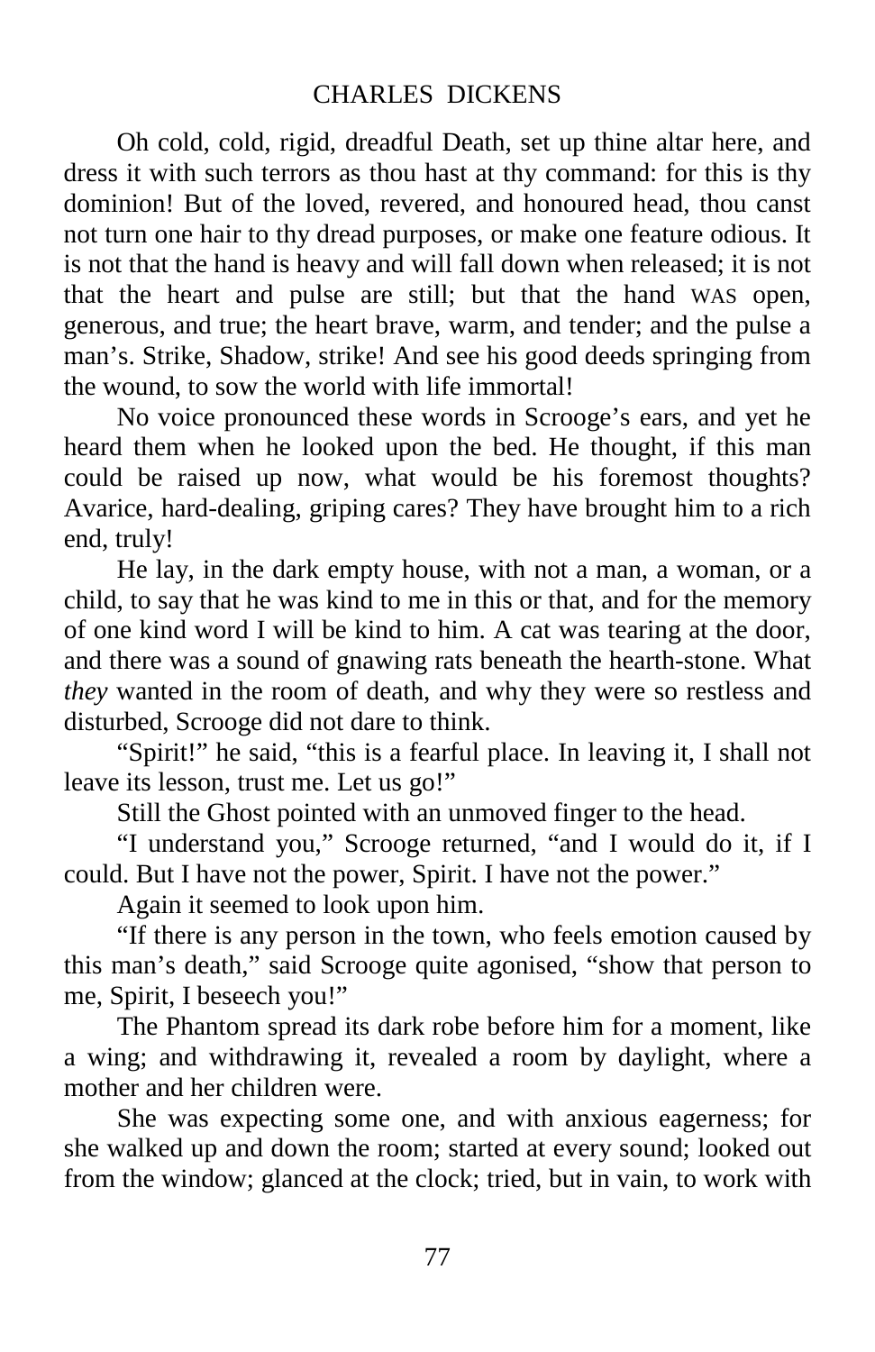Oh cold, cold, rigid, dreadful Death, set up thine altar here, and dress it with such terrors as thou hast at thy command: for this is thy dominion! But of the loved, revered, and honoured head, thou canst not turn one hair to thy dread purposes, or make one feature odious. It is not that the hand is heavy and will fall down when released; it is not that the heart and pulse are still; but that the hand WAS open, generous, and true; the heart brave, warm, and tender; and the pulse a man's. Strike, Shadow, strike! And see his good deeds springing from the wound, to sow the world with life immortal!

No voice pronounced these words in Scrooge's ears, and yet he heard them when he looked upon the bed. He thought, if this man could be raised up now, what would be his foremost thoughts? Avarice, hard-dealing, griping cares? They have brought him to a rich end, truly!

He lay, in the dark empty house, with not a man, a woman, or a child, to say that he was kind to me in this or that, and for the memory of one kind word I will be kind to him. A cat was tearing at the door, and there was a sound of gnawing rats beneath the hearth-stone. What *they* wanted in the room of death, and why they were so restless and disturbed, Scrooge did not dare to think.

"Spirit!" he said, "this is a fearful place. In leaving it, I shall not leave its lesson, trust me. Let us go!"

Still the Ghost pointed with an unmoved finger to the head.

"I understand you," Scrooge returned, "and I would do it, if I could. But I have not the power, Spirit. I have not the power."

Again it seemed to look upon him.

"If there is any person in the town, who feels emotion caused by this man's death," said Scrooge quite agonised, "show that person to me, Spirit, I beseech you!"

The Phantom spread its dark robe before him for a moment, like a wing; and withdrawing it, revealed a room by daylight, where a mother and her children were.

She was expecting some one, and with anxious eagerness; for she walked up and down the room; started at every sound; looked out from the window; glanced at the clock; tried, but in vain, to work with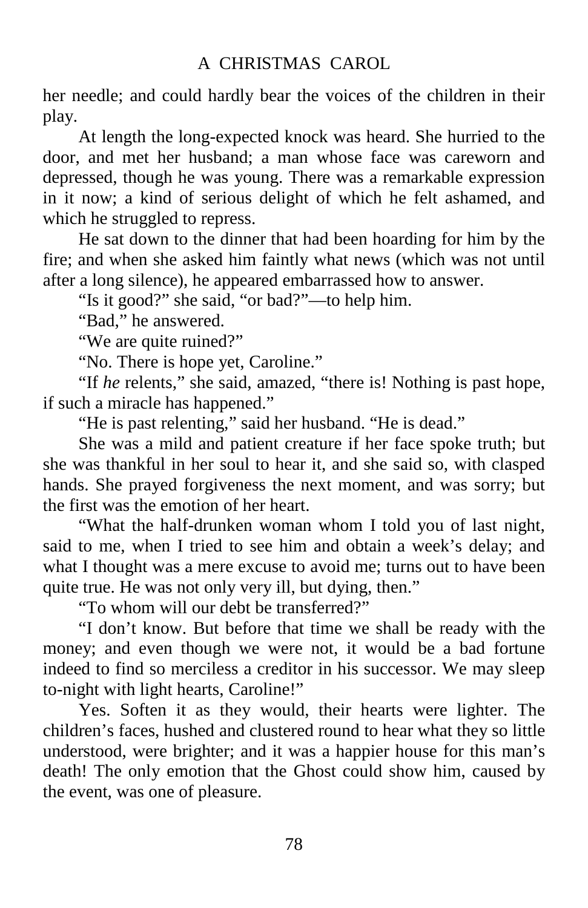her needle; and could hardly bear the voices of the children in their play.

At length the long-expected knock was heard. She hurried to the door, and met her husband; a man whose face was careworn and depressed, though he was young. There was a remarkable expression in it now; a kind of serious delight of which he felt ashamed, and which he struggled to repress.

He sat down to the dinner that had been hoarding for him by the fire; and when she asked him faintly what news (which was not until after a long silence), he appeared embarrassed how to answer.

"Is it good?" she said, "or bad?"—to help him.

"Bad," he answered.

"We are quite ruined?"

"No. There is hope yet, Caroline."

"If *he* relents," she said, amazed, "there is! Nothing is past hope, if such a miracle has happened."

"He is past relenting," said her husband. "He is dead."

She was a mild and patient creature if her face spoke truth; but she was thankful in her soul to hear it, and she said so, with clasped hands. She prayed forgiveness the next moment, and was sorry; but the first was the emotion of her heart.

"What the half-drunken woman whom I told you of last night, said to me, when I tried to see him and obtain a week's delay; and what I thought was a mere excuse to avoid me; turns out to have been quite true. He was not only very ill, but dying, then."

"To whom will our debt be transferred?"

"I don't know. But before that time we shall be ready with the money; and even though we were not, it would be a bad fortune indeed to find so merciless a creditor in his successor. We may sleep to-night with light hearts, Caroline!"

Yes. Soften it as they would, their hearts were lighter. The children's faces, hushed and clustered round to hear what they so little understood, were brighter; and it was a happier house for this man's death! The only emotion that the Ghost could show him, caused by the event, was one of pleasure.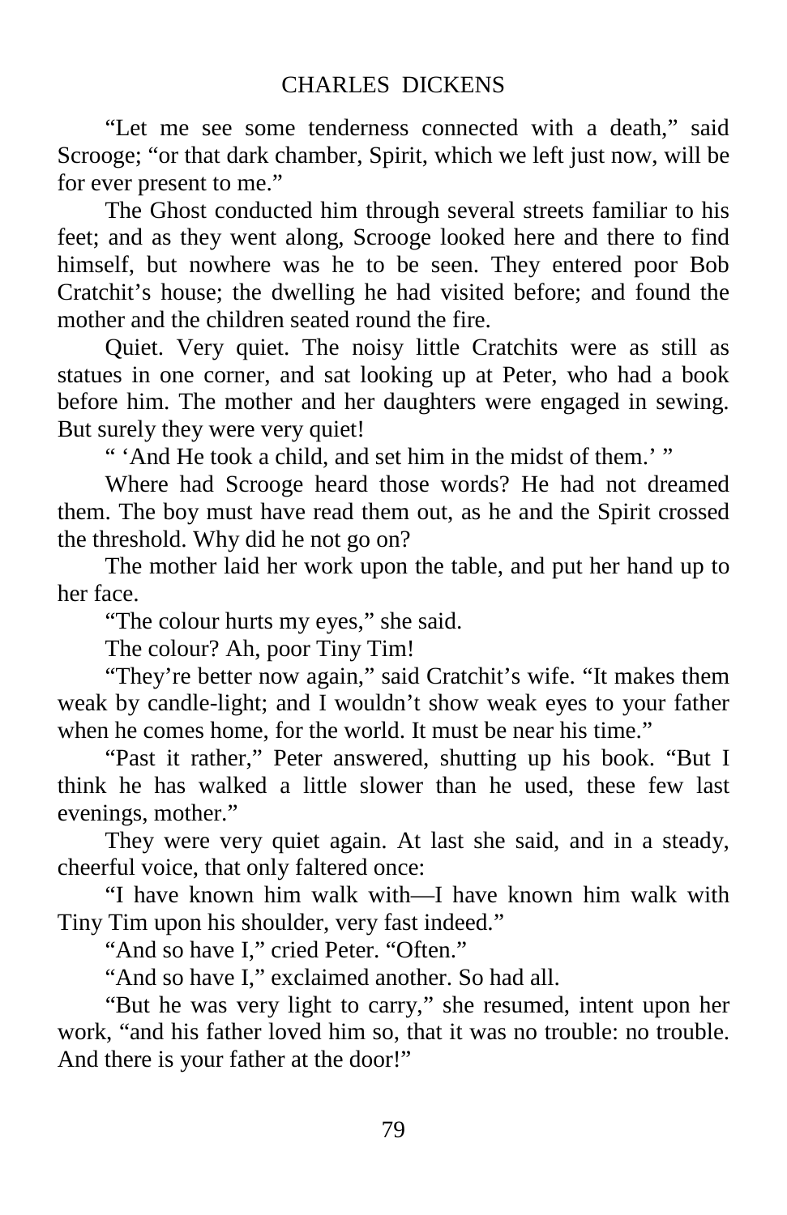"Let me see some tenderness connected with a death," said Scrooge; "or that dark chamber, Spirit, which we left just now, will be for ever present to me."

The Ghost conducted him through several streets familiar to his feet; and as they went along, Scrooge looked here and there to find himself, but nowhere was he to be seen. They entered poor Bob Cratchit's house; the dwelling he had visited before; and found the mother and the children seated round the fire.

Quiet. Very quiet. The noisy little Cratchits were as still as statues in one corner, and sat looking up at Peter, who had a book before him. The mother and her daughters were engaged in sewing. But surely they were very quiet!

" 'And He took a child, and set him in the midst of them.' "

Where had Scrooge heard those words? He had not dreamed them. The boy must have read them out, as he and the Spirit crossed the threshold. Why did he not go on?

The mother laid her work upon the table, and put her hand up to her face.

"The colour hurts my eyes," she said.

The colour? Ah, poor Tiny Tim!

"They're better now again," said Cratchit's wife. "It makes them weak by candle-light; and I wouldn't show weak eyes to your father when he comes home, for the world. It must be near his time."

"Past it rather," Peter answered, shutting up his book. "But I think he has walked a little slower than he used, these few last evenings, mother."

They were very quiet again. At last she said, and in a steady, cheerful voice, that only faltered once:

"I have known him walk with—I have known him walk with Tiny Tim upon his shoulder, very fast indeed."

"And so have I," cried Peter. "Often."

"And so have I," exclaimed another. So had all.

"But he was very light to carry," she resumed, intent upon her work, "and his father loved him so, that it was no trouble: no trouble. And there is your father at the door!"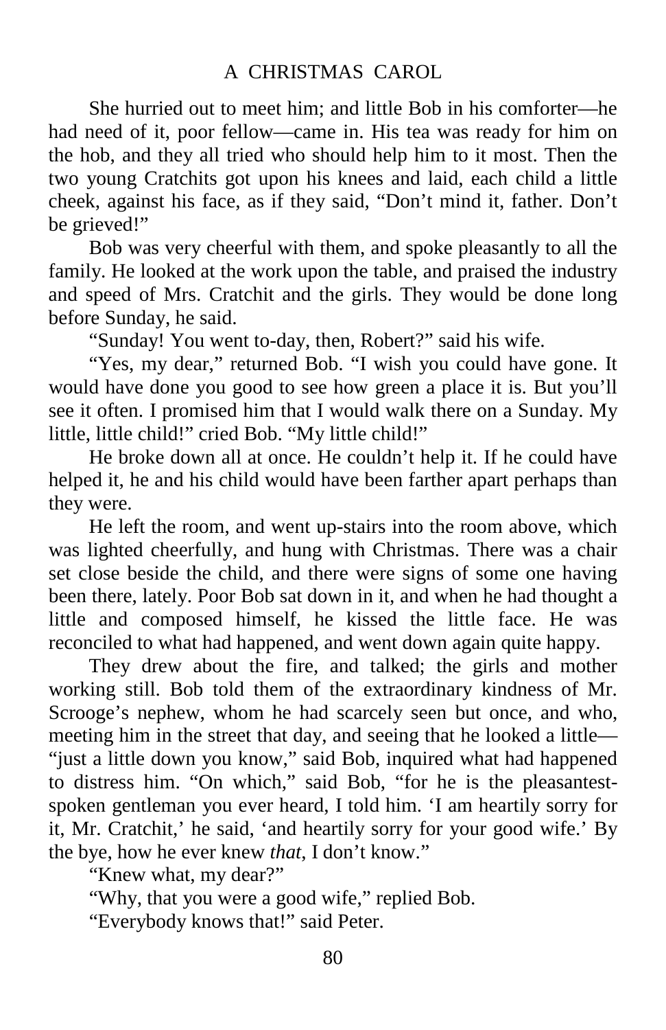She hurried out to meet him; and little Bob in his comforter—he had need of it, poor fellow—came in. His tea was ready for him on the hob, and they all tried who should help him to it most. Then the two young Cratchits got upon his knees and laid, each child a little cheek, against his face, as if they said, "Don't mind it, father. Don't be grieved!"

Bob was very cheerful with them, and spoke pleasantly to all the family. He looked at the work upon the table, and praised the industry and speed of Mrs. Cratchit and the girls. They would be done long before Sunday, he said.

"Sunday! You went to-day, then, Robert?" said his wife.

"Yes, my dear," returned Bob. "I wish you could have gone. It would have done you good to see how green a place it is. But you'll see it often. I promised him that I would walk there on a Sunday. My little, little child!" cried Bob. "My little child!"

He broke down all at once. He couldn't help it. If he could have helped it, he and his child would have been farther apart perhaps than they were.

He left the room, and went up-stairs into the room above, which was lighted cheerfully, and hung with Christmas. There was a chair set close beside the child, and there were signs of some one having been there, lately. Poor Bob sat down in it, and when he had thought a little and composed himself, he kissed the little face. He was reconciled to what had happened, and went down again quite happy.

They drew about the fire, and talked; the girls and mother working still. Bob told them of the extraordinary kindness of Mr. Scrooge's nephew, whom he had scarcely seen but once, and who, meeting him in the street that day, and seeing that he looked a little—"just a little down you know," said Bob, inquired what had happened to distress him. "On which," said Bob, "for he is the pleasantest-spoken gentleman you ever heard, I told him. 'I am heartily sorry for it, Mr. Cratchit,' he said, 'and heartily sorry for your good wife.' By the bye, how he ever knew *that,* I don't know."

"Knew what, my dear?"

"Why, that you were a good wife," replied Bob.

"Everybody knows that!" said Peter.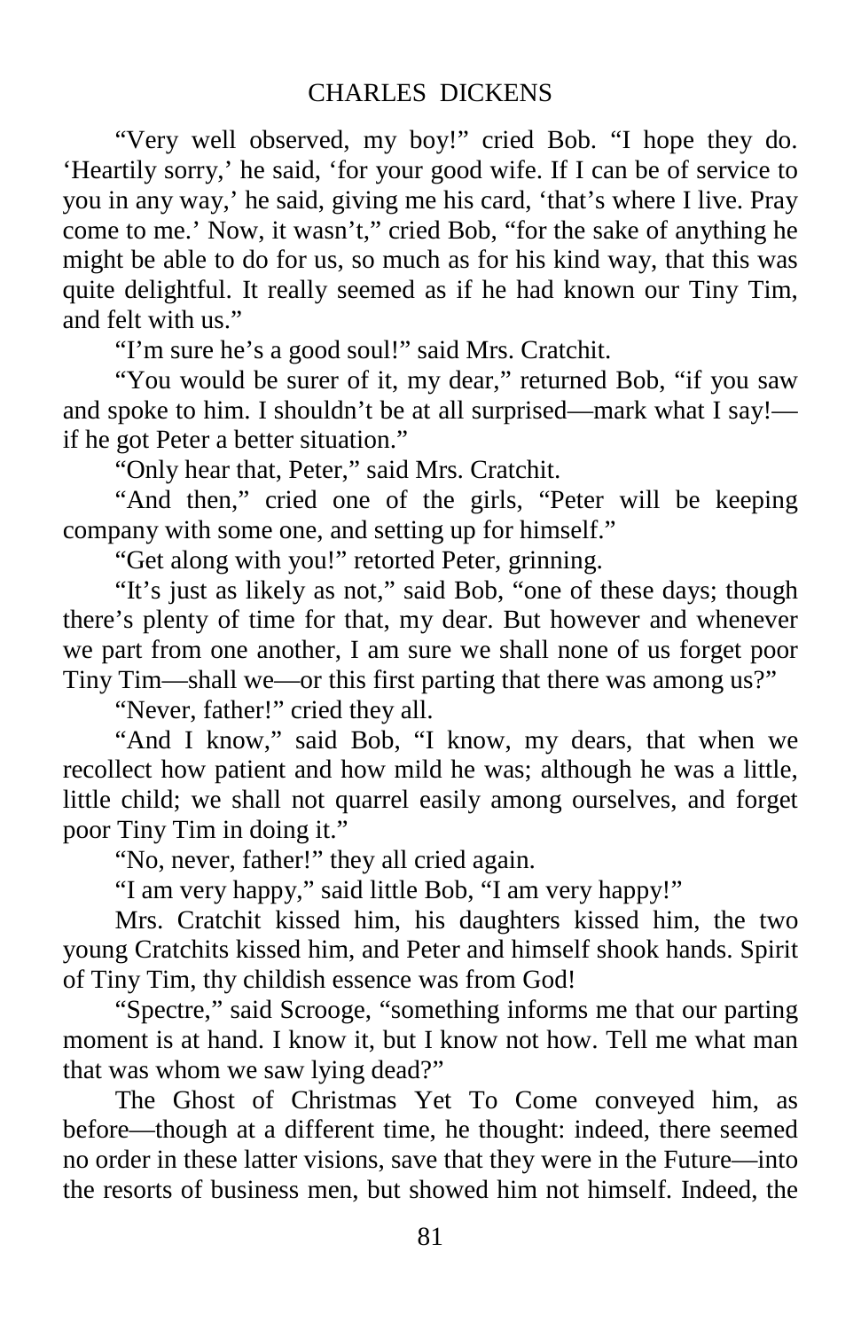"Very well observed, my boy!" cried Bob. "I hope they do. 'Heartily sorry,' he said, 'for your good wife. If I can be of service to you in any way,' he said, giving me his card, 'that's where I live. Pray come to me.' Now, it wasn't," cried Bob, "for the sake of anything he might be able to do for us, so much as for his kind way, that this was quite delightful. It really seemed as if he had known our Tiny Tim, and felt with us."

"I'm sure he's a good soul!" said Mrs. Cratchit.

"You would be surer of it, my dear," returned Bob, "if you saw and spoke to him. I shouldn't be at all surprised—mark what I say!—if he got Peter a better situation."

"Only hear that, Peter," said Mrs. Cratchit.

"And then," cried one of the girls, "Peter will be keeping company with some one, and setting up for himself."

"Get along with you!" retorted Peter, grinning.

"It's just as likely as not," said Bob, "one of these days; though there's plenty of time for that, my dear. But however and whenever we part from one another, I am sure we shall none of us forget poor Tiny Tim—shall we—or this first parting that there was among us?"

"Never, father!" cried they all.

"And I know," said Bob, "I know, my dears, that when we recollect how patient and how mild he was; although he was a little, little child; we shall not quarrel easily among ourselves, and forget poor Tiny Tim in doing it."

"No, never, father!" they all cried again.

"I am very happy," said little Bob, "I am very happy!"

Mrs. Cratchit kissed him, his daughters kissed him, the two young Cratchits kissed him, and Peter and himself shook hands. Spirit of Tiny Tim, thy childish essence was from God!

"Spectre," said Scrooge, "something informs me that our parting moment is at hand. I know it, but I know not how. Tell me what man that was whom we saw lying dead?"

The Ghost of Christmas Yet To Come conveyed him, as before—though at a different time, he thought: indeed, there seemed no order in these latter visions, save that they were in the Future—into the resorts of business men, but showed him not himself. Indeed, the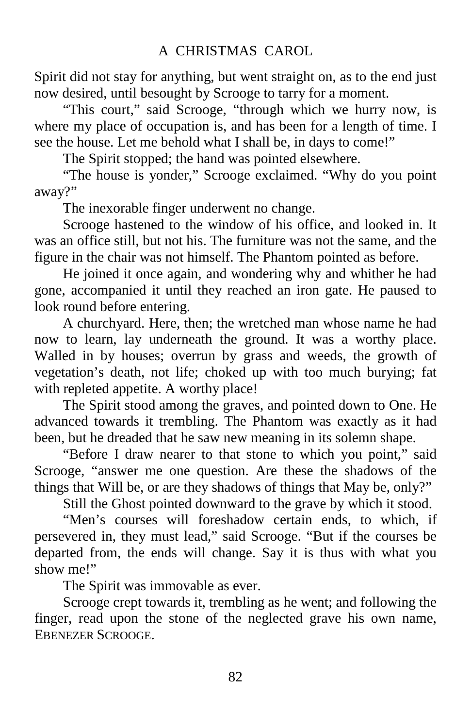Spirit did not stay for anything, but went straight on, as to the end just now desired, until besought by Scrooge to tarry for a moment.

"This court," said Scrooge, "through which we hurry now, is where my place of occupation is, and has been for a length of time. I see the house. Let me behold what I shall be, in days to come!"

The Spirit stopped; the hand was pointed elsewhere.

"The house is yonder," Scrooge exclaimed. "Why do you point away?"

The inexorable finger underwent no change.

Scrooge hastened to the window of his office, and looked in. It was an office still, but not his. The furniture was not the same, and the figure in the chair was not himself. The Phantom pointed as before.

He joined it once again, and wondering why and whither he had gone, accompanied it until they reached an iron gate. He paused to look round before entering.

A churchyard. Here, then; the wretched man whose name he had now to learn, lay underneath the ground. It was a worthy place. Walled in by houses; overrun by grass and weeds, the growth of vegetation's death, not life; choked up with too much burying; fat with repleted appetite. A worthy place!

The Spirit stood among the graves, and pointed down to One. He advanced towards it trembling. The Phantom was exactly as it had been, but he dreaded that he saw new meaning in its solemn shape.

"Before I draw nearer to that stone to which you point," said Scrooge, "answer me one question. Are these the shadows of the things that Will be, or are they shadows of things that May be, only?"

Still the Ghost pointed downward to the grave by which it stood.

"Men's courses will foreshadow certain ends, to which, if persevered in, they must lead," said Scrooge. "But if the courses be departed from, the ends will change. Say it is thus with what you show me!"

The Spirit was immovable as ever.

Scrooge crept towards it, trembling as he went; and following the finger, read upon the stone of the neglected grave his own name, EBENEZER SCROOGE.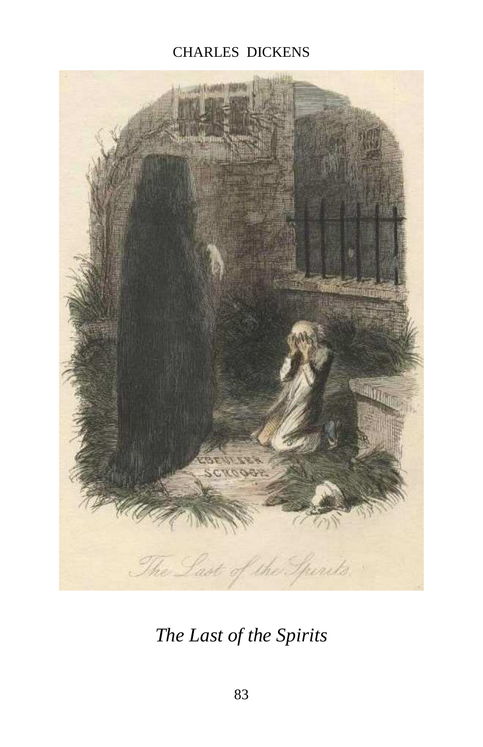*The Last of the Spirits*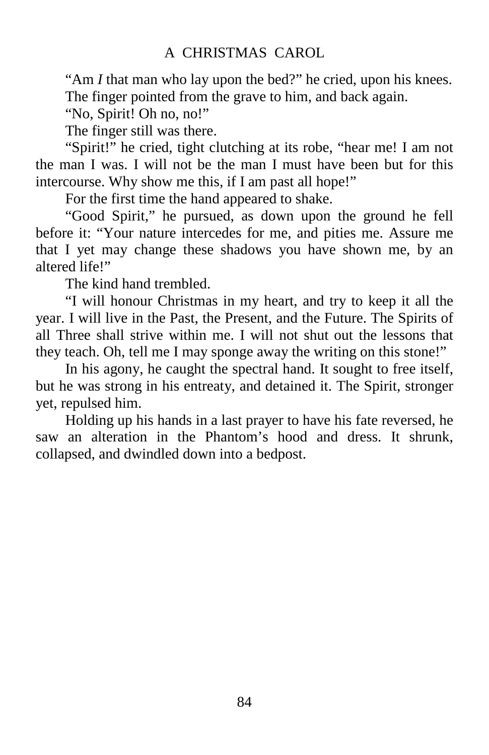"Am *I* that man who lay upon the bed?" he cried, upon his knees.

The finger pointed from the grave to him, and back again.

"No, Spirit! Oh no, no!"

The finger still was there.

"Spirit!" he cried, tight clutching at its robe, "hear me! I am not the man I was. I will not be the man I must have been but for this intercourse. Why show me this, if I am past all hope!"

For the first time the hand appeared to shake.

"Good Spirit," he pursued, as down upon the ground he fell before it: "Your nature intercedes for me, and pities me. Assure me that I yet may change these shadows you have shown me, by an altered life!"

The kind hand trembled.

"I will honour Christmas in my heart, and try to keep it all the year. I will live in the Past, the Present, and the Future. The Spirits of all Three shall strive within me. I will not shut out the lessons that they teach. Oh, tell me I may sponge away the writing on this stone!"

In his agony, he caught the spectral hand. It sought to free itself, but he was strong in his entreaty, and detained it. The Spirit, stronger yet, repulsed him.

Holding up his hands in a last prayer to have his fate reversed, he saw an alteration in the Phantom's hood and dress. It shrunk, collapsed, and dwindled down into a bedpost.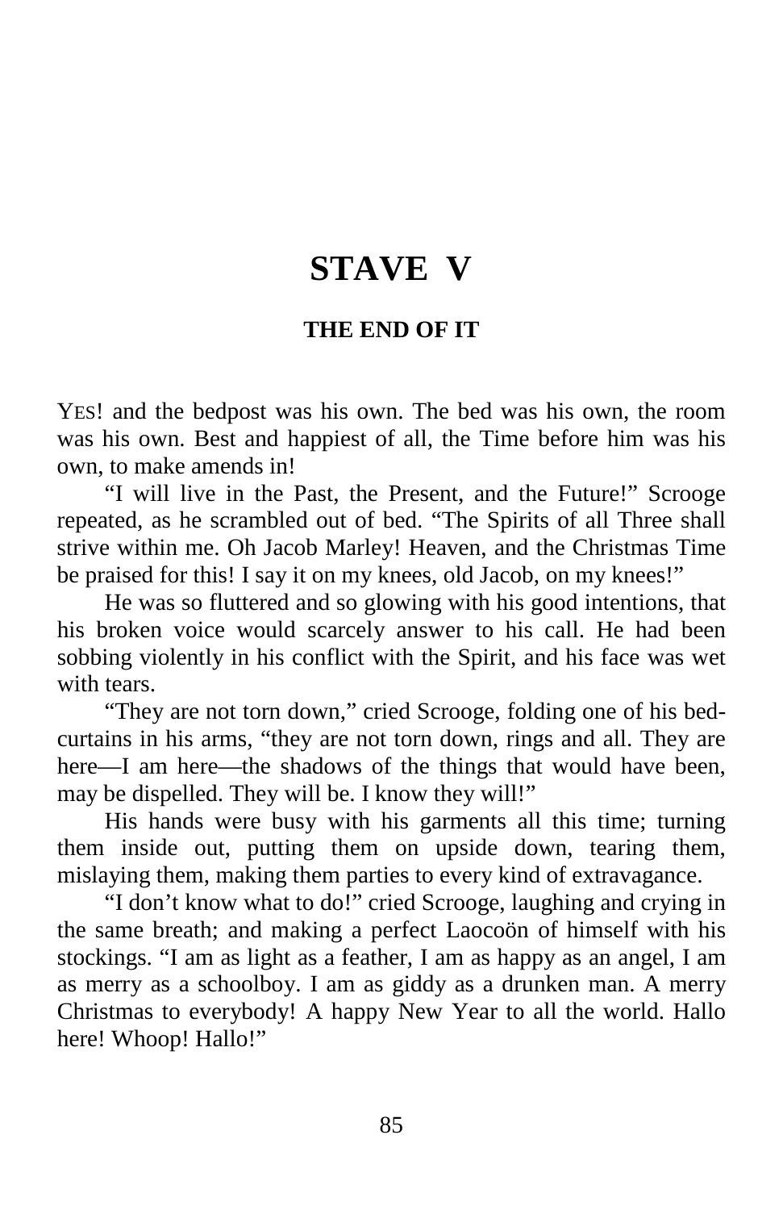# STAVE V

## THE END OF IT

YES! and the bedpost was his own. The bed was his own, the room was his own. Best and happiest of all, the Time before him was his own, to make amends in!

"I will live in the Past, the Present, and the Future!" Scrooge repeated, as he scrambled out of bed. "The Spirits of all Three shall strive within me. Oh Jacob Marley! Heaven, and the Christmas Time be praised for this! I say it on my knees, old Jacob, on my knees!"

He was so fluttered and so glowing with his good intentions, that his broken voice would scarcely answer to his call. He had been sobbing violently in his conflict with the Spirit, and his face was wet with tears.

"They are not torn down," cried Scrooge, folding one of his bed-curtains in his arms, "they are not torn down, rings and all. They are here—I am here—the shadows of the things that would have been, may be dispelled. They will be. I know they will!"

His hands were busy with his garments all this time; turning them inside out, putting them on upside down, tearing them, mislaying them, making them parties to every kind of extravagance.

"I don't know what to do!" cried Scrooge, laughing and crying in the same breath; and making a perfect Laocoön of himself with his stockings. "I am as light as a feather, I am as happy as an angel, I am as merry as a schoolboy. I am as giddy as a drunken man. A merry Christmas to everybody! A happy New Year to all the world. Hallo here! Whoop! Hallo!"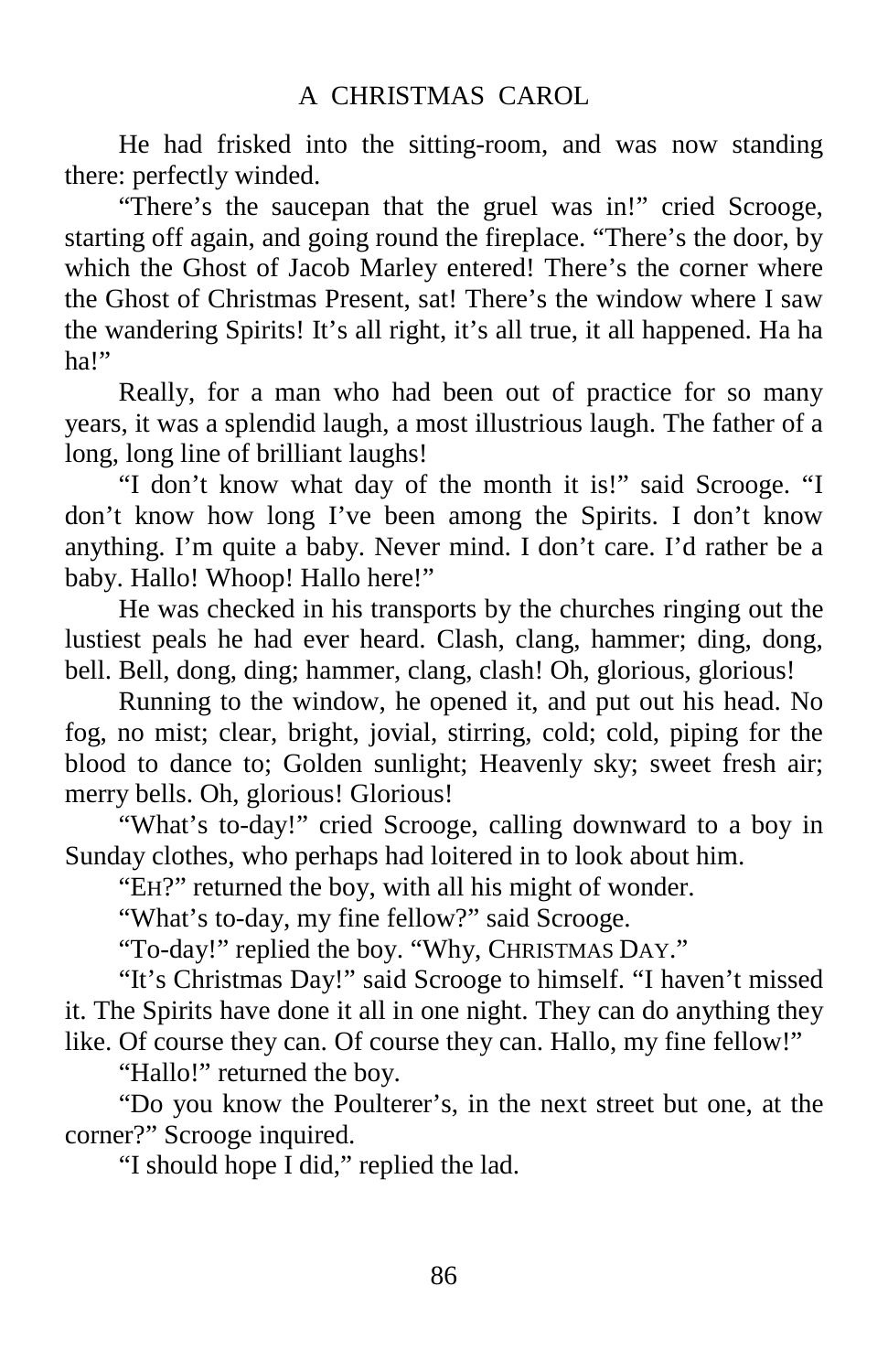He had frisked into the sitting-room, and was now standing there: perfectly winded.

"There's the saucepan that the gruel was in!" cried Scrooge, starting off again, and going round the fireplace. "There's the door, by which the Ghost of Jacob Marley entered! There's the corner where the Ghost of Christmas Present, sat! There's the window where I saw the wandering Spirits! It's all right, it's all true, it all happened. Ha ha ha!"

Really, for a man who had been out of practice for so many years, it was a splendid laugh, a most illustrious laugh. The father of a long, long line of brilliant laughs!

"I don't know what day of the month it is!" said Scrooge. "I don't know how long I've been among the Spirits. I don't know anything. I'm quite a baby. Never mind. I don't care. I'd rather be a baby. Hallo! Whoop! Hallo here!"

He was checked in his transports by the churches ringing out the lustiest peals he had ever heard. Clash, clang, hammer; ding, dong, bell. Bell, dong, ding; hammer, clang, clash! Oh, glorious, glorious!

Running to the window, he opened it, and put out his head. No fog, no mist; clear, bright, jovial, stirring, cold; cold, piping for the blood to dance to; Golden sunlight; Heavenly sky; sweet fresh air; merry bells. Oh, glorious! Glorious!

"What's to-day!" cried Scrooge, calling downward to a boy in Sunday clothes, who perhaps had loitered in to look about him.

"EH?" returned the boy, with all his might of wonder.

"What's to-day, my fine fellow?" said Scrooge.

"To-day!" replied the boy. "Why, CHRISTMAS DAY."

"It's Christmas Day!" said Scrooge to himself. "I haven't missed it. The Spirits have done it all in one night. They can do anything they like. Of course they can. Of course they can. Hallo, my fine fellow!"

"Hallo!" returned the boy.

"Do you know the Poulterer's, in the next street but one, at the corner?" Scrooge inquired.

"I should hope I did," replied the lad.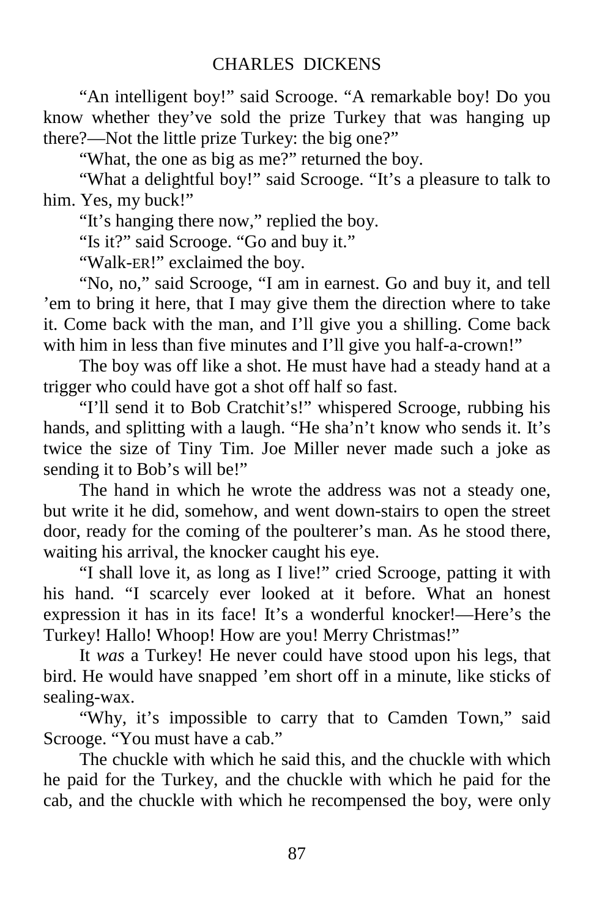"An intelligent boy!" said Scrooge. "A remarkable boy! Do you know whether they've sold the prize Turkey that was hanging up there?—Not the little prize Turkey: the big one?"

"What, the one as big as me?" returned the boy.

"What a delightful boy!" said Scrooge. "It's a pleasure to talk to him. Yes, my buck!"

"It's hanging there now," replied the boy.

"Is it?" said Scrooge. "Go and buy it."

"Walk-ER!" exclaimed the boy.

"No, no," said Scrooge, "I am in earnest. Go and buy it, and tell 'em to bring it here, that I may give them the direction where to take it. Come back with the man, and I'll give you a shilling. Come back with him in less than five minutes and I'll give you half-a-crown!"

The boy was off like a shot. He must have had a steady hand at a trigger who could have got a shot off half so fast.

"I'll send it to Bob Cratchit's!" whispered Scrooge, rubbing his hands, and splitting with a laugh. "He sha'n't know who sends it. It's twice the size of Tiny Tim. Joe Miller never made such a joke as sending it to Bob's will be!"

The hand in which he wrote the address was not a steady one, but write it he did, somehow, and went down-stairs to open the street door, ready for the coming of the poulterer's man. As he stood there, waiting his arrival, the knocker caught his eye.

"I shall love it, as long as I live!" cried Scrooge, patting it with his hand. "I scarcely ever looked at it before. What an honest expression it has in its face! It's a wonderful knocker!—Here's the Turkey! Hallo! Whoop! How are you! Merry Christmas!"

It *was* a Turkey! He never could have stood upon his legs, that bird. He would have snapped 'em short off in a minute, like sticks of sealing-wax.

"Why, it's impossible to carry that to Camden Town," said Scrooge. "You must have a cab."

The chuckle with which he said this, and the chuckle with which he paid for the Turkey, and the chuckle with which he paid for the cab, and the chuckle with which he recompensed the boy, were only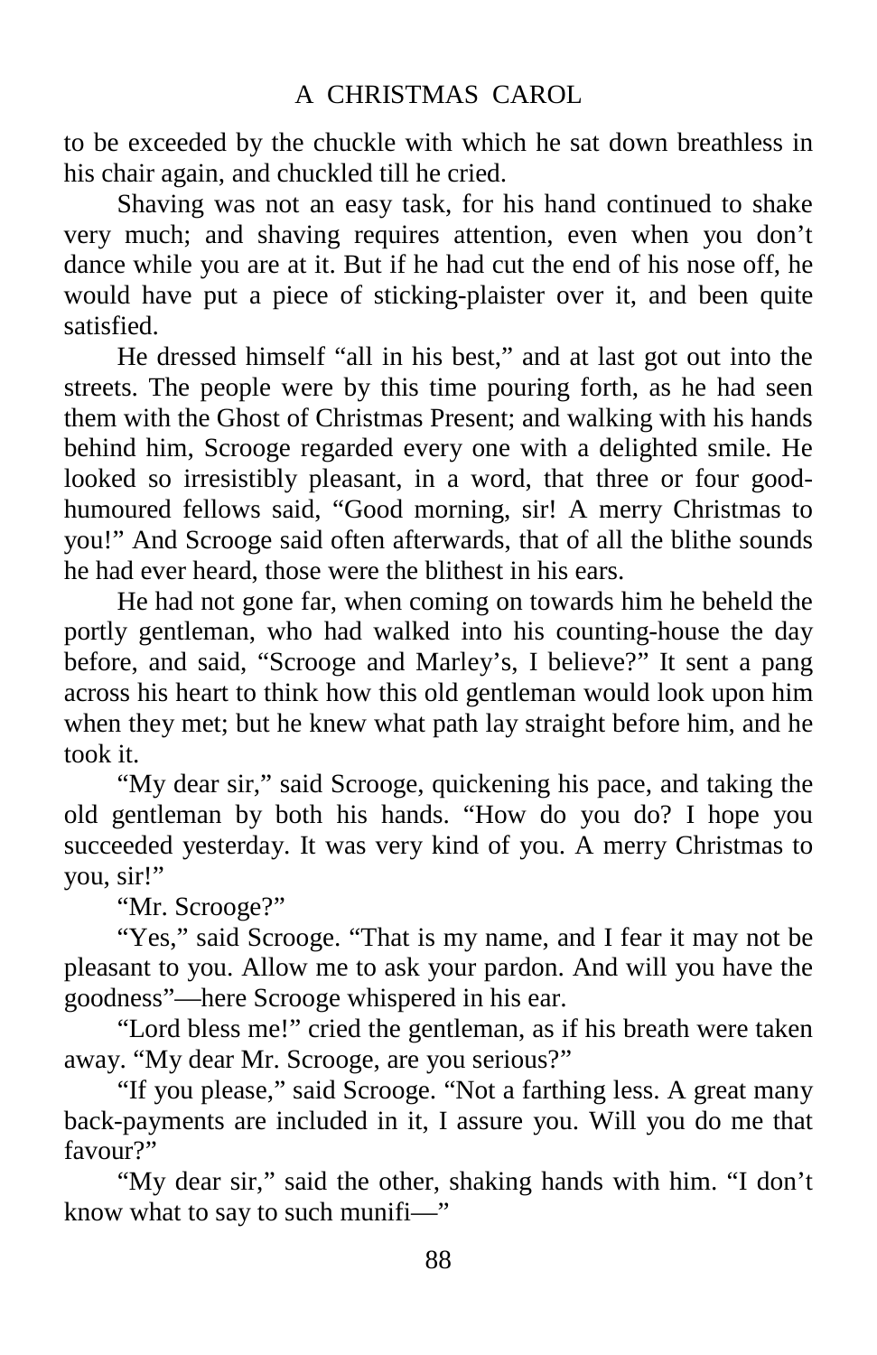to be exceeded by the chuckle with which he sat down breathless in his chair again, and chuckled till he cried.

Shaving was not an easy task, for his hand continued to shake very much; and shaving requires attention, even when you don't dance while you are at it. But if he had cut the end of his nose off, he would have put a piece of sticking-plaister over it, and been quite satisfied.

He dressed himself "all in his best," and at last got out into the streets. The people were by this time pouring forth, as he had seen them with the Ghost of Christmas Present; and walking with his hands behind him, Scrooge regarded every one with a delighted smile. He looked so irresistibly pleasant, in a word, that three or four good-humoured fellows said, "Good morning, sir! A merry Christmas to you!" And Scrooge said often afterwards, that of all the blithe sounds he had ever heard, those were the blithest in his ears.

He had not gone far, when coming on towards him he beheld the portly gentleman, who had walked into his counting-house the day before, and said, "Scrooge and Marley's, I believe?" It sent a pang across his heart to think how this old gentleman would look upon him when they met; but he knew what path lay straight before him, and he took it.

"My dear sir," said Scrooge, quickening his pace, and taking the old gentleman by both his hands. "How do you do? I hope you succeeded yesterday. It was very kind of you. A merry Christmas to you, sir!"

"Mr. Scrooge?"

"Yes," said Scrooge. "That is my name, and I fear it may not be pleasant to you. Allow me to ask your pardon. And will you have the goodness"—here Scrooge whispered in his ear.

"Lord bless me!" cried the gentleman, as if his breath were taken away. "My dear Mr. Scrooge, are you serious?"

"If you please," said Scrooge. "Not a farthing less. A great many back-payments are included in it, I assure you. Will you do me that favour?"

"My dear sir," said the other, shaking hands with him. "I don't know what to say to such munifi—"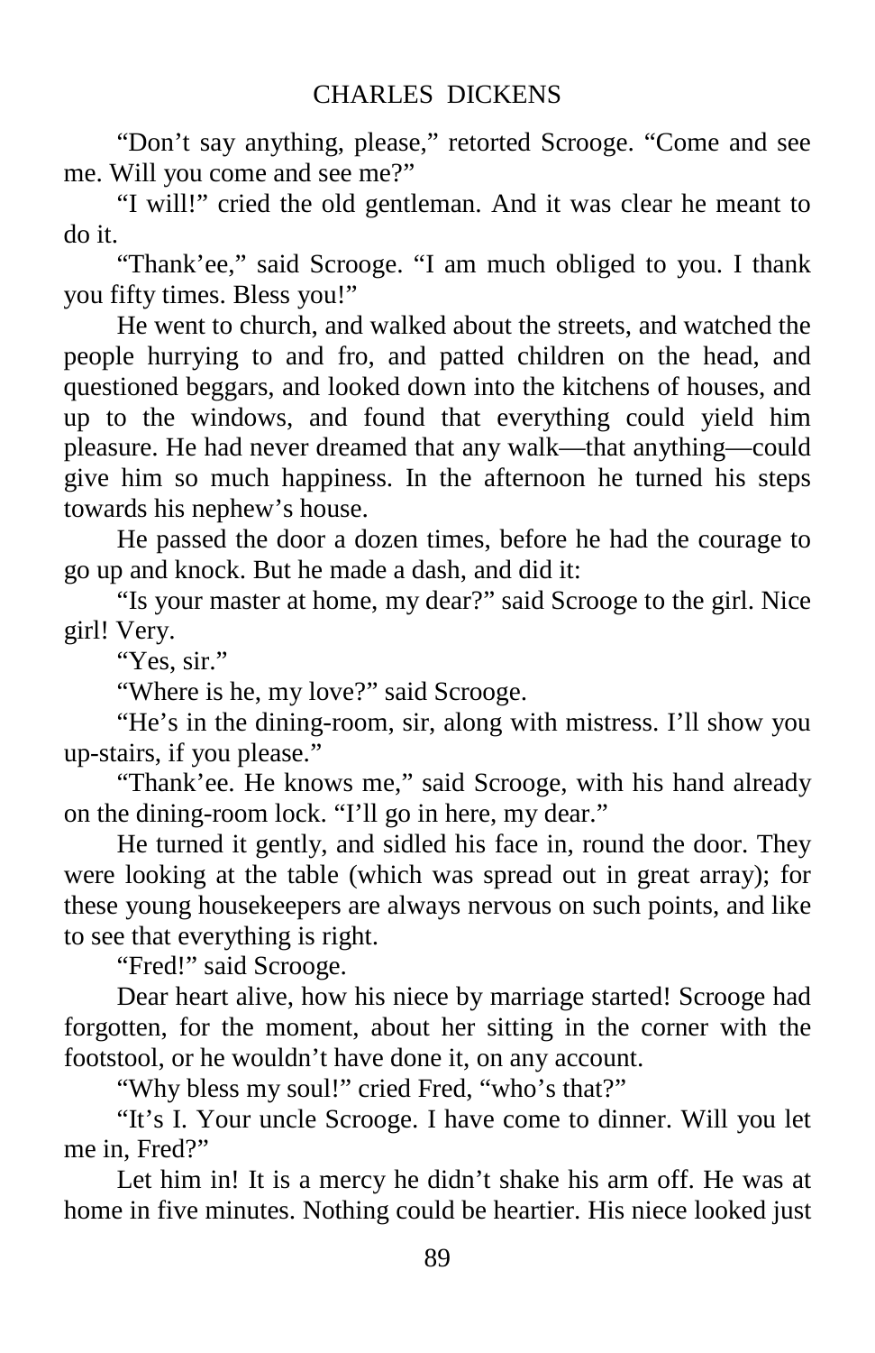"Don't say anything, please," retorted Scrooge. "Come and see me. Will you come and see me?"

"I will!" cried the old gentleman. And it was clear he meant to do it.

"Thank'ee," said Scrooge. "I am much obliged to you. I thank you fifty times. Bless you!"

He went to church, and walked about the streets, and watched the people hurrying to and fro, and patted children on the head, and questioned beggars, and looked down into the kitchens of houses, and up to the windows, and found that everything could yield him pleasure. He had never dreamed that any walk—that anything—could give him so much happiness. In the afternoon he turned his steps towards his nephew's house.

He passed the door a dozen times, before he had the courage to go up and knock. But he made a dash, and did it:

"Is your master at home, my dear?" said Scrooge to the girl. Nice girl! Very.

"Yes, sir."

"Where is he, my love?" said Scrooge.

"He's in the dining-room, sir, along with mistress. I'll show you up-stairs, if you please."

"Thank'ee. He knows me," said Scrooge, with his hand already on the dining-room lock. "I'll go in here, my dear."

He turned it gently, and sidled his face in, round the door. They were looking at the table (which was spread out in great array); for these young housekeepers are always nervous on such points, and like to see that everything is right.

"Fred!" said Scrooge.

Dear heart alive, how his niece by marriage started! Scrooge had forgotten, for the moment, about her sitting in the corner with the footstool, or he wouldn't have done it, on any account.

"Why bless my soul!" cried Fred, "who's that?"

"It's I. Your uncle Scrooge. I have come to dinner. Will you let me in, Fred?"

Let him in! It is a mercy he didn't shake his arm off. He was at home in five minutes. Nothing could be heartier. His niece looked just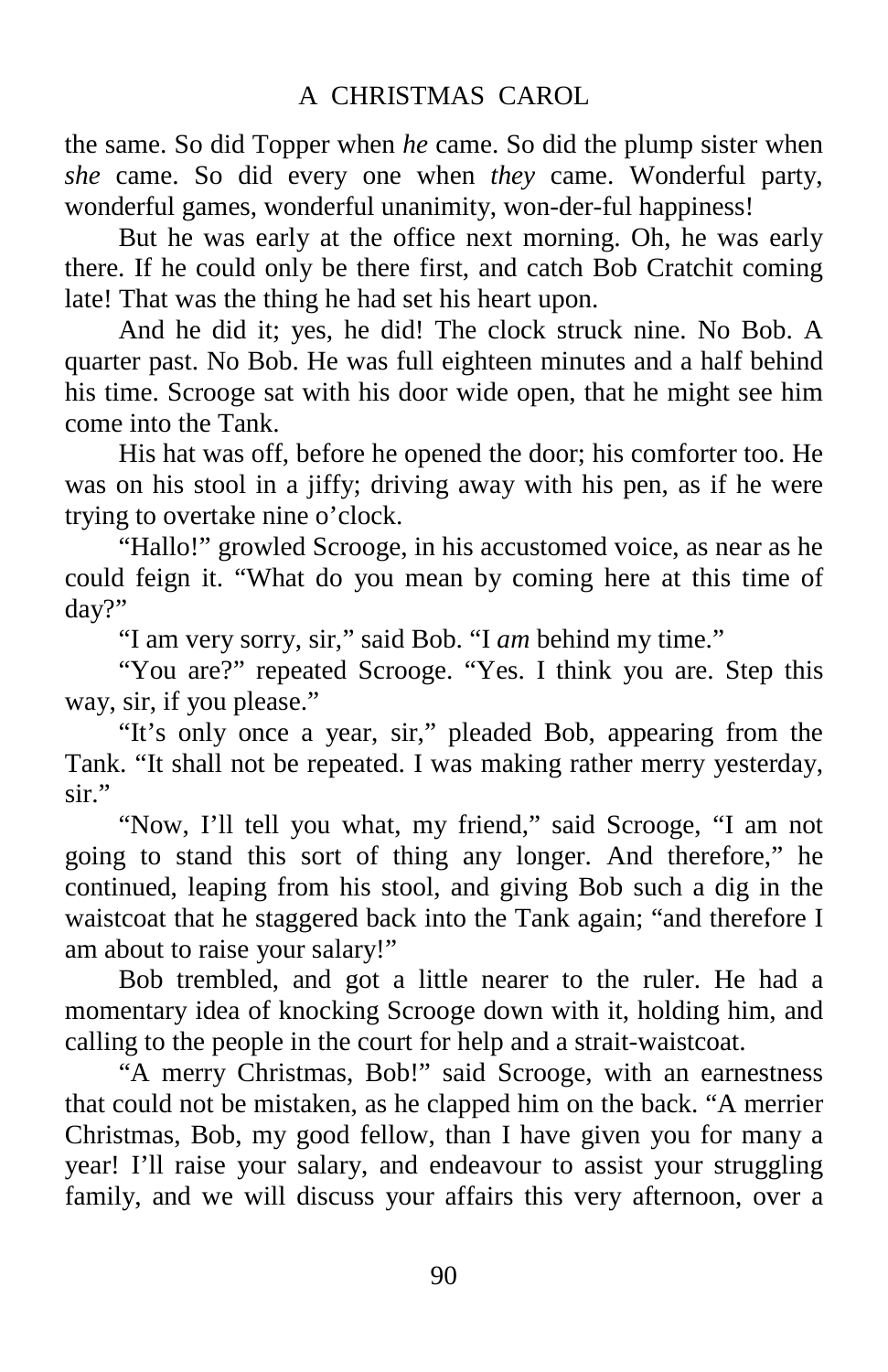the same. So did Topper when *he* came. So did the plump sister when *she* came. So did every one when *they* came. Wonderful party, wonderful games, wonderful unanimity, won-der-ful happiness!

But he was early at the office next morning. Oh, he was early there. If he could only be there first, and catch Bob Cratchit coming late! That was the thing he had set his heart upon.

And he did it; yes, he did! The clock struck nine. No Bob. A quarter past. No Bob. He was full eighteen minutes and a half behind his time. Scrooge sat with his door wide open, that he might see him come into the Tank.

His hat was off, before he opened the door; his comforter too. He was on his stool in a jiffy; driving away with his pen, as if he were trying to overtake nine o'clock.

"Hallo!" growled Scrooge, in his accustomed voice, as near as he could feign it. "What do you mean by coming here at this time of day?"

"I am very sorry, sir," said Bob. "I *am* behind my time."

"You are?" repeated Scrooge. "Yes. I think you are. Step this way, sir, if you please."

"It's only once a year, sir," pleaded Bob, appearing from the Tank. "It shall not be repeated. I was making rather merry yesterday, sir."

"Now, I'll tell you what, my friend," said Scrooge, "I am not going to stand this sort of thing any longer. And therefore," he continued, leaping from his stool, and giving Bob such a dig in the waistcoat that he staggered back into the Tank again; "and therefore I am about to raise your salary!"

Bob trembled, and got a little nearer to the ruler. He had a momentary idea of knocking Scrooge down with it, holding him, and calling to the people in the court for help and a strait-waistcoat.

"A merry Christmas, Bob!" said Scrooge, with an earnestness that could not be mistaken, as he clapped him on the back. "A merrier Christmas, Bob, my good fellow, than I have given you for many a year! I'll raise your salary, and endeavour to assist your struggling family, and we will discuss your affairs this very afternoon, over a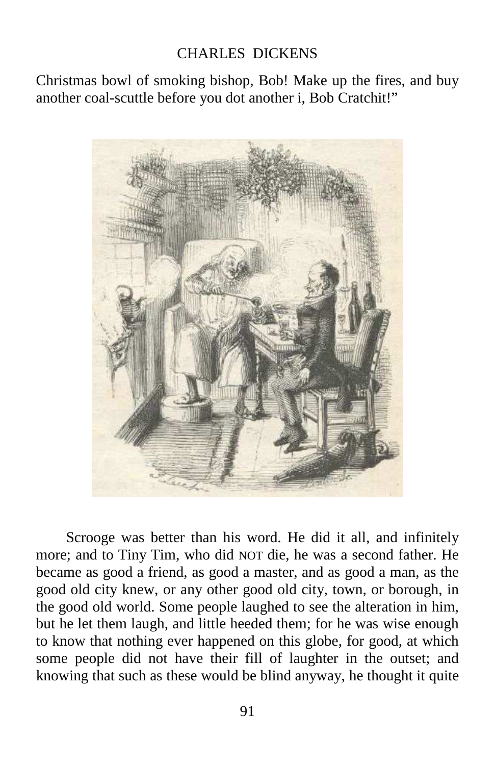Christmas bowl of smoking bishop, Bob! Make up the fires, and buy another coal-scuttle before you dot another i, Bob Cratchit!"

Scrooge was better than his word. He did it all, and infinitely more; and to Tiny Tim, who did NOT die, he was a second father. He became as good a friend, as good a master, and as good a man, as the good old city knew, or any other good old city, town, or borough, in the good old world. Some people laughed to see the alteration in him, but he let them laugh, and little heeded them; for he was wise enough to know that nothing ever happened on this globe, for good, at which some people did not have their fill of laughter in the outset; and knowing that such as these would be blind anyway, he thought it quite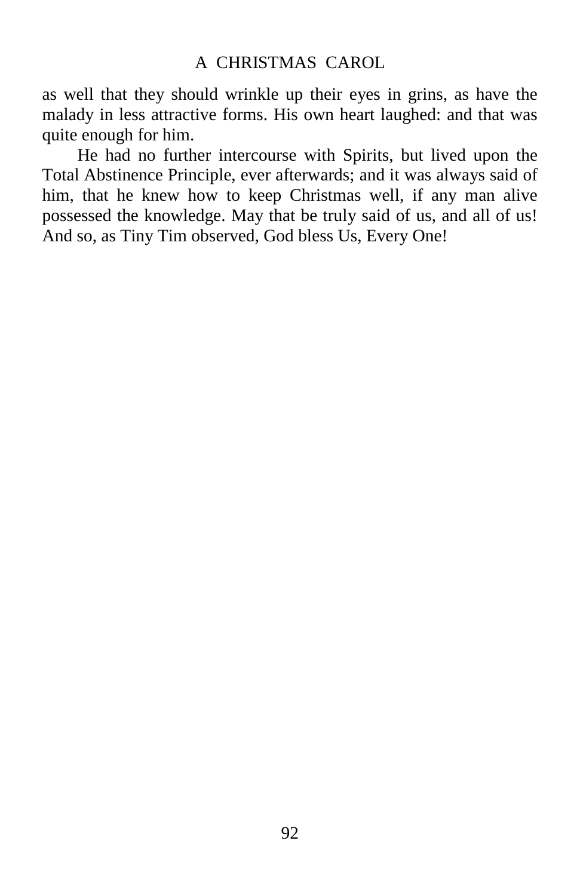as well that they should wrinkle up their eyes in grins, as have the malady in less attractive forms. His own heart laughed: and that was quite enough for him.

He had no further intercourse with Spirits, but lived upon the Total Abstinence Principle, ever afterwards; and it was always said of him, that he knew how to keep Christmas well, if any man alive possessed the knowledge. May that be truly said of us, and all of us! And so, as Tiny Tim observed, God bless Us, Every One!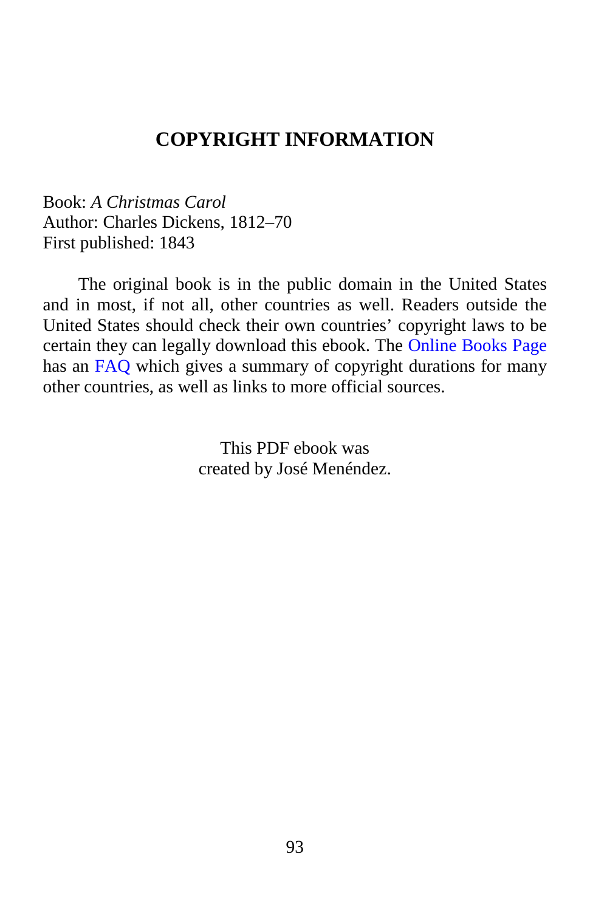## COPYRIGHT INFORMATION

Book: *A Christmas Carol*
Author: Charles Dickens, 1812–70
First published: 1843

The original book is in the public domain in the United States and in most, if not all, other countries as well. Readers outside the United States should check their own countries' copyright laws to be certain they can legally download this ebook. The Online Books Page has an FAQ which gives a summary of copyright durations for many other countries, as well as links to more official sources.

This PDF ebook was
created by José Menéndez.